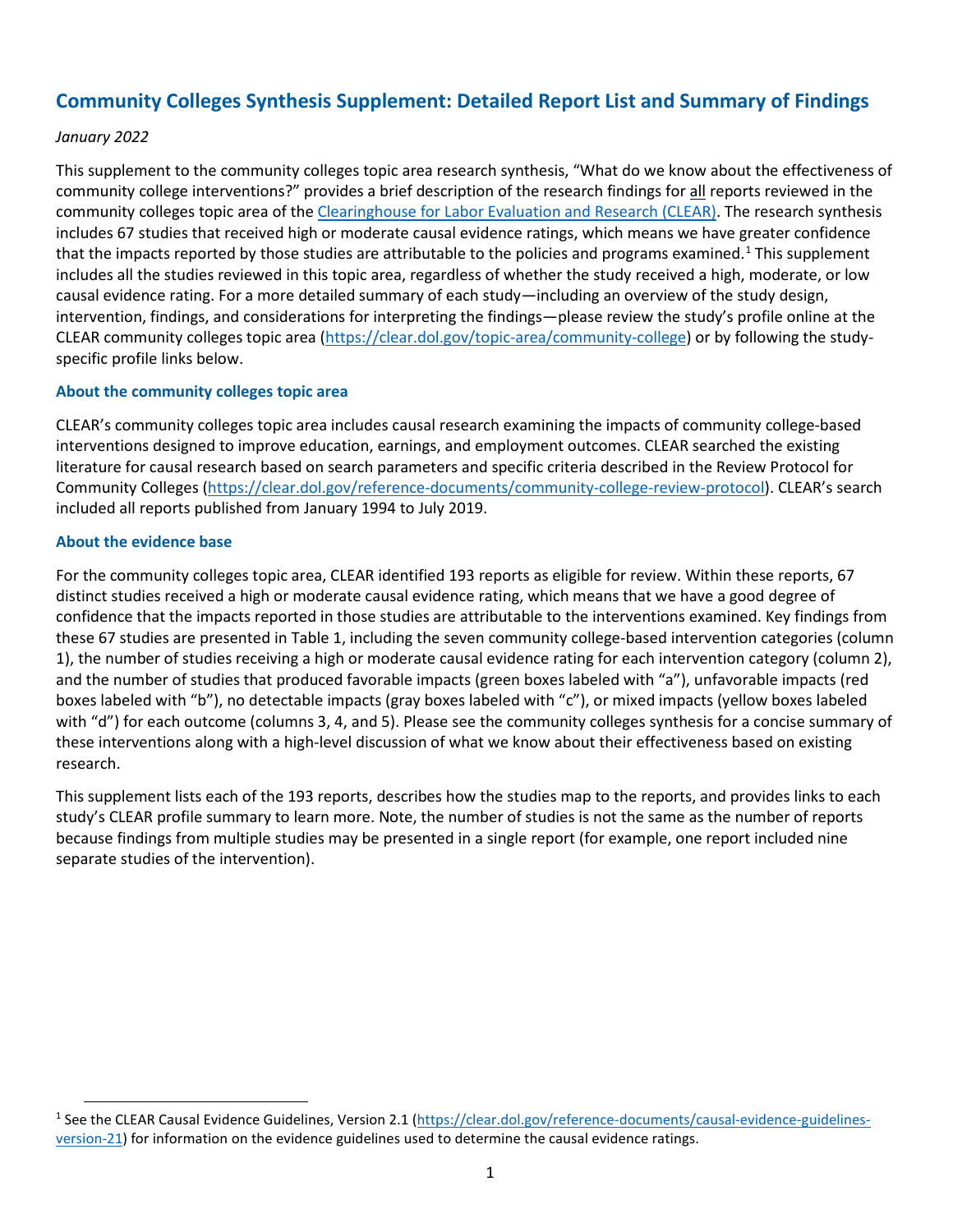# Community Colleges Synthesis Supplement: Detailed Report List and Summary of Findings

*January 2022*

This supplement to the community colleges topic area research synthesis, "What do we know about the effectiveness of community college interventions?" provides a brief description of the research findings for all reports reviewed in the community colleges topic area of the [Clearinghouse for Labor Evaluation and Research (CLEAR)](https://clear.dol.gov). The research synthesis includes 67 studies that received high or moderate causal evidence ratings, which means we have greater confidence that the impacts reported by those studies are attributable to the policies and programs examined.[1] This supplement includes all the studies reviewed in this topic area, regardless of whether the study received a high, moderate, or low causal evidence rating. For a more detailed summary of each study—including an overview of the study design, intervention, findings, and considerations for interpreting the findings—please review the study's profile online at the CLEAR community colleges topic area (https://clear.dol.gov/topic-area/community-college) or by following the study-specific profile links below.

### About the community colleges topic area

CLEAR's community colleges topic area includes causal research examining the impacts of community college-based interventions designed to improve education, earnings, and employment outcomes. CLEAR searched the existing literature for causal research based on search parameters and specific criteria described in the Review Protocol for Community Colleges (https://clear.dol.gov/reference-documents/community-college-review-protocol). CLEAR's search included all reports published from January 1994 to July 2019.

### About the evidence base

For the community colleges topic area, CLEAR identified 193 reports as eligible for review. Within these reports, 67 distinct studies received a high or moderate causal evidence rating, which means that we have a good degree of confidence that the impacts reported in those studies are attributable to the interventions examined. Key findings from these 67 studies are presented in Table 1, including the seven community college-based intervention categories (column 1), the number of studies receiving a high or moderate causal evidence rating for each intervention category (column 2), and the number of studies that produced favorable impacts (green boxes labeled with "a"), unfavorable impacts (red boxes labeled with "b"), no detectable impacts (gray boxes labeled with "c"), or mixed impacts (yellow boxes labeled with "d") for each outcome (columns 3, 4, and 5). Please see the community colleges synthesis for a concise summary of these interventions along with a high-level discussion of what we know about their effectiveness based on existing research.

This supplement lists each of the 193 reports, describes how the studies map to the reports, and provides links to each study's CLEAR profile summary to learn more. Note, the number of studies is not the same as the number of reports because findings from multiple studies may be presented in a single report (for example, one report included nine separate studies of the intervention).

[1] See the CLEAR Causal Evidence Guidelines, Version 2.1 (https://clear.dol.gov/reference-documents/causal-evidence-guidelines-version-21) for information on the evidence guidelines used to determine the causal evidence ratings.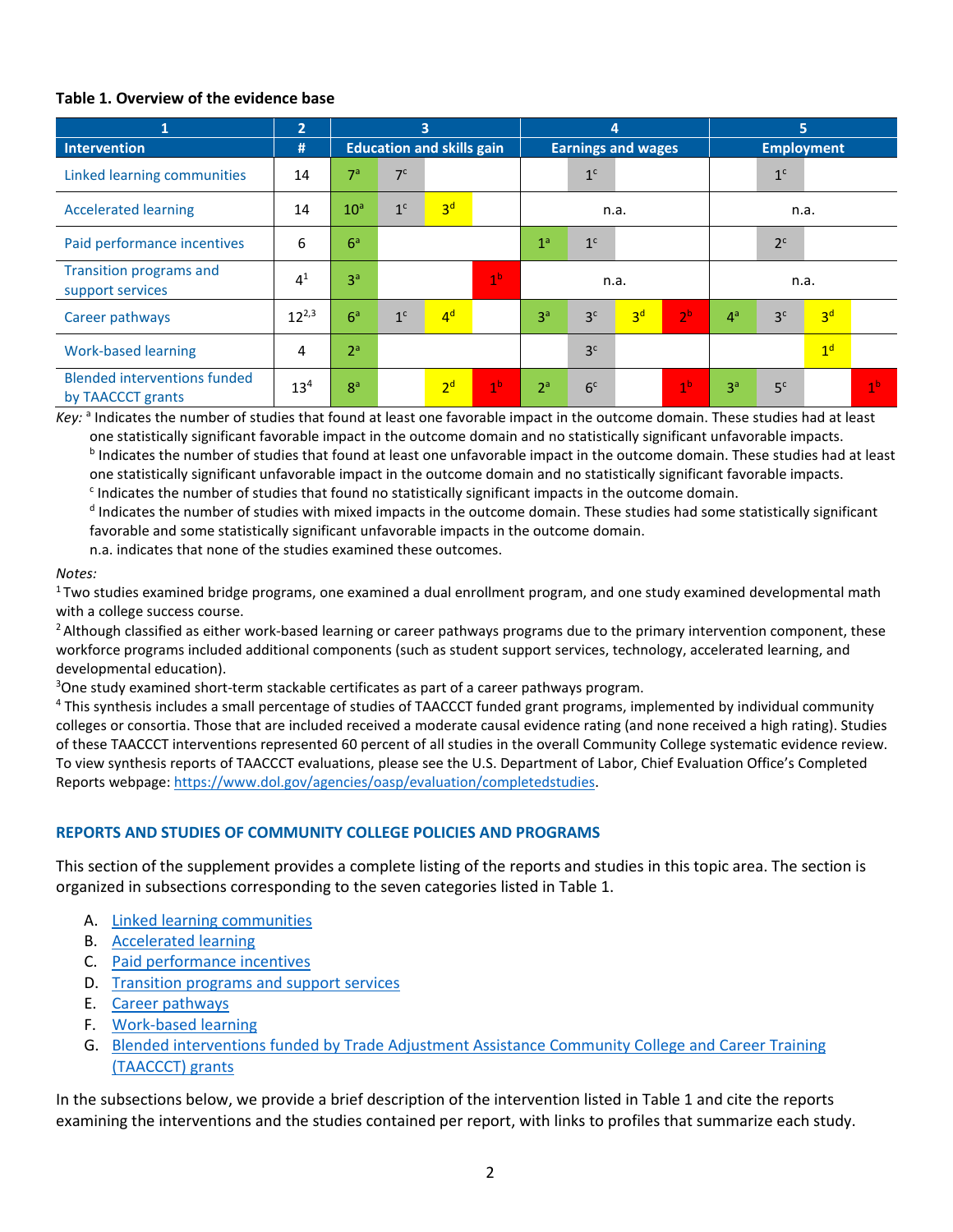**Table 1. Overview of the evidence base**

| 1 | 2 | 3 | | | | 4 | | | | 5 | | | |
|---|---|---|---|---|---|---|---|---|---|---|---|---|---|
| Intervention | # | Education and skills gain | | | | Earnings and wages | | | | Employment | | | |
| Linked learning communities | 14 | 7[a] | 7[c] | | | | 1[c] | | | | 1[c] | | |
| Accelerated learning | 14 | 10[a] | 1[c] | 3[d] | | n.a. | | | | n.a. | | | |
| Paid performance incentives | 6 | 6[a] | | | | 1[a] | 1[c] | | | | 2[c] | | |
| Transition programs and support services | 4[1] | 3[a] | | | 1[b] | n.a. | | | | n.a. | | | |
| Career pathways | 12[2,3] | 6[a] | 1[c] | 4[d] | | 3[a] | 3[c] | 3[d] | 2[b] | 4[a] | 3[c] | 3[d] | |
| Work-based learning | 4 | 2[a] | | | | | 3[c] | | | | | 1[d] | |
| Blended interventions funded by TAACCCT grants | 13[4] | 8[a] | | 2[d] | 1[b] | 2[a] | 6[c] | | 1[b] | 3[a] | 5[c] | | 1[b] |

*Key:* [a] Indicates the number of studies that found at least one favorable impact in the outcome domain. These studies had at least one statistically significant favorable impact in the outcome domain and no statistically significant unfavorable impacts.
[b] Indicates the number of studies that found at least one unfavorable impact in the outcome domain. These studies had at least one statistically significant unfavorable impact in the outcome domain and no statistically significant favorable impacts.
[c] Indicates the number of studies that found no statistically significant impacts in the outcome domain.
[d] Indicates the number of studies with mixed impacts in the outcome domain. These studies had some statistically significant favorable and some statistically significant unfavorable impacts in the outcome domain.
n.a. indicates that none of the studies examined these outcomes.

*Notes:*
[1] Two studies examined bridge programs, one examined a dual enrollment program, and one study examined developmental math with a college success course.
[2] Although classified as either work-based learning or career pathways programs due to the primary intervention component, these workforce programs included additional components (such as student support services, technology, accelerated learning, and developmental education).
[3] One study examined short-term stackable certificates as part of a career pathways program.
[4] This synthesis includes a small percentage of studies of TAACCCT funded grant programs, implemented by individual community colleges or consortia. Those that are included received a moderate causal evidence rating (and none received a high rating). Studies of these TAACCCT interventions represented 60 percent of all studies in the overall Community College systematic evidence review. To view synthesis reports of TAACCCT evaluations, please see the U.S. Department of Labor, Chief Evaluation Office's Completed Reports webpage: https://www.dol.gov/agencies/oasp/evaluation/completedstudies.

## REPORTS AND STUDIES OF COMMUNITY COLLEGE POLICIES AND PROGRAMS

This section of the supplement provides a complete listing of the reports and studies in this topic area. The section is organized in subsections corresponding to the seven categories listed in Table 1.

A. Linked learning communities
B. Accelerated learning
C. Paid performance incentives
D. Transition programs and support services
E. Career pathways
F. Work-based learning
G. Blended interventions funded by Trade Adjustment Assistance Community College and Career Training (TAACCCT) grants

In the subsections below, we provide a brief description of the intervention listed in Table 1 and cite the reports examining the interventions and the studies contained per report, with links to profiles that summarize each study.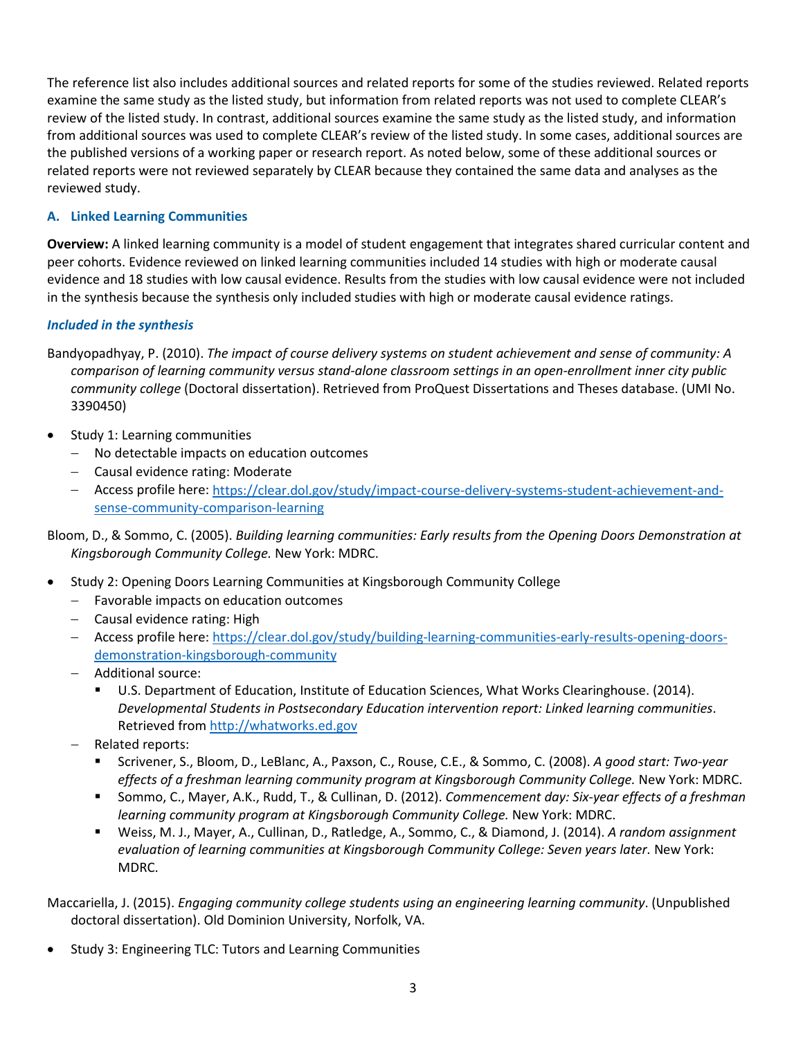The reference list also includes additional sources and related reports for some of the studies reviewed. Related reports examine the same study as the listed study, but information from related reports was not used to complete CLEAR's review of the listed study. In contrast, additional sources examine the same study as the listed study, and information from additional sources was used to complete CLEAR's review of the listed study. In some cases, additional sources are the published versions of a working paper or research report. As noted below, some of these additional sources or related reports were not reviewed separately by CLEAR because they contained the same data and analyses as the reviewed study.

### A. Linked Learning Communities

**Overview:** A linked learning community is a model of student engagement that integrates shared curricular content and peer cohorts. Evidence reviewed on linked learning communities included 14 studies with high or moderate causal evidence and 18 studies with low causal evidence. Results from the studies with low causal evidence were not included in the synthesis because the synthesis only included studies with high or moderate causal evidence ratings.

#### *Included in the synthesis*

Bandyopadhyay, P. (2010). *The impact of course delivery systems on student achievement and sense of community: A comparison of learning community versus stand-alone classroom settings in an open-enrollment inner city public community college* (Doctoral dissertation). Retrieved from ProQuest Dissertations and Theses database. (UMI No. 3390450)

- Study 1: Learning communities
  - No detectable impacts on education outcomes
  - Causal evidence rating: Moderate
  - Access profile here: https://clear.dol.gov/study/impact-course-delivery-systems-student-achievement-and-sense-community-comparison-learning

Bloom, D., & Sommo, C. (2005). *Building learning communities: Early results from the Opening Doors Demonstration at Kingsborough Community College.* New York: MDRC.

- Study 2: Opening Doors Learning Communities at Kingsborough Community College
  - Favorable impacts on education outcomes
  - Causal evidence rating: High
  - Access profile here: https://clear.dol.gov/study/building-learning-communities-early-results-opening-doors-demonstration-kingsborough-community
  - Additional source:
    - U.S. Department of Education, Institute of Education Sciences, What Works Clearinghouse. (2014). *Developmental Students in Postsecondary Education intervention report: Linked learning communities*. Retrieved from http://whatworks.ed.gov
  - Related reports:
    - Scrivener, S., Bloom, D., LeBlanc, A., Paxson, C., Rouse, C.E., & Sommo, C. (2008). *A good start: Two-year effects of a freshman learning community program at Kingsborough Community College.* New York: MDRC.
    - Sommo, C., Mayer, A.K., Rudd, T., & Cullinan, D. (2012). *Commencement day: Six-year effects of a freshman learning community program at Kingsborough Community College.* New York: MDRC.
    - Weiss, M. J., Mayer, A., Cullinan, D., Ratledge, A., Sommo, C., & Diamond, J. (2014). *A random assignment evaluation of learning communities at Kingsborough Community College: Seven years later.* New York: MDRC.

Maccariella, J. (2015). *Engaging community college students using an engineering learning community*. (Unpublished doctoral dissertation). Old Dominion University, Norfolk, VA.

- Study 3: Engineering TLC: Tutors and Learning Communities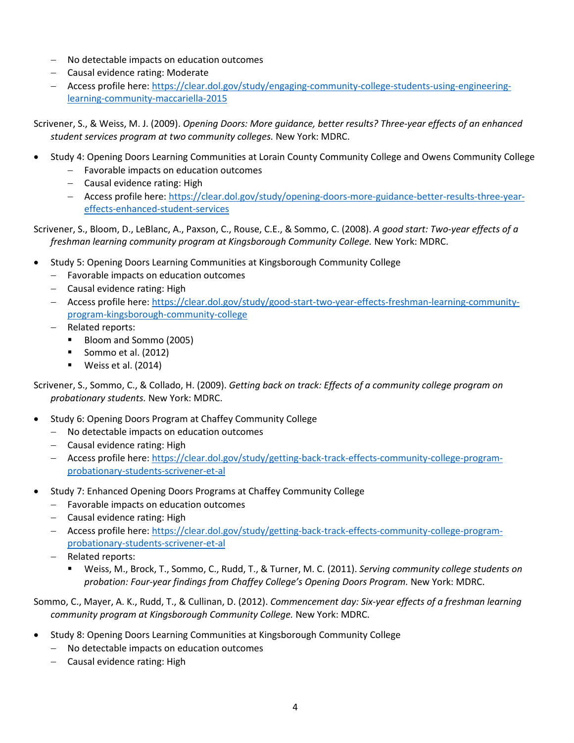- No detectable impacts on education outcomes
- Causal evidence rating: Moderate
- Access profile here: [https://clear.dol.gov/study/engaging-community-college-students-using-engineering-learning-community-maccariella-2015](https://clear.dol.gov/study/engaging-community-college-students-using-engineering-learning-community-maccariella-2015)

Scrivener, S., & Weiss, M. J. (2009). *Opening Doors: More guidance, better results? Three-year effects of an enhanced student services program at two community colleges.* New York: MDRC.

- Study 4: Opening Doors Learning Communities at Lorain County Community College and Owens Community College
  - Favorable impacts on education outcomes
  - Causal evidence rating: High
  - Access profile here: [https://clear.dol.gov/study/opening-doors-more-guidance-better-results-three-year-effects-enhanced-student-services](https://clear.dol.gov/study/opening-doors-more-guidance-better-results-three-year-effects-enhanced-student-services)

Scrivener, S., Bloom, D., LeBlanc, A., Paxson, C., Rouse, C.E., & Sommo, C. (2008). *A good start: Two-year effects of a freshman learning community program at Kingsborough Community College.* New York: MDRC.

- Study 5: Opening Doors Learning Communities at Kingsborough Community College
  - Favorable impacts on education outcomes
  - Causal evidence rating: High
  - Access profile here: [https://clear.dol.gov/study/good-start-two-year-effects-freshman-learning-community-program-kingsborough-community-college](https://clear.dol.gov/study/good-start-two-year-effects-freshman-learning-community-program-kingsborough-community-college)
  - Related reports:
    - Bloom and Sommo (2005)
    - Sommo et al. (2012)
    - Weiss et al. (2014)

Scrivener, S., Sommo, C., & Collado, H. (2009). *Getting back on track: Effects of a community college program on probationary students.* New York: MDRC.

- Study 6: Opening Doors Program at Chaffey Community College
  - No detectable impacts on education outcomes
  - Causal evidence rating: High
  - Access profile here: [https://clear.dol.gov/study/getting-back-track-effects-community-college-program-probationary-students-scrivener-et-al](https://clear.dol.gov/study/getting-back-track-effects-community-college-program-probationary-students-scrivener-et-al)
- Study 7: Enhanced Opening Doors Programs at Chaffey Community College
  - Favorable impacts on education outcomes
  - Causal evidence rating: High
  - Access profile here: [https://clear.dol.gov/study/getting-back-track-effects-community-college-program-probationary-students-scrivener-et-al](https://clear.dol.gov/study/getting-back-track-effects-community-college-program-probationary-students-scrivener-et-al)
  - Related reports:
    - Weiss, M., Brock, T., Sommo, C., Rudd, T., & Turner, M. C. (2011). *Serving community college students on probation: Four-year findings from Chaffey College's Opening Doors Program.* New York: MDRC.

Sommo, C., Mayer, A. K., Rudd, T., & Cullinan, D. (2012). *Commencement day: Six-year effects of a freshman learning community program at Kingsborough Community College.* New York: MDRC.

- Study 8: Opening Doors Learning Communities at Kingsborough Community College
  - No detectable impacts on education outcomes
  - Causal evidence rating: High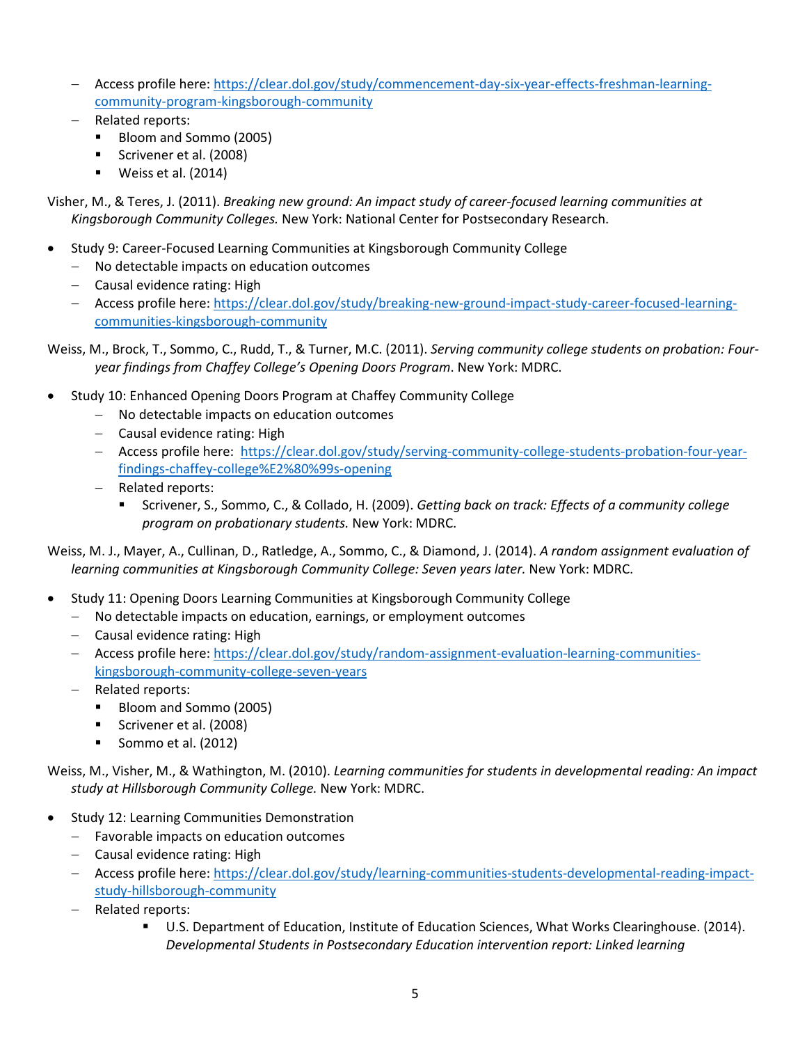- Access profile here: [https://clear.dol.gov/study/commencement-day-six-year-effects-freshman-learning-community-program-kingsborough-community](https://clear.dol.gov/study/commencement-day-six-year-effects-freshman-learning-community-program-kingsborough-community)
- Related reports:
  - Bloom and Sommo (2005)
  - Scrivener et al. (2008)
  - Weiss et al. (2014)

Visher, M., & Teres, J. (2011). *Breaking new ground: An impact study of career-focused learning communities at Kingsborough Community Colleges.* New York: National Center for Postsecondary Research.

- Study 9: Career-Focused Learning Communities at Kingsborough Community College
  - No detectable impacts on education outcomes
  - Causal evidence rating: High
  - Access profile here: [https://clear.dol.gov/study/breaking-new-ground-impact-study-career-focused-learning-communities-kingsborough-community](https://clear.dol.gov/study/breaking-new-ground-impact-study-career-focused-learning-communities-kingsborough-community)

Weiss, M., Brock, T., Sommo, C., Rudd, T., & Turner, M.C. (2011). *Serving community college students on probation: Four-year findings from Chaffey College's Opening Doors Program*. New York: MDRC.

- Study 10: Enhanced Opening Doors Program at Chaffey Community College
  - No detectable impacts on education outcomes
  - Causal evidence rating: High
  - Access profile here: [https://clear.dol.gov/study/serving-community-college-students-probation-four-year-findings-chaffey-college%E2%80%99s-opening](https://clear.dol.gov/study/serving-community-college-students-probation-four-year-findings-chaffey-college%E2%80%99s-opening)
  - Related reports:
    - Scrivener, S., Sommo, C., & Collado, H. (2009). *Getting back on track: Effects of a community college program on probationary students.* New York: MDRC.

Weiss, M. J., Mayer, A., Cullinan, D., Ratledge, A., Sommo, C., & Diamond, J. (2014). *A random assignment evaluation of learning communities at Kingsborough Community College: Seven years later.* New York: MDRC.

- Study 11: Opening Doors Learning Communities at Kingsborough Community College
  - No detectable impacts on education, earnings, or employment outcomes
  - Causal evidence rating: High
  - Access profile here: [https://clear.dol.gov/study/random-assignment-evaluation-learning-communities-kingsborough-community-college-seven-years](https://clear.dol.gov/study/random-assignment-evaluation-learning-communities-kingsborough-community-college-seven-years)
  - Related reports:
    - Bloom and Sommo (2005)
    - Scrivener et al. (2008)
    - Sommo et al. (2012)

Weiss, M., Visher, M., & Wathington, M. (2010). *Learning communities for students in developmental reading: An impact study at Hillsborough Community College.* New York: MDRC.

- Study 12: Learning Communities Demonstration
  - Favorable impacts on education outcomes
  - Causal evidence rating: High
  - Access profile here: [https://clear.dol.gov/study/learning-communities-students-developmental-reading-impact-study-hillsborough-community](https://clear.dol.gov/study/learning-communities-students-developmental-reading-impact-study-hillsborough-community)
  - Related reports:
    - U.S. Department of Education, Institute of Education Sciences, What Works Clearinghouse. (2014). *Developmental Students in Postsecondary Education intervention report: Linked learning*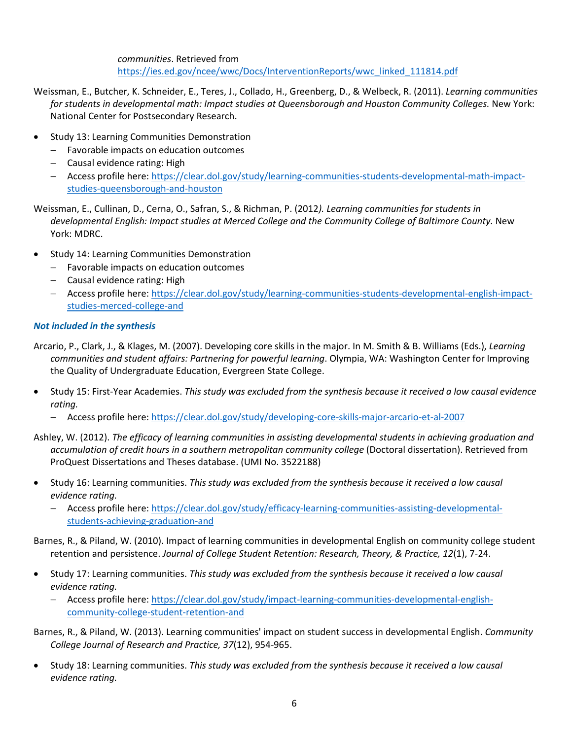*communities*. Retrieved from https://ies.ed.gov/ncee/wwc/Docs/InterventionReports/wwc_linked_111814.pdf

Weissman, E., Butcher, K. Schneider, E., Teres, J., Collado, H., Greenberg, D., & Welbeck, R. (2011). *Learning communities for students in developmental math: Impact studies at Queensborough and Houston Community Colleges.* New York: National Center for Postsecondary Research.

- Study 13: Learning Communities Demonstration
  - Favorable impacts on education outcomes
  - Causal evidence rating: High
  - Access profile here: https://clear.dol.gov/study/learning-communities-students-developmental-math-impact-studies-queensborough-and-houston

Weissman, E., Cullinan, D., Cerna, O., Safran, S., & Richman, P. (2012*). Learning communities for students in developmental English: Impact studies at Merced College and the Community College of Baltimore County.* New York: MDRC.

- Study 14: Learning Communities Demonstration
  - Favorable impacts on education outcomes
  - Causal evidence rating: High
  - Access profile here: https://clear.dol.gov/study/learning-communities-students-developmental-english-impact-studies-merced-college-and

***Not included in the synthesis***

Arcario, P., Clark, J., & Klages, M. (2007). Developing core skills in the major. In M. Smith & B. Williams (Eds.), *Learning communities and student affairs: Partnering for powerful learning*. Olympia, WA: Washington Center for Improving the Quality of Undergraduate Education, Evergreen State College.

- Study 15: First-Year Academies. *This study was excluded from the synthesis because it received a low causal evidence rating.*
  - Access profile here: https://clear.dol.gov/study/developing-core-skills-major-arcario-et-al-2007

Ashley, W. (2012). *The efficacy of learning communities in assisting developmental students in achieving graduation and accumulation of credit hours in a southern metropolitan community college* (Doctoral dissertation). Retrieved from ProQuest Dissertations and Theses database. (UMI No. 3522188)

- Study 16: Learning communities. *This study was excluded from the synthesis because it received a low causal evidence rating.*
  - Access profile here: https://clear.dol.gov/study/efficacy-learning-communities-assisting-developmental-students-achieving-graduation-and

Barnes, R., & Piland, W. (2010). Impact of learning communities in developmental English on community college student retention and persistence. *Journal of College Student Retention: Research, Theory, & Practice, 12*(1), 7-24.

- Study 17: Learning communities. *This study was excluded from the synthesis because it received a low causal evidence rating.*
  - Access profile here: https://clear.dol.gov/study/impact-learning-communities-developmental-english-community-college-student-retention-and

Barnes, R., & Piland, W. (2013). Learning communities' impact on student success in developmental English. *Community College Journal of Research and Practice, 37*(12), 954-965.

- Study 18: Learning communities. *This study was excluded from the synthesis because it received a low causal evidence rating.*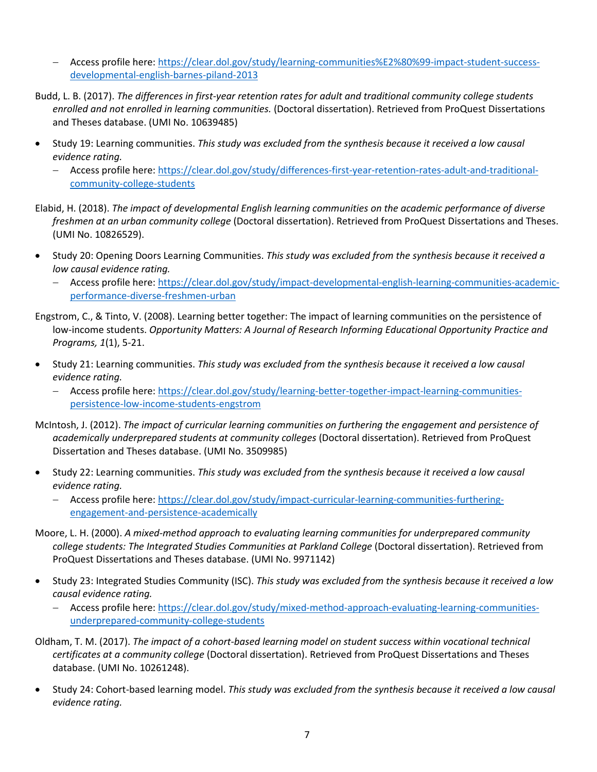- Access profile here: https://clear.dol.gov/study/learning-communities%E2%80%99-impact-student-success-developmental-english-barnes-piland-2013

Budd, L. B. (2017). *The differences in first-year retention rates for adult and traditional community college students enrolled and not enrolled in learning communities.* (Doctoral dissertation). Retrieved from ProQuest Dissertations and Theses database. (UMI No. 10639485)

- Study 19: Learning communities. *This study was excluded from the synthesis because it received a low causal evidence rating.*
   - Access profile here: https://clear.dol.gov/study/differences-first-year-retention-rates-adult-and-traditional-community-college-students

Elabid, H. (2018). *The impact of developmental English learning communities on the academic performance of diverse freshmen at an urban community college* (Doctoral dissertation). Retrieved from ProQuest Dissertations and Theses. (UMI No. 10826529).

- Study 20: Opening Doors Learning Communities. *This study was excluded from the synthesis because it received a low causal evidence rating.*
   - Access profile here: https://clear.dol.gov/study/impact-developmental-english-learning-communities-academic-performance-diverse-freshmen-urban

Engstrom, C., & Tinto, V. (2008). Learning better together: The impact of learning communities on the persistence of low-income students. *Opportunity Matters: A Journal of Research Informing Educational Opportunity Practice and Programs, 1*(1), 5-21.

- Study 21: Learning communities. *This study was excluded from the synthesis because it received a low causal evidence rating.*
   - Access profile here: https://clear.dol.gov/study/learning-better-together-impact-learning-communities-persistence-low-income-students-engstrom

McIntosh, J. (2012). *The impact of curricular learning communities on furthering the engagement and persistence of academically underprepared students at community colleges* (Doctoral dissertation). Retrieved from ProQuest Dissertation and Theses database. (UMI No. 3509985)

- Study 22: Learning communities. *This study was excluded from the synthesis because it received a low causal evidence rating.*
   - Access profile here: https://clear.dol.gov/study/impact-curricular-learning-communities-furthering-engagement-and-persistence-academically

Moore, L. H. (2000). *A mixed-method approach to evaluating learning communities for underprepared community college students: The Integrated Studies Communities at Parkland College* (Doctoral dissertation). Retrieved from ProQuest Dissertations and Theses database. (UMI No. 9971142)

- Study 23: Integrated Studies Community (ISC). *This study was excluded from the synthesis because it received a low causal evidence rating.*
   - Access profile here: https://clear.dol.gov/study/mixed-method-approach-evaluating-learning-communities-underprepared-community-college-students

Oldham, T. M. (2017). *The impact of a cohort-based learning model on student success within vocational technical certificates at a community college* (Doctoral dissertation). Retrieved from ProQuest Dissertations and Theses database. (UMI No. 10261248).

- Study 24: Cohort-based learning model. *This study was excluded from the synthesis because it received a low causal evidence rating.*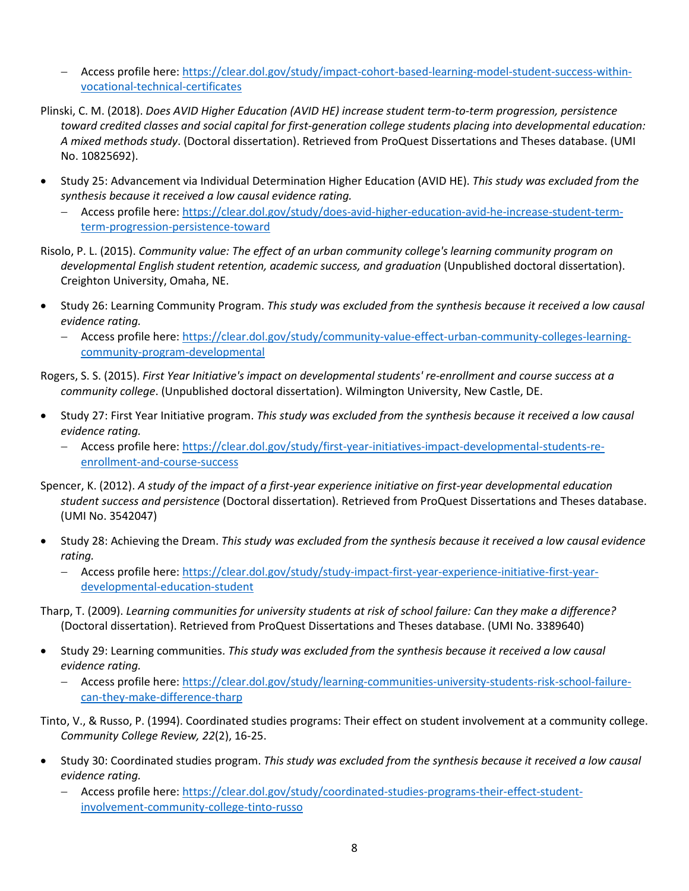- Access profile here: [https://clear.dol.gov/study/impact-cohort-based-learning-model-student-success-within-vocational-technical-certificates](https://clear.dol.gov/study/impact-cohort-based-learning-model-student-success-within-vocational-technical-certificates)

Plinski, C. M. (2018). *Does AVID Higher Education (AVID HE) increase student term-to-term progression, persistence toward credited classes and social capital for first-generation college students placing into developmental education: A mixed methods study*. (Doctoral dissertation). Retrieved from ProQuest Dissertations and Theses database. (UMI No. 10825692).

- Study 25: Advancement via Individual Determination Higher Education (AVID HE). *This study was excluded from the synthesis because it received a low causal evidence rating.*
  - Access profile here: [https://clear.dol.gov/study/does-avid-higher-education-avid-he-increase-student-term-term-progression-persistence-toward](https://clear.dol.gov/study/does-avid-higher-education-avid-he-increase-student-term-term-progression-persistence-toward)

Risolo, P. L. (2015). *Community value: The effect of an urban community college's learning community program on developmental English student retention, academic success, and graduation* (Unpublished doctoral dissertation). Creighton University, Omaha, NE.

- Study 26: Learning Community Program. *This study was excluded from the synthesis because it received a low causal evidence rating.*
  - Access profile here: [https://clear.dol.gov/study/community-value-effect-urban-community-colleges-learning-community-program-developmental](https://clear.dol.gov/study/community-value-effect-urban-community-colleges-learning-community-program-developmental)

Rogers, S. S. (2015). *First Year Initiative's impact on developmental students' re-enrollment and course success at a community college*. (Unpublished doctoral dissertation). Wilmington University, New Castle, DE.

- Study 27: First Year Initiative program. *This study was excluded from the synthesis because it received a low causal evidence rating.*
  - Access profile here: [https://clear.dol.gov/study/first-year-initiatives-impact-developmental-students-re-enrollment-and-course-success](https://clear.dol.gov/study/first-year-initiatives-impact-developmental-students-re-enrollment-and-course-success)

Spencer, K. (2012). *A study of the impact of a first-year experience initiative on first-year developmental education student success and persistence* (Doctoral dissertation). Retrieved from ProQuest Dissertations and Theses database. (UMI No. 3542047)

- Study 28: Achieving the Dream. *This study was excluded from the synthesis because it received a low causal evidence rating.*
  - Access profile here: [https://clear.dol.gov/study/study-impact-first-year-experience-initiative-first-year-developmental-education-student](https://clear.dol.gov/study/study-impact-first-year-experience-initiative-first-year-developmental-education-student)

Tharp, T. (2009). *Learning communities for university students at risk of school failure: Can they make a difference?* (Doctoral dissertation). Retrieved from ProQuest Dissertations and Theses database. (UMI No. 3389640)

- Study 29: Learning communities. *This study was excluded from the synthesis because it received a low causal evidence rating.*
  - Access profile here: [https://clear.dol.gov/study/learning-communities-university-students-risk-school-failure-can-they-make-difference-tharp](https://clear.dol.gov/study/learning-communities-university-students-risk-school-failure-can-they-make-difference-tharp)

Tinto, V., & Russo, P. (1994). Coordinated studies programs: Their effect on student involvement at a community college. *Community College Review, 22*(2), 16-25.

- Study 30: Coordinated studies program. *This study was excluded from the synthesis because it received a low causal evidence rating.*
  - Access profile here: [https://clear.dol.gov/study/coordinated-studies-programs-their-effect-student-involvement-community-college-tinto-russo](https://clear.dol.gov/study/coordinated-studies-programs-their-effect-student-involvement-community-college-tinto-russo)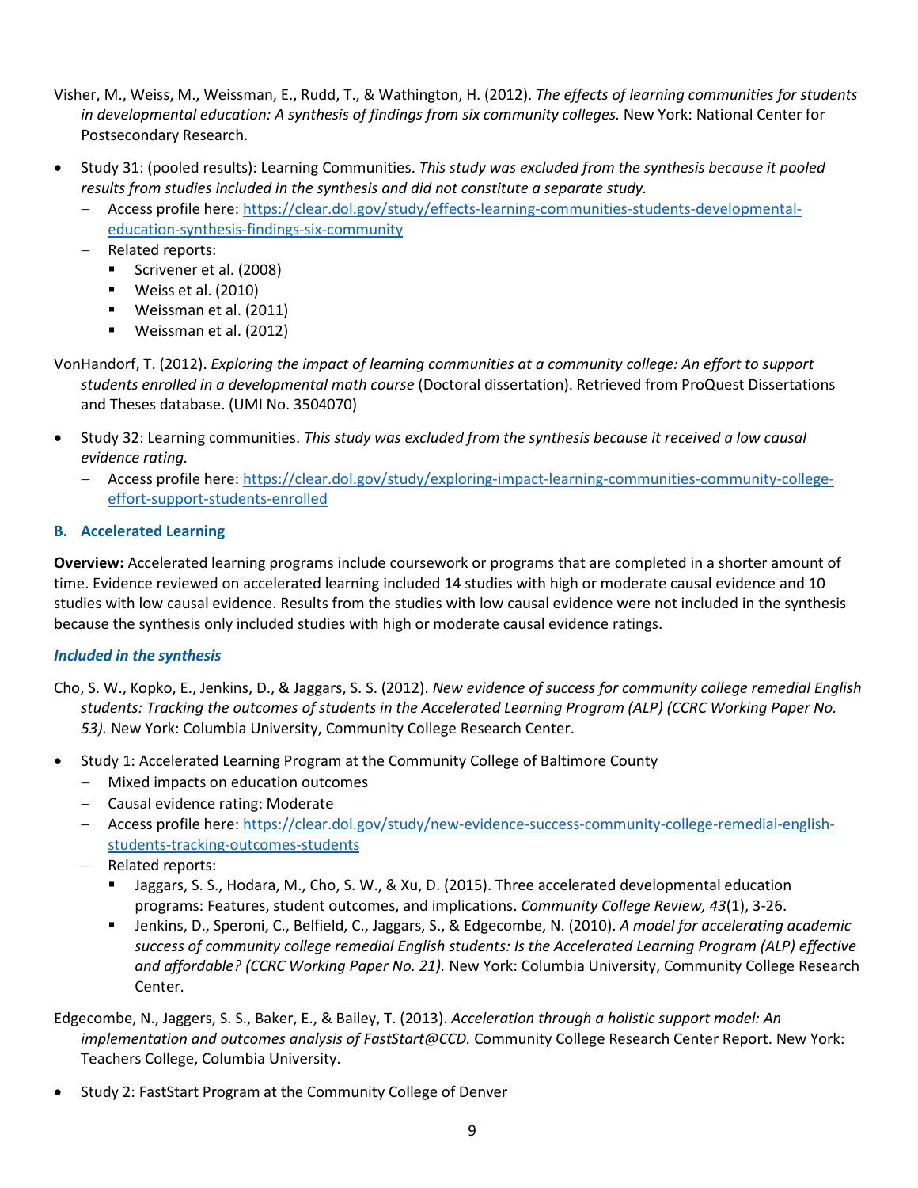Visher, M., Weiss, M., Weissman, E., Rudd, T., & Wathington, H. (2012). *The effects of learning communities for students in developmental education: A synthesis of findings from six community colleges.* New York: National Center for Postsecondary Research.

- Study 31: (pooled results): Learning Communities. *This study was excluded from the synthesis because it pooled results from studies included in the synthesis and did not constitute a separate study.*
  - Access profile here: [https://clear.dol.gov/study/effects-learning-communities-students-developmental-education-synthesis-findings-six-community](https://clear.dol.gov/study/effects-learning-communities-students-developmental-education-synthesis-findings-six-community)
  - Related reports:
    - Scrivener et al. (2008)
    - Weiss et al. (2010)
    - Weissman et al. (2011)
    - Weissman et al. (2012)

VonHandorf, T. (2012). *Exploring the impact of learning communities at a community college: An effort to support students enrolled in a developmental math course* (Doctoral dissertation). Retrieved from ProQuest Dissertations and Theses database. (UMI No. 3504070)

- Study 32: Learning communities. *This study was excluded from the synthesis because it received a low causal evidence rating.*
  - Access profile here: [https://clear.dol.gov/study/exploring-impact-learning-communities-community-college-effort-support-students-enrolled](https://clear.dol.gov/study/exploring-impact-learning-communities-community-college-effort-support-students-enrolled)

### B. Accelerated Learning

**Overview:** Accelerated learning programs include coursework or programs that are completed in a shorter amount of time. Evidence reviewed on accelerated learning included 14 studies with high or moderate causal evidence and 10 studies with low causal evidence. Results from the studies with low causal evidence were not included in the synthesis because the synthesis only included studies with high or moderate causal evidence ratings.

#### *Included in the synthesis*

Cho, S. W., Kopko, E., Jenkins, D., & Jaggars, S. S. (2012). *New evidence of success for community college remedial English students: Tracking the outcomes of students in the Accelerated Learning Program (ALP) (CCRC Working Paper No. 53).* New York: Columbia University, Community College Research Center.

- Study 1: Accelerated Learning Program at the Community College of Baltimore County
  - Mixed impacts on education outcomes
  - Causal evidence rating: Moderate
  - Access profile here: [https://clear.dol.gov/study/new-evidence-success-community-college-remedial-english-students-tracking-outcomes-students](https://clear.dol.gov/study/new-evidence-success-community-college-remedial-english-students-tracking-outcomes-students)
  - Related reports:
    - Jaggars, S. S., Hodara, M., Cho, S. W., & Xu, D. (2015). Three accelerated developmental education programs: Features, student outcomes, and implications. *Community College Review, 43*(1), 3-26.
    - Jenkins, D., Speroni, C., Belfield, C., Jaggars, S., & Edgecombe, N. (2010). *A model for accelerating academic success of community college remedial English students: Is the Accelerated Learning Program (ALP) effective and affordable? (CCRC Working Paper No. 21).* New York: Columbia University, Community College Research Center.

Edgecombe, N., Jaggers, S. S., Baker, E., & Bailey, T. (2013). *Acceleration through a holistic support model: An implementation and outcomes analysis of FastStart@CCD.* Community College Research Center Report. New York: Teachers College, Columbia University.

- Study 2: FastStart Program at the Community College of Denver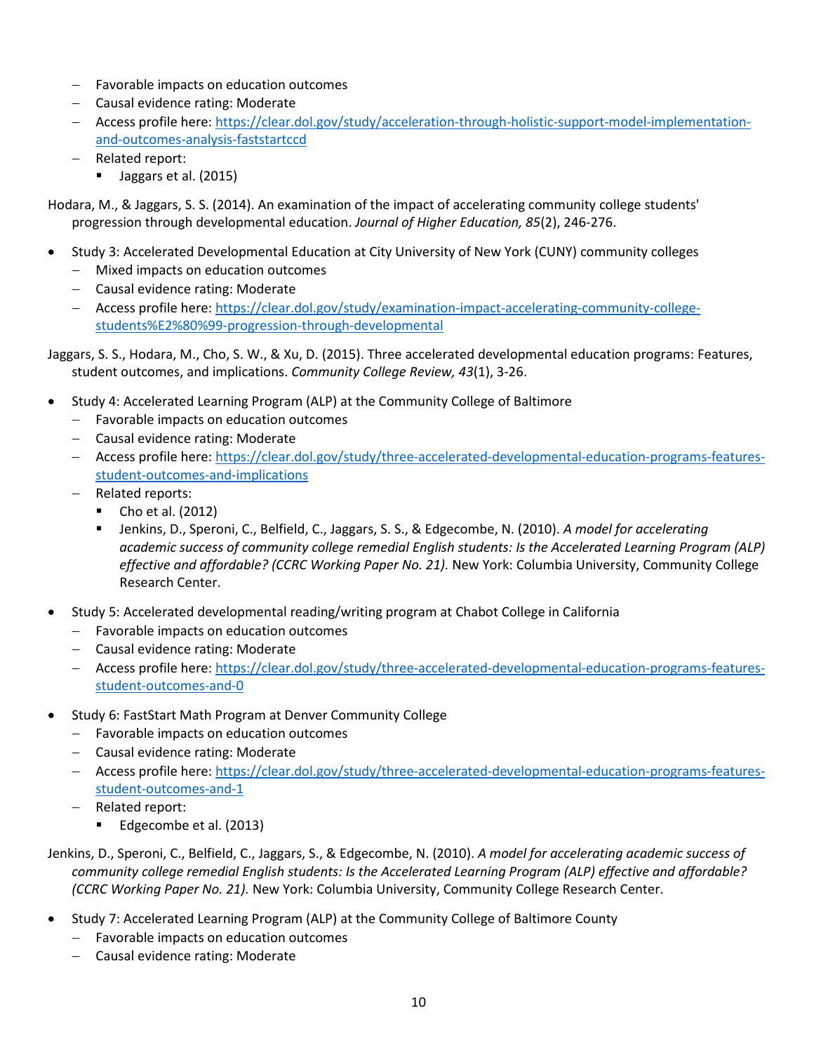- Favorable impacts on education outcomes
  - Causal evidence rating: Moderate
  - Access profile here: [https://clear.dol.gov/study/acceleration-through-holistic-support-model-implementation-and-outcomes-analysis-faststartccd](https://clear.dol.gov/study/acceleration-through-holistic-support-model-implementation-and-outcomes-analysis-faststartccd)
  - Related report:
    - Jaggars et al. (2015)

Hodara, M., & Jaggars, S. S. (2014). An examination of the impact of accelerating community college students' progression through developmental education. *Journal of Higher Education, 85*(2), 246-276.

- Study 3: Accelerated Developmental Education at City University of New York (CUNY) community colleges
  - Mixed impacts on education outcomes
  - Causal evidence rating: Moderate
  - Access profile here: [https://clear.dol.gov/study/examination-impact-accelerating-community-college-students%E2%80%99-progression-through-developmental](https://clear.dol.gov/study/examination-impact-accelerating-community-college-students%E2%80%99-progression-through-developmental)

Jaggars, S. S., Hodara, M., Cho, S. W., & Xu, D. (2015). Three accelerated developmental education programs: Features, student outcomes, and implications. *Community College Review, 43*(1), 3-26.

- Study 4: Accelerated Learning Program (ALP) at the Community College of Baltimore
  - Favorable impacts on education outcomes
  - Causal evidence rating: Moderate
  - Access profile here: [https://clear.dol.gov/study/three-accelerated-developmental-education-programs-features-student-outcomes-and-implications](https://clear.dol.gov/study/three-accelerated-developmental-education-programs-features-student-outcomes-and-implications)
  - Related reports:
    - Cho et al. (2012)
    - Jenkins, D., Speroni, C., Belfield, C., Jaggars, S. S., & Edgecombe, N. (2010). *A model for accelerating academic success of community college remedial English students: Is the Accelerated Learning Program (ALP) effective and affordable? (CCRC Working Paper No. 21).* New York: Columbia University, Community College Research Center.
- Study 5: Accelerated developmental reading/writing program at Chabot College in California
  - Favorable impacts on education outcomes
  - Causal evidence rating: Moderate
  - Access profile here: [https://clear.dol.gov/study/three-accelerated-developmental-education-programs-features-student-outcomes-and-0](https://clear.dol.gov/study/three-accelerated-developmental-education-programs-features-student-outcomes-and-0)
- Study 6: FastStart Math Program at Denver Community College
  - Favorable impacts on education outcomes
  - Causal evidence rating: Moderate
  - Access profile here: [https://clear.dol.gov/study/three-accelerated-developmental-education-programs-features-student-outcomes-and-1](https://clear.dol.gov/study/three-accelerated-developmental-education-programs-features-student-outcomes-and-1)
  - Related report:
    - Edgecombe et al. (2013)

Jenkins, D., Speroni, C., Belfield, C., Jaggars, S., & Edgecombe, N. (2010). *A model for accelerating academic success of community college remedial English students: Is the Accelerated Learning Program (ALP) effective and affordable? (CCRC Working Paper No. 21).* New York: Columbia University, Community College Research Center.

- Study 7: Accelerated Learning Program (ALP) at the Community College of Baltimore County
  - Favorable impacts on education outcomes
  - Causal evidence rating: Moderate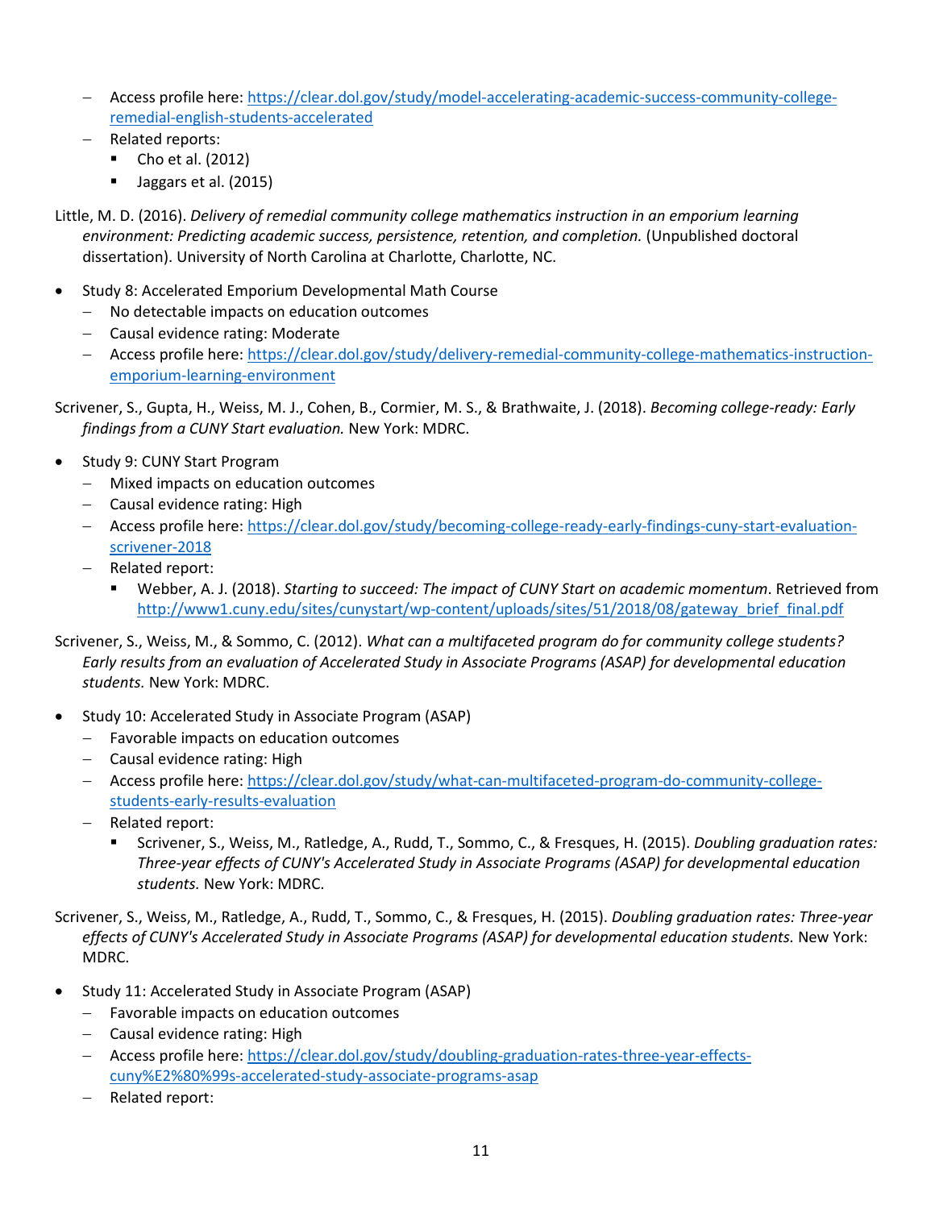- Access profile here: [https://clear.dol.gov/study/model-accelerating-academic-success-community-college-remedial-english-students-accelerated](https://clear.dol.gov/study/model-accelerating-academic-success-community-college-remedial-english-students-accelerated)
  - Related reports:
    - Cho et al. (2012)
    - Jaggars et al. (2015)

Little, M. D. (2016). *Delivery of remedial community college mathematics instruction in an emporium learning environment: Predicting academic success, persistence, retention, and completion.* (Unpublished doctoral dissertation). University of North Carolina at Charlotte, Charlotte, NC.

- Study 8: Accelerated Emporium Developmental Math Course
  - No detectable impacts on education outcomes
  - Causal evidence rating: Moderate
  - Access profile here: [https://clear.dol.gov/study/delivery-remedial-community-college-mathematics-instruction-emporium-learning-environment](https://clear.dol.gov/study/delivery-remedial-community-college-mathematics-instruction-emporium-learning-environment)

Scrivener, S., Gupta, H., Weiss, M. J., Cohen, B., Cormier, M. S., & Brathwaite, J. (2018). *Becoming college-ready: Early findings from a CUNY Start evaluation.* New York: MDRC.

- Study 9: CUNY Start Program
  - Mixed impacts on education outcomes
  - Causal evidence rating: High
  - Access profile here: [https://clear.dol.gov/study/becoming-college-ready-early-findings-cuny-start-evaluation-scrivener-2018](https://clear.dol.gov/study/becoming-college-ready-early-findings-cuny-start-evaluation-scrivener-2018)
  - Related report:
    - Webber, A. J. (2018). *Starting to succeed: The impact of CUNY Start on academic momentum*. Retrieved from [http://www1.cuny.edu/sites/cunystart/wp-content/uploads/sites/51/2018/08/gateway_brief_final.pdf](http://www1.cuny.edu/sites/cunystart/wp-content/uploads/sites/51/2018/08/gateway_brief_final.pdf)

Scrivener, S., Weiss, M., & Sommo, C. (2012). *What can a multifaceted program do for community college students? Early results from an evaluation of Accelerated Study in Associate Programs (ASAP) for developmental education students.* New York: MDRC.

- Study 10: Accelerated Study in Associate Program (ASAP)
  - Favorable impacts on education outcomes
  - Causal evidence rating: High
  - Access profile here: [https://clear.dol.gov/study/what-can-multifaceted-program-do-community-college-students-early-results-evaluation](https://clear.dol.gov/study/what-can-multifaceted-program-do-community-college-students-early-results-evaluation)
  - Related report:
    - Scrivener, S., Weiss, M., Ratledge, A., Rudd, T., Sommo, C., & Fresques, H. (2015). *Doubling graduation rates: Three-year effects of CUNY's Accelerated Study in Associate Programs (ASAP) for developmental education students.* New York: MDRC.

Scrivener, S., Weiss, M., Ratledge, A., Rudd, T., Sommo, C., & Fresques, H. (2015). *Doubling graduation rates: Three-year effects of CUNY's Accelerated Study in Associate Programs (ASAP) for developmental education students.* New York: MDRC.

- Study 11: Accelerated Study in Associate Program (ASAP)
  - Favorable impacts on education outcomes
  - Causal evidence rating: High
  - Access profile here: [https://clear.dol.gov/study/doubling-graduation-rates-three-year-effects-cuny%E2%80%99s-accelerated-study-associate-programs-asap](https://clear.dol.gov/study/doubling-graduation-rates-three-year-effects-cuny%E2%80%99s-accelerated-study-associate-programs-asap)
  - Related report: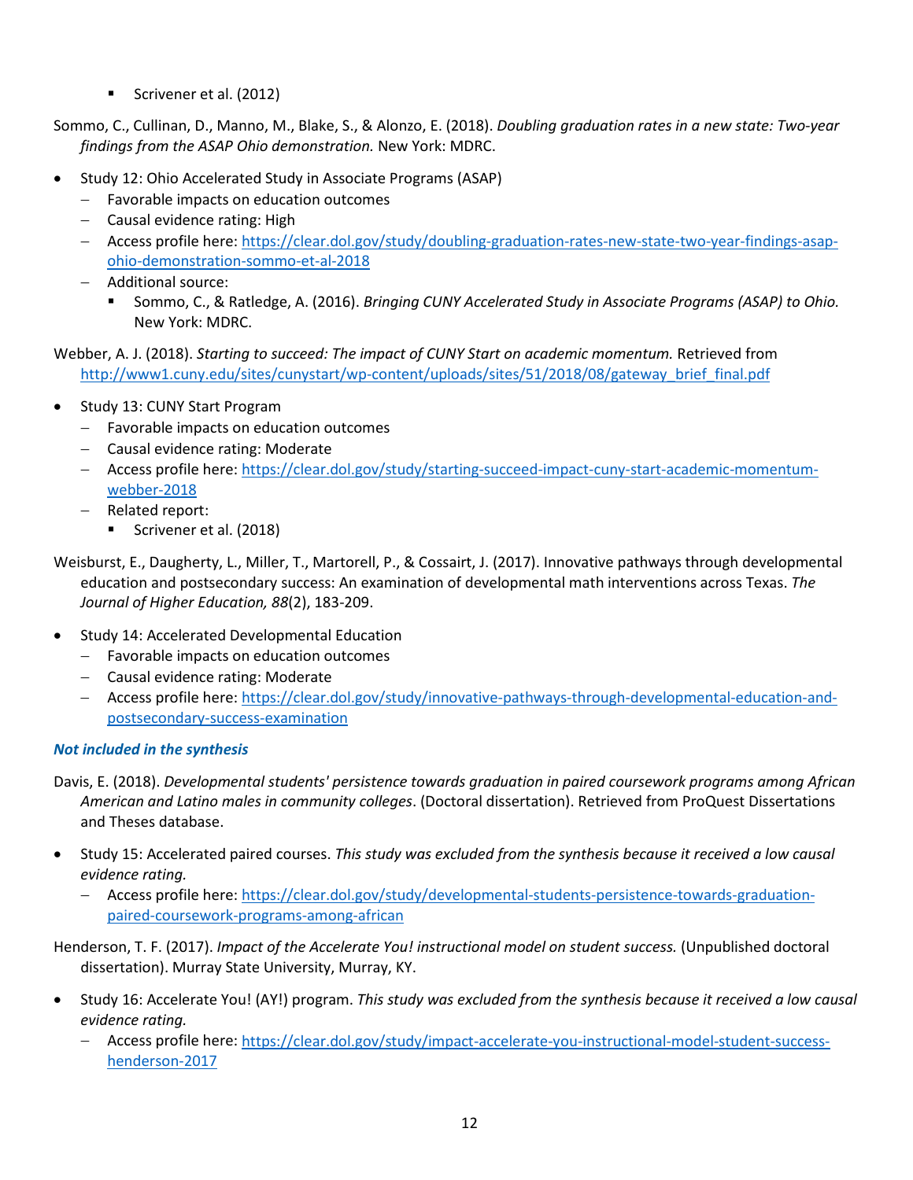- Scrivener et al. (2012)

Sommo, C., Cullinan, D., Manno, M., Blake, S., & Alonzo, E. (2018). *Doubling graduation rates in a new state: Two-year findings from the ASAP Ohio demonstration.* New York: MDRC.

- Study 12: Ohio Accelerated Study in Associate Programs (ASAP)
  - Favorable impacts on education outcomes
  - Causal evidence rating: High
  - Access profile here: [https://clear.dol.gov/study/doubling-graduation-rates-new-state-two-year-findings-asap-ohio-demonstration-sommo-et-al-2018](https://clear.dol.gov/study/doubling-graduation-rates-new-state-two-year-findings-asap-ohio-demonstration-sommo-et-al-2018)
  - Additional source:
    - Sommo, C., & Ratledge, A. (2016). *Bringing CUNY Accelerated Study in Associate Programs (ASAP) to Ohio.* New York: MDRC.

Webber, A. J. (2018). *Starting to succeed: The impact of CUNY Start on academic momentum.* Retrieved from [http://www1.cuny.edu/sites/cunystart/wp-content/uploads/sites/51/2018/08/gateway_brief_final.pdf](http://www1.cuny.edu/sites/cunystart/wp-content/uploads/sites/51/2018/08/gateway_brief_final.pdf)

- Study 13: CUNY Start Program
  - Favorable impacts on education outcomes
  - Causal evidence rating: Moderate
  - Access profile here: [https://clear.dol.gov/study/starting-succeed-impact-cuny-start-academic-momentum-webber-2018](https://clear.dol.gov/study/starting-succeed-impact-cuny-start-academic-momentum-webber-2018)
  - Related report:
    - Scrivener et al. (2018)

Weisburst, E., Daugherty, L., Miller, T., Martorell, P., & Cossairt, J. (2017). Innovative pathways through developmental education and postsecondary success: An examination of developmental math interventions across Texas. *The Journal of Higher Education, 88*(2), 183-209.

- Study 14: Accelerated Developmental Education
  - Favorable impacts on education outcomes
  - Causal evidence rating: Moderate
  - Access profile here: [https://clear.dol.gov/study/innovative-pathways-through-developmental-education-and-postsecondary-success-examination](https://clear.dol.gov/study/innovative-pathways-through-developmental-education-and-postsecondary-success-examination)

***Not included in the synthesis***

Davis, E. (2018). *Developmental students' persistence towards graduation in paired coursework programs among African American and Latino males in community colleges*. (Doctoral dissertation). Retrieved from ProQuest Dissertations and Theses database.

- Study 15: Accelerated paired courses. *This study was excluded from the synthesis because it received a low causal evidence rating.*
  - Access profile here: [https://clear.dol.gov/study/developmental-students-persistence-towards-graduation-paired-coursework-programs-among-african](https://clear.dol.gov/study/developmental-students-persistence-towards-graduation-paired-coursework-programs-among-african)

Henderson, T. F. (2017). *Impact of the Accelerate You! instructional model on student success.* (Unpublished doctoral dissertation). Murray State University, Murray, KY.

- Study 16: Accelerate You! (AY!) program. *This study was excluded from the synthesis because it received a low causal evidence rating.*
  - Access profile here: [https://clear.dol.gov/study/impact-accelerate-you-instructional-model-student-success-henderson-2017](https://clear.dol.gov/study/impact-accelerate-you-instructional-model-student-success-henderson-2017)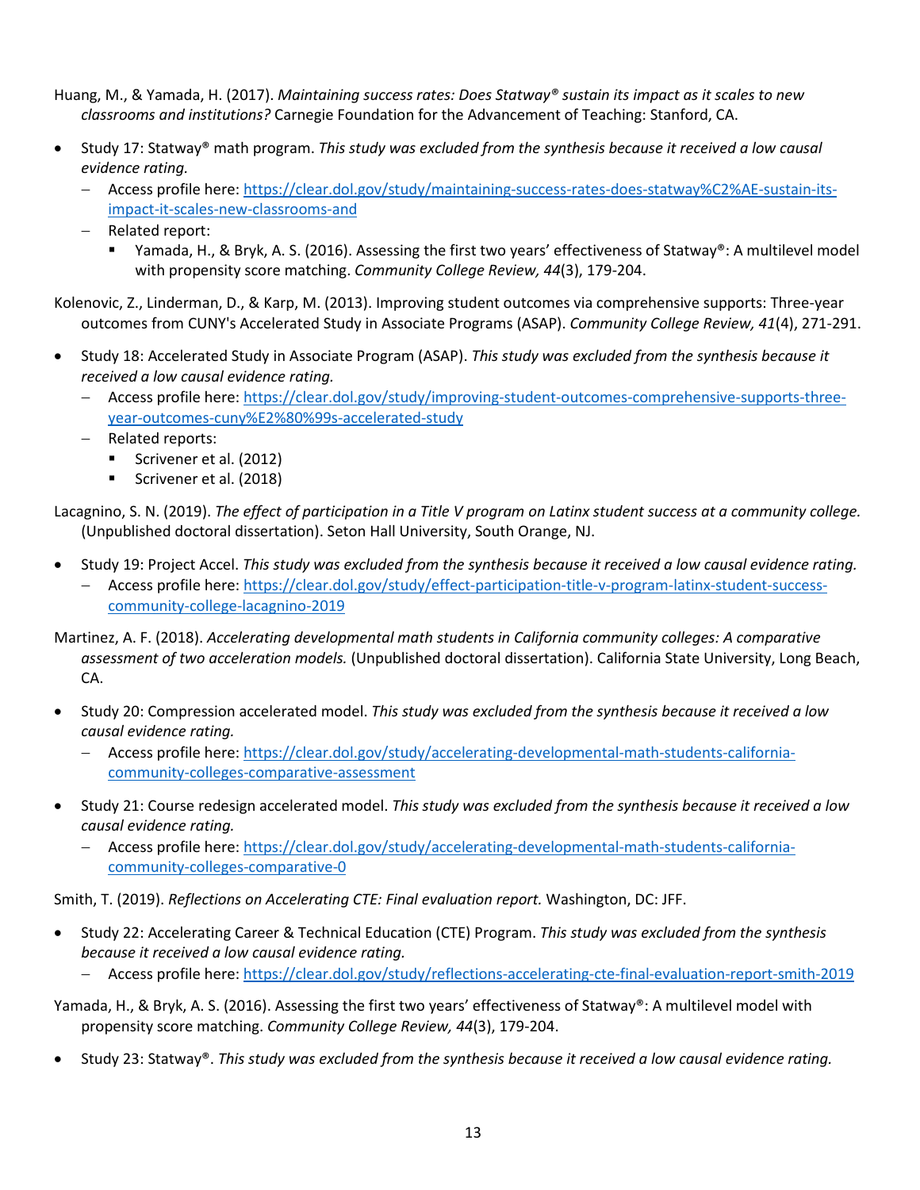Huang, M., & Yamada, H. (2017). *Maintaining success rates: Does Statway® sustain its impact as it scales to new classrooms and institutions?* Carnegie Foundation for the Advancement of Teaching: Stanford, CA.

- Study 17: Statway® math program. *This study was excluded from the synthesis because it received a low causal evidence rating.*
  - Access profile here: [https://clear.dol.gov/study/maintaining-success-rates-does-statway%C2%AE-sustain-its-impact-it-scales-new-classrooms-and](https://clear.dol.gov/study/maintaining-success-rates-does-statway%C2%AE-sustain-its-impact-it-scales-new-classrooms-and)
  - Related report:
    - Yamada, H., & Bryk, A. S. (2016). Assessing the first two years' effectiveness of Statway®: A multilevel model with propensity score matching. *Community College Review, 44*(3), 179-204.

Kolenovic, Z., Linderman, D., & Karp, M. (2013). Improving student outcomes via comprehensive supports: Three-year outcomes from CUNY's Accelerated Study in Associate Programs (ASAP). *Community College Review, 41*(4), 271-291.

- Study 18: Accelerated Study in Associate Program (ASAP). *This study was excluded from the synthesis because it received a low causal evidence rating.*
  - Access profile here: [https://clear.dol.gov/study/improving-student-outcomes-comprehensive-supports-three-year-outcomes-cuny%E2%80%99s-accelerated-study](https://clear.dol.gov/study/improving-student-outcomes-comprehensive-supports-three-year-outcomes-cuny%E2%80%99s-accelerated-study)
  - Related reports:
    - Scrivener et al. (2012)
    - Scrivener et al. (2018)

Lacagnino, S. N. (2019). *The effect of participation in a Title V program on Latinx student success at a community college.* (Unpublished doctoral dissertation). Seton Hall University, South Orange, NJ.

- Study 19: Project Accel. *This study was excluded from the synthesis because it received a low causal evidence rating.*
  - Access profile here: [https://clear.dol.gov/study/effect-participation-title-v-program-latinx-student-success-community-college-lacagnino-2019](https://clear.dol.gov/study/effect-participation-title-v-program-latinx-student-success-community-college-lacagnino-2019)

Martinez, A. F. (2018). *Accelerating developmental math students in California community colleges: A comparative assessment of two acceleration models.* (Unpublished doctoral dissertation). California State University, Long Beach, CA.

- Study 20: Compression accelerated model. *This study was excluded from the synthesis because it received a low causal evidence rating.*
  - Access profile here: [https://clear.dol.gov/study/accelerating-developmental-math-students-california-community-colleges-comparative-assessment](https://clear.dol.gov/study/accelerating-developmental-math-students-california-community-colleges-comparative-assessment)

- Study 21: Course redesign accelerated model. *This study was excluded from the synthesis because it received a low causal evidence rating.*
  - Access profile here: [https://clear.dol.gov/study/accelerating-developmental-math-students-california-community-colleges-comparative-0](https://clear.dol.gov/study/accelerating-developmental-math-students-california-community-colleges-comparative-0)

Smith, T. (2019). *Reflections on Accelerating CTE: Final evaluation report.* Washington, DC: JFF.

- Study 22: Accelerating Career & Technical Education (CTE) Program. *This study was excluded from the synthesis because it received a low causal evidence rating.*
  - Access profile here: [https://clear.dol.gov/study/reflections-accelerating-cte-final-evaluation-report-smith-2019](https://clear.dol.gov/study/reflections-accelerating-cte-final-evaluation-report-smith-2019)

Yamada, H., & Bryk, A. S. (2016). Assessing the first two years' effectiveness of Statway®: A multilevel model with propensity score matching. *Community College Review, 44*(3), 179-204.

- Study 23: Statway®. *This study was excluded from the synthesis because it received a low causal evidence rating.*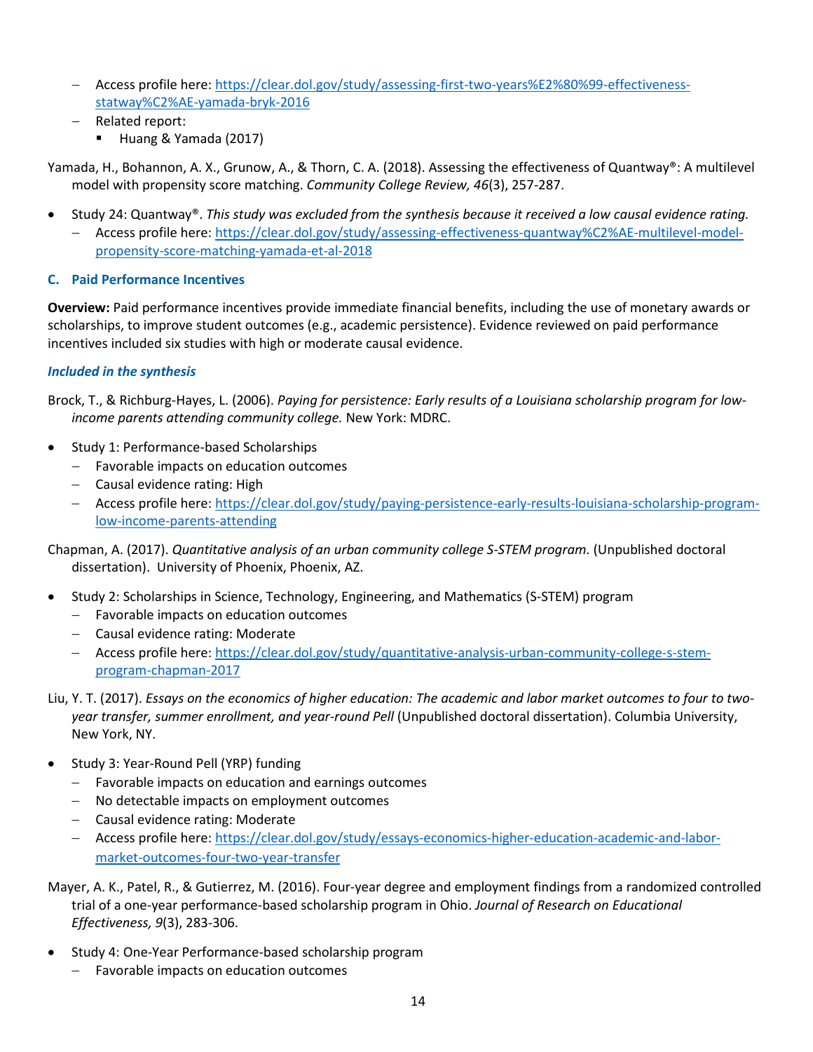- Access profile here: https://clear.dol.gov/study/assessing-first-two-years%E2%80%99-effectiveness-statway%C2%AE-yamada-bryk-2016
  - Related report:
    - Huang & Yamada (2017)

Yamada, H., Bohannon, A. X., Grunow, A., & Thorn, C. A. (2018). Assessing the effectiveness of Quantway®: A multilevel model with propensity score matching. *Community College Review, 46*(3), 257-287.

- Study 24: Quantway®. *This study was excluded from the synthesis because it received a low causal evidence rating.*
  - Access profile here: https://clear.dol.gov/study/assessing-effectiveness-quantway%C2%AE-multilevel-model-propensity-score-matching-yamada-et-al-2018

### C. Paid Performance Incentives

**Overview:** Paid performance incentives provide immediate financial benefits, including the use of monetary awards or scholarships, to improve student outcomes (e.g., academic persistence). Evidence reviewed on paid performance incentives included six studies with high or moderate causal evidence.

#### *Included in the synthesis*

Brock, T., & Richburg-Hayes, L. (2006). *Paying for persistence: Early results of a Louisiana scholarship program for low-income parents attending community college.* New York: MDRC.

- Study 1: Performance-based Scholarships
  - Favorable impacts on education outcomes
  - Causal evidence rating: High
  - Access profile here: https://clear.dol.gov/study/paying-persistence-early-results-louisiana-scholarship-program-low-income-parents-attending

Chapman, A. (2017). *Quantitative analysis of an urban community college S-STEM program.* (Unpublished doctoral dissertation). University of Phoenix, Phoenix, AZ.

- Study 2: Scholarships in Science, Technology, Engineering, and Mathematics (S-STEM) program
  - Favorable impacts on education outcomes
  - Causal evidence rating: Moderate
  - Access profile here: https://clear.dol.gov/study/quantitative-analysis-urban-community-college-s-stem-program-chapman-2017

Liu, Y. T. (2017). *Essays on the economics of higher education: The academic and labor market outcomes to four to two-year transfer, summer enrollment, and year-round Pell* (Unpublished doctoral dissertation). Columbia University, New York, NY.

- Study 3: Year-Round Pell (YRP) funding
  - Favorable impacts on education and earnings outcomes
  - No detectable impacts on employment outcomes
  - Causal evidence rating: Moderate
  - Access profile here: https://clear.dol.gov/study/essays-economics-higher-education-academic-and-labor-market-outcomes-four-two-year-transfer

Mayer, A. K., Patel, R., & Gutierrez, M. (2016). Four-year degree and employment findings from a randomized controlled trial of a one-year performance-based scholarship program in Ohio. *Journal of Research on Educational Effectiveness, 9*(3), 283-306.

- Study 4: One-Year Performance-based scholarship program
  - Favorable impacts on education outcomes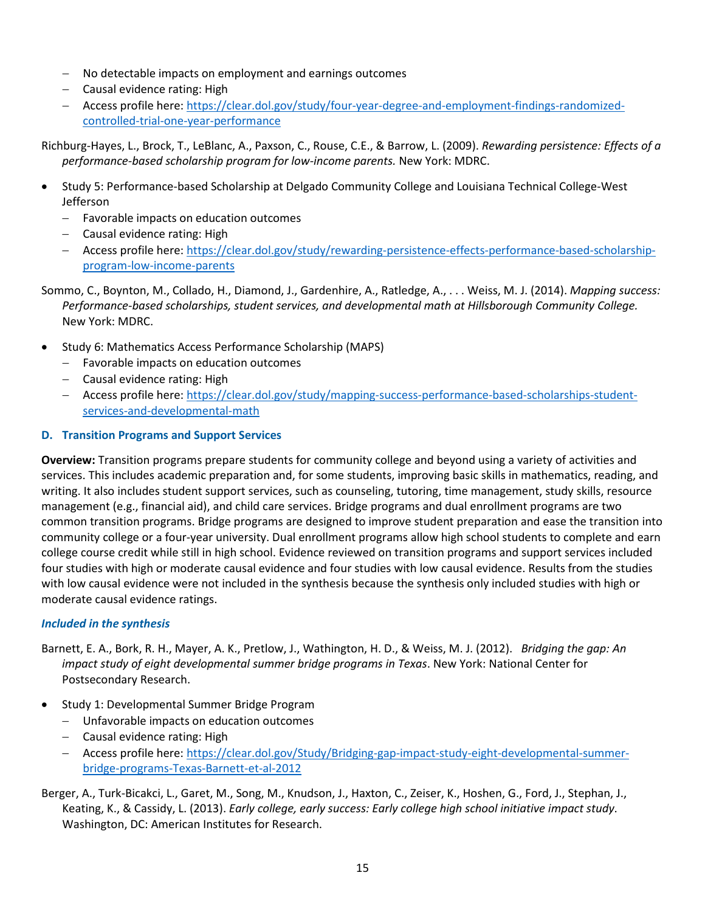- No detectable impacts on employment and earnings outcomes
- Causal evidence rating: High
- Access profile here: [https://clear.dol.gov/study/four-year-degree-and-employment-findings-randomized-controlled-trial-one-year-performance](https://clear.dol.gov/study/four-year-degree-and-employment-findings-randomized-controlled-trial-one-year-performance)

Richburg-Hayes, L., Brock, T., LeBlanc, A., Paxson, C., Rouse, C.E., & Barrow, L. (2009). *Rewarding persistence: Effects of a performance-based scholarship program for low-income parents.* New York: MDRC.

- Study 5: Performance-based Scholarship at Delgado Community College and Louisiana Technical College-West Jefferson
  - Favorable impacts on education outcomes
  - Causal evidence rating: High
  - Access profile here: [https://clear.dol.gov/study/rewarding-persistence-effects-performance-based-scholarship-program-low-income-parents](https://clear.dol.gov/study/rewarding-persistence-effects-performance-based-scholarship-program-low-income-parents)

Sommo, C., Boynton, M., Collado, H., Diamond, J., Gardenhire, A., Ratledge, A., . . . Weiss, M. J. (2014). *Mapping success: Performance-based scholarships, student services, and developmental math at Hillsborough Community College.* New York: MDRC.

- Study 6: Mathematics Access Performance Scholarship (MAPS)
  - Favorable impacts on education outcomes
  - Causal evidence rating: High
  - Access profile here: [https://clear.dol.gov/study/mapping-success-performance-based-scholarships-student-services-and-developmental-math](https://clear.dol.gov/study/mapping-success-performance-based-scholarships-student-services-and-developmental-math)

### D. Transition Programs and Support Services

**Overview:** Transition programs prepare students for community college and beyond using a variety of activities and services. This includes academic preparation and, for some students, improving basic skills in mathematics, reading, and writing. It also includes student support services, such as counseling, tutoring, time management, study skills, resource management (e.g., financial aid), and child care services. Bridge programs and dual enrollment programs are two common transition programs. Bridge programs are designed to improve student preparation and ease the transition into community college or a four-year university. Dual enrollment programs allow high school students to complete and earn college course credit while still in high school. Evidence reviewed on transition programs and support services included four studies with high or moderate causal evidence and four studies with low causal evidence. Results from the studies with low causal evidence were not included in the synthesis because the synthesis only included studies with high or moderate causal evidence ratings.

#### *Included in the synthesis*

Barnett, E. A., Bork, R. H., Mayer, A. K., Pretlow, J., Wathington, H. D., & Weiss, M. J. (2012). *Bridging the gap: An impact study of eight developmental summer bridge programs in Texas*. New York: National Center for Postsecondary Research.

- Study 1: Developmental Summer Bridge Program
  - Unfavorable impacts on education outcomes
  - Causal evidence rating: High
  - Access profile here: [https://clear.dol.gov/Study/Bridging-gap-impact-study-eight-developmental-summer-bridge-programs-Texas-Barnett-et-al-2012](https://clear.dol.gov/Study/Bridging-gap-impact-study-eight-developmental-summer-bridge-programs-Texas-Barnett-et-al-2012)

Berger, A., Turk-Bicakci, L., Garet, M., Song, M., Knudson, J., Haxton, C., Zeiser, K., Hoshen, G., Ford, J., Stephan, J., Keating, K., & Cassidy, L. (2013). *Early college, early success: Early college high school initiative impact study*. Washington, DC: American Institutes for Research.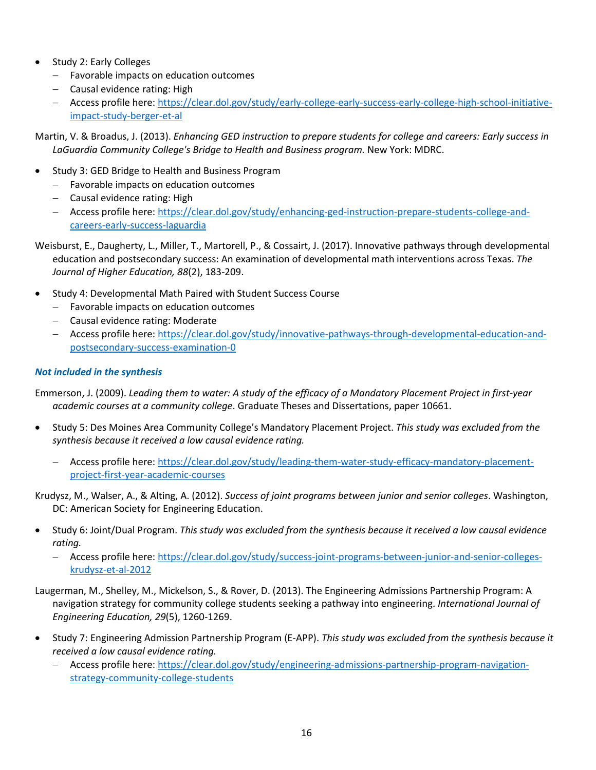- Study 2: Early Colleges
  - Favorable impacts on education outcomes
  - Causal evidence rating: High
  - Access profile here: [https://clear.dol.gov/study/early-college-early-success-early-college-high-school-initiative-impact-study-berger-et-al](https://clear.dol.gov/study/early-college-early-success-early-college-high-school-initiative-impact-study-berger-et-al)

Martin, V. & Broadus, J. (2013). *Enhancing GED instruction to prepare students for college and careers: Early success in LaGuardia Community College's Bridge to Health and Business program.* New York: MDRC.

- Study 3: GED Bridge to Health and Business Program
  - Favorable impacts on education outcomes
  - Causal evidence rating: High
  - Access profile here: [https://clear.dol.gov/study/enhancing-ged-instruction-prepare-students-college-and-careers-early-success-laguardia](https://clear.dol.gov/study/enhancing-ged-instruction-prepare-students-college-and-careers-early-success-laguardia)

Weisburst, E., Daugherty, L., Miller, T., Martorell, P., & Cossairt, J. (2017). Innovative pathways through developmental education and postsecondary success: An examination of developmental math interventions across Texas. *The Journal of Higher Education, 88*(2), 183-209.

- Study 4: Developmental Math Paired with Student Success Course
  - Favorable impacts on education outcomes
  - Causal evidence rating: Moderate
  - Access profile here: [https://clear.dol.gov/study/innovative-pathways-through-developmental-education-and-postsecondary-success-examination-0](https://clear.dol.gov/study/innovative-pathways-through-developmental-education-and-postsecondary-success-examination-0)

***Not included in the synthesis***

Emmerson, J. (2009). *Leading them to water: A study of the efficacy of a Mandatory Placement Project in first-year academic courses at a community college*. Graduate Theses and Dissertations, paper 10661.

- Study 5: Des Moines Area Community College's Mandatory Placement Project. *This study was excluded from the synthesis because it received a low causal evidence rating.*
  - Access profile here: [https://clear.dol.gov/study/leading-them-water-study-efficacy-mandatory-placement-project-first-year-academic-courses](https://clear.dol.gov/study/leading-them-water-study-efficacy-mandatory-placement-project-first-year-academic-courses)

Krudysz, M., Walser, A., & Alting, A. (2012). *Success of joint programs between junior and senior colleges*. Washington, DC: American Society for Engineering Education.

- Study 6: Joint/Dual Program. *This study was excluded from the synthesis because it received a low causal evidence rating.*
  - Access profile here: [https://clear.dol.gov/study/success-joint-programs-between-junior-and-senior-colleges-krudysz-et-al-2012](https://clear.dol.gov/study/success-joint-programs-between-junior-and-senior-colleges-krudysz-et-al-2012)

Laugerman, M., Shelley, M., Mickelson, S., & Rover, D. (2013). The Engineering Admissions Partnership Program: A navigation strategy for community college students seeking a pathway into engineering. *International Journal of Engineering Education, 29*(5), 1260-1269.

- Study 7: Engineering Admission Partnership Program (E-APP). *This study was excluded from the synthesis because it received a low causal evidence rating.*
  - Access profile here: [https://clear.dol.gov/study/engineering-admissions-partnership-program-navigation-strategy-community-college-students](https://clear.dol.gov/study/engineering-admissions-partnership-program-navigation-strategy-community-college-students)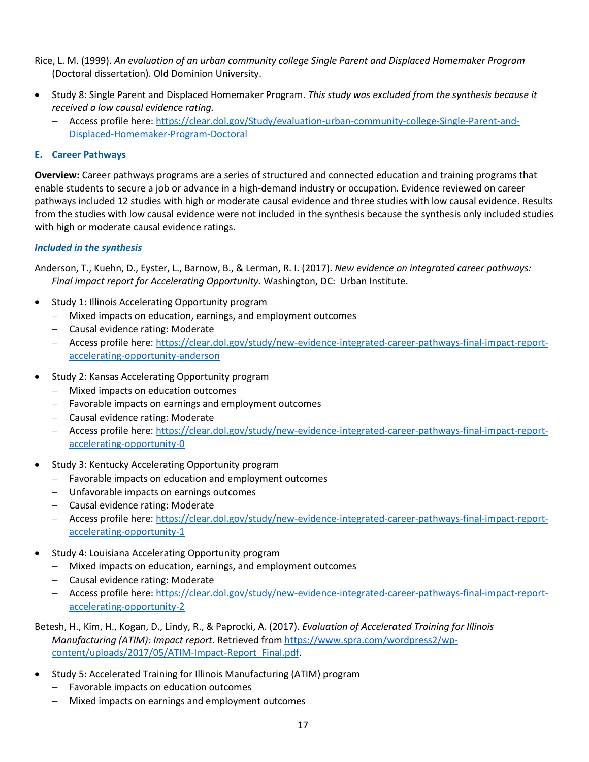Rice, L. M. (1999). *An evaluation of an urban community college Single Parent and Displaced Homemaker Program* (Doctoral dissertation). Old Dominion University.

- Study 8: Single Parent and Displaced Homemaker Program. *This study was excluded from the synthesis because it received a low causal evidence rating.*
  - Access profile here: [https://clear.dol.gov/Study/evaluation-urban-community-college-Single-Parent-and-Displaced-Homemaker-Program-Doctoral](https://clear.dol.gov/Study/evaluation-urban-community-college-Single-Parent-and-Displaced-Homemaker-Program-Doctoral)

### E. Career Pathways

**Overview:** Career pathways programs are a series of structured and connected education and training programs that enable students to secure a job or advance in a high-demand industry or occupation. Evidence reviewed on career pathways included 12 studies with high or moderate causal evidence and three studies with low causal evidence. Results from the studies with low causal evidence were not included in the synthesis because the synthesis only included studies with high or moderate causal evidence ratings.

#### *Included in the synthesis*

Anderson, T., Kuehn, D., Eyster, L., Barnow, B., & Lerman, R. I. (2017). *New evidence on integrated career pathways: Final impact report for Accelerating Opportunity.* Washington, DC: Urban Institute.

- Study 1: Illinois Accelerating Opportunity program
  - Mixed impacts on education, earnings, and employment outcomes
  - Causal evidence rating: Moderate
  - Access profile here: [https://clear.dol.gov/study/new-evidence-integrated-career-pathways-final-impact-report-accelerating-opportunity-anderson](https://clear.dol.gov/study/new-evidence-integrated-career-pathways-final-impact-report-accelerating-opportunity-anderson)
- Study 2: Kansas Accelerating Opportunity program
  - Mixed impacts on education outcomes
  - Favorable impacts on earnings and employment outcomes
  - Causal evidence rating: Moderate
  - Access profile here: [https://clear.dol.gov/study/new-evidence-integrated-career-pathways-final-impact-report-accelerating-opportunity-0](https://clear.dol.gov/study/new-evidence-integrated-career-pathways-final-impact-report-accelerating-opportunity-0)
- Study 3: Kentucky Accelerating Opportunity program
  - Favorable impacts on education and employment outcomes
  - Unfavorable impacts on earnings outcomes
  - Causal evidence rating: Moderate
  - Access profile here: [https://clear.dol.gov/study/new-evidence-integrated-career-pathways-final-impact-report-accelerating-opportunity-1](https://clear.dol.gov/study/new-evidence-integrated-career-pathways-final-impact-report-accelerating-opportunity-1)
- Study 4: Louisiana Accelerating Opportunity program
  - Mixed impacts on education, earnings, and employment outcomes
  - Causal evidence rating: Moderate
  - Access profile here: [https://clear.dol.gov/study/new-evidence-integrated-career-pathways-final-impact-report-accelerating-opportunity-2](https://clear.dol.gov/study/new-evidence-integrated-career-pathways-final-impact-report-accelerating-opportunity-2)

Betesh, H., Kim, H., Kogan, D., Lindy, R., & Paprocki, A. (2017). *Evaluation of Accelerated Training for Illinois Manufacturing (ATIM): Impact report.* Retrieved from [https://www.spra.com/wordpress2/wp-content/uploads/2017/05/ATIM-Impact-Report_Final.pdf](https://www.spra.com/wordpress2/wp-content/uploads/2017/05/ATIM-Impact-Report_Final.pdf).

- Study 5: Accelerated Training for Illinois Manufacturing (ATIM) program
  - Favorable impacts on education outcomes
  - Mixed impacts on earnings and employment outcomes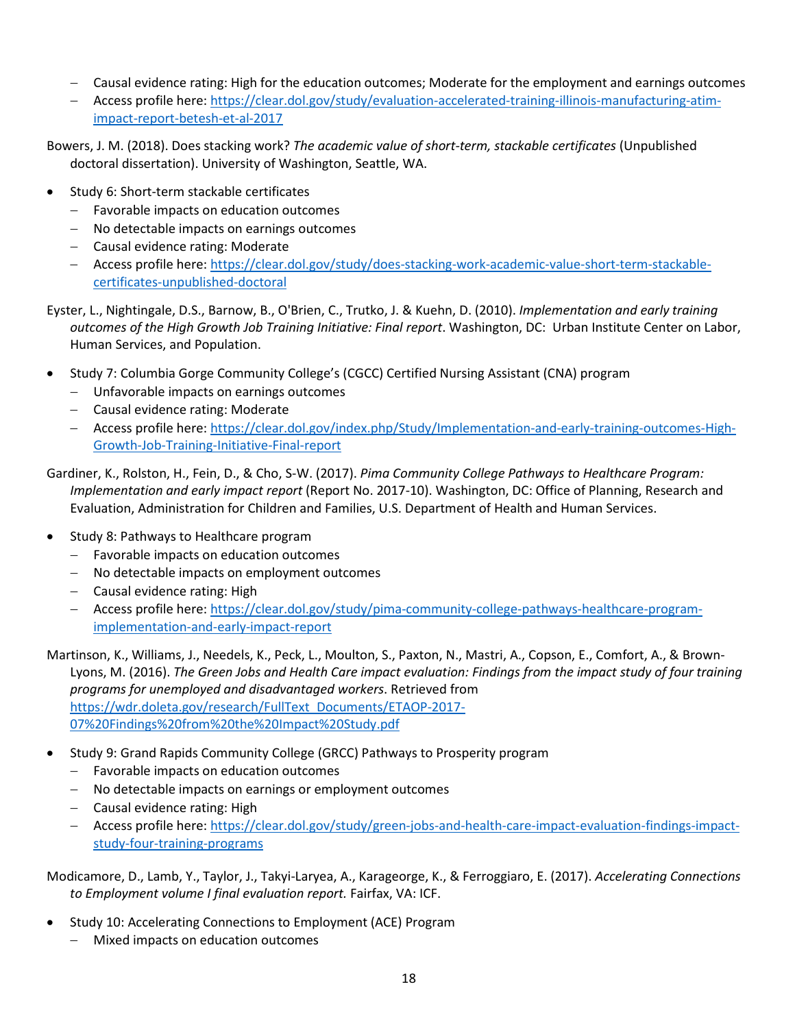- Causal evidence rating: High for the education outcomes; Moderate for the employment and earnings outcomes
  - Access profile here: [https://clear.dol.gov/study/evaluation-accelerated-training-illinois-manufacturing-atim-impact-report-betesh-et-al-2017](https://clear.dol.gov/study/evaluation-accelerated-training-illinois-manufacturing-atim-impact-report-betesh-et-al-2017)

Bowers, J. M. (2018). Does stacking work? *The academic value of short-term, stackable certificates* (Unpublished doctoral dissertation). University of Washington, Seattle, WA.

- Study 6: Short-term stackable certificates
  - Favorable impacts on education outcomes
  - No detectable impacts on earnings outcomes
  - Causal evidence rating: Moderate
  - Access profile here: [https://clear.dol.gov/study/does-stacking-work-academic-value-short-term-stackable-certificates-unpublished-doctoral](https://clear.dol.gov/study/does-stacking-work-academic-value-short-term-stackable-certificates-unpublished-doctoral)

Eyster, L., Nightingale, D.S., Barnow, B., O'Brien, C., Trutko, J. & Kuehn, D. (2010). *Implementation and early training outcomes of the High Growth Job Training Initiative: Final report*. Washington, DC: Urban Institute Center on Labor, Human Services, and Population.

- Study 7: Columbia Gorge Community College's (CGCC) Certified Nursing Assistant (CNA) program
  - Unfavorable impacts on earnings outcomes
  - Causal evidence rating: Moderate
  - Access profile here: [https://clear.dol.gov/index.php/Study/Implementation-and-early-training-outcomes-High-Growth-Job-Training-Initiative-Final-report](https://clear.dol.gov/index.php/Study/Implementation-and-early-training-outcomes-High-Growth-Job-Training-Initiative-Final-report)

Gardiner, K., Rolston, H., Fein, D., & Cho, S-W. (2017). *Pima Community College Pathways to Healthcare Program: Implementation and early impact report* (Report No. 2017-10). Washington, DC: Office of Planning, Research and Evaluation, Administration for Children and Families, U.S. Department of Health and Human Services.

- Study 8: Pathways to Healthcare program
  - Favorable impacts on education outcomes
  - No detectable impacts on employment outcomes
  - Causal evidence rating: High
  - Access profile here: [https://clear.dol.gov/study/pima-community-college-pathways-healthcare-program-implementation-and-early-impact-report](https://clear.dol.gov/study/pima-community-college-pathways-healthcare-program-implementation-and-early-impact-report)

Martinson, K., Williams, J., Needels, K., Peck, L., Moulton, S., Paxton, N., Mastri, A., Copson, E., Comfort, A., & Brown-Lyons, M. (2016). *The Green Jobs and Health Care impact evaluation: Findings from the impact study of four training programs for unemployed and disadvantaged workers*. Retrieved from [https://wdr.doleta.gov/research/FullText_Documents/ETAOP-2017-07%20Findings%20from%20the%20Impact%20Study.pdf](https://wdr.doleta.gov/research/FullText_Documents/ETAOP-2017-07%20Findings%20from%20the%20Impact%20Study.pdf)

- Study 9: Grand Rapids Community College (GRCC) Pathways to Prosperity program
  - Favorable impacts on education outcomes
  - No detectable impacts on earnings or employment outcomes
  - Causal evidence rating: High
  - Access profile here: [https://clear.dol.gov/study/green-jobs-and-health-care-impact-evaluation-findings-impact-study-four-training-programs](https://clear.dol.gov/study/green-jobs-and-health-care-impact-evaluation-findings-impact-study-four-training-programs)

Modicamore, D., Lamb, Y., Taylor, J., Takyi-Laryea, A., Karageorge, K., & Ferroggiaro, E. (2017). *Accelerating Connections to Employment volume I final evaluation report.* Fairfax, VA: ICF.

- Study 10: Accelerating Connections to Employment (ACE) Program
  - Mixed impacts on education outcomes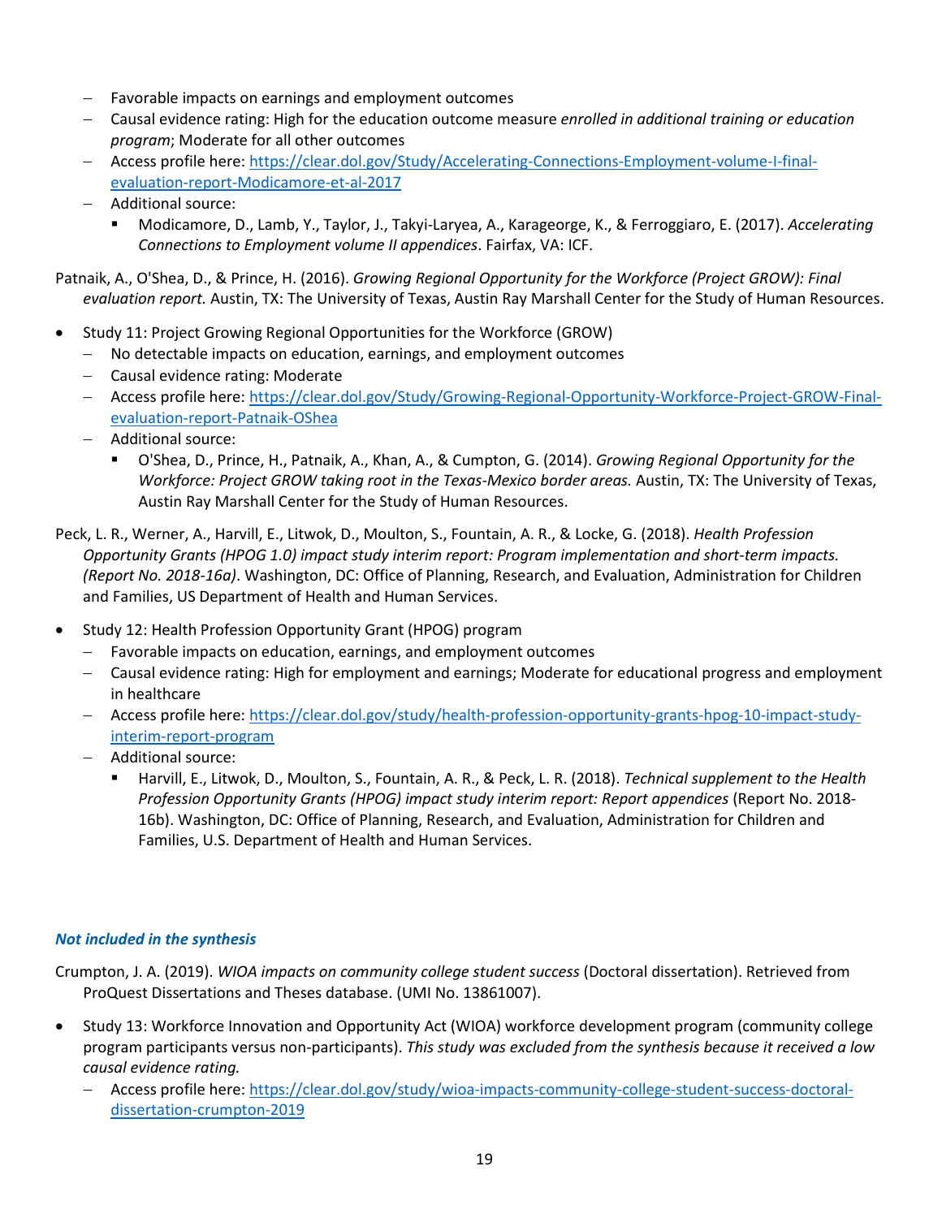- Favorable impacts on earnings and employment outcomes
  - Causal evidence rating: High for the education outcome measure *enrolled in additional training or education program*; Moderate for all other outcomes
  - Access profile here: [https://clear.dol.gov/Study/Accelerating-Connections-Employment-volume-I-final-evaluation-report-Modicamore-et-al-2017](https://clear.dol.gov/Study/Accelerating-Connections-Employment-volume-I-final-evaluation-report-Modicamore-et-al-2017)
  - Additional source:
    - Modicamore, D., Lamb, Y., Taylor, J., Takyi-Laryea, A., Karageorge, K., & Ferroggiaro, E. (2017). *Accelerating Connections to Employment volume II appendices*. Fairfax, VA: ICF.

Patnaik, A., O'Shea, D., & Prince, H. (2016). *Growing Regional Opportunity for the Workforce (Project GROW): Final evaluation report.* Austin, TX: The University of Texas, Austin Ray Marshall Center for the Study of Human Resources.

- Study 11: Project Growing Regional Opportunities for the Workforce (GROW)
  - No detectable impacts on education, earnings, and employment outcomes
  - Causal evidence rating: Moderate
  - Access profile here: [https://clear.dol.gov/Study/Growing-Regional-Opportunity-Workforce-Project-GROW-Final-evaluation-report-Patnaik-OShea](https://clear.dol.gov/Study/Growing-Regional-Opportunity-Workforce-Project-GROW-Final-evaluation-report-Patnaik-OShea)
  - Additional source:
    - O'Shea, D., Prince, H., Patnaik, A., Khan, A., & Cumpton, G. (2014). *Growing Regional Opportunity for the Workforce: Project GROW taking root in the Texas-Mexico border areas.* Austin, TX: The University of Texas, Austin Ray Marshall Center for the Study of Human Resources.

Peck, L. R., Werner, A., Harvill, E., Litwok, D., Moulton, S., Fountain, A. R., & Locke, G. (2018). *Health Profession Opportunity Grants (HPOG 1.0) impact study interim report: Program implementation and short-term impacts. (Report No. 2018-16a)*. Washington, DC: Office of Planning, Research, and Evaluation, Administration for Children and Families, US Department of Health and Human Services.

- Study 12: Health Profession Opportunity Grant (HPOG) program
  - Favorable impacts on education, earnings, and employment outcomes
  - Causal evidence rating: High for employment and earnings; Moderate for educational progress and employment in healthcare
  - Access profile here: [https://clear.dol.gov/study/health-profession-opportunity-grants-hpog-10-impact-study-interim-report-program](https://clear.dol.gov/study/health-profession-opportunity-grants-hpog-10-impact-study-interim-report-program)
  - Additional source:
    - Harvill, E., Litwok, D., Moulton, S., Fountain, A. R., & Peck, L. R. (2018). *Technical supplement to the Health Profession Opportunity Grants (HPOG) impact study interim report: Report appendices* (Report No. 2018-16b). Washington, DC: Office of Planning, Research, and Evaluation, Administration for Children and Families, U.S. Department of Health and Human Services.

### *Not included in the synthesis*

Crumpton, J. A. (2019). *WIOA impacts on community college student success* (Doctoral dissertation). Retrieved from ProQuest Dissertations and Theses database. (UMI No. 13861007).

- Study 13: Workforce Innovation and Opportunity Act (WIOA) workforce development program (community college program participants versus non-participants). *This study was excluded from the synthesis because it received a low causal evidence rating.*
  - Access profile here: [https://clear.dol.gov/study/wioa-impacts-community-college-student-success-doctoral-dissertation-crumpton-2019](https://clear.dol.gov/study/wioa-impacts-community-college-student-success-doctoral-dissertation-crumpton-2019)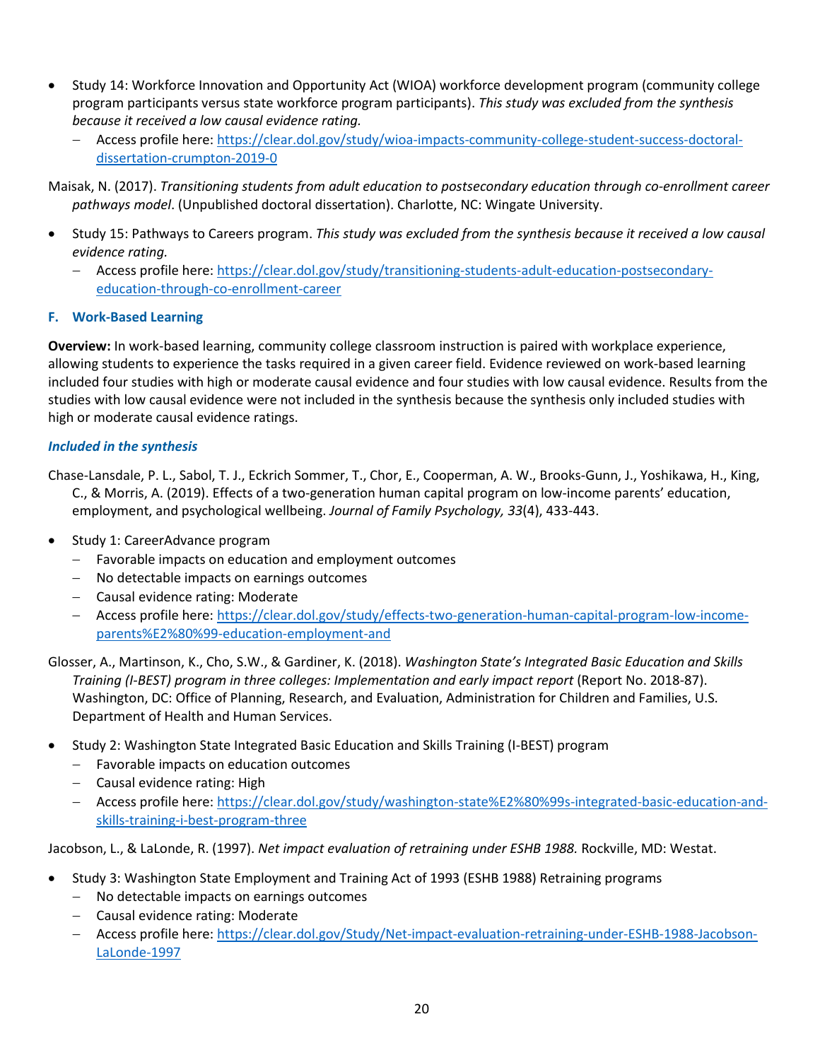- Study 14: Workforce Innovation and Opportunity Act (WIOA) workforce development program (community college program participants versus state workforce program participants). *This study was excluded from the synthesis because it received a low causal evidence rating.*
  - Access profile here: https://clear.dol.gov/study/wioa-impacts-community-college-student-success-doctoral-dissertation-crumpton-2019-0

Maisak, N. (2017). *Transitioning students from adult education to postsecondary education through co-enrollment career pathways model*. (Unpublished doctoral dissertation). Charlotte, NC: Wingate University.

- Study 15: Pathways to Careers program. *This study was excluded from the synthesis because it received a low causal evidence rating.*
  - Access profile here: https://clear.dol.gov/study/transitioning-students-adult-education-postsecondary-education-through-co-enrollment-career

### F. Work-Based Learning

**Overview:** In work-based learning, community college classroom instruction is paired with workplace experience, allowing students to experience the tasks required in a given career field. Evidence reviewed on work-based learning included four studies with high or moderate causal evidence and four studies with low causal evidence. Results from the studies with low causal evidence were not included in the synthesis because the synthesis only included studies with high or moderate causal evidence ratings.

#### *Included in the synthesis*

Chase-Lansdale, P. L., Sabol, T. J., Eckrich Sommer, T., Chor, E., Cooperman, A. W., Brooks-Gunn, J., Yoshikawa, H., King, C., & Morris, A. (2019). Effects of a two-generation human capital program on low-income parents' education, employment, and psychological wellbeing. *Journal of Family Psychology, 33*(4), 433-443.

- Study 1: CareerAdvance program
  - Favorable impacts on education and employment outcomes
  - No detectable impacts on earnings outcomes
  - Causal evidence rating: Moderate
  - Access profile here: https://clear.dol.gov/study/effects-two-generation-human-capital-program-low-income-parents%E2%80%99-education-employment-and

Glosser, A., Martinson, K., Cho, S.W., & Gardiner, K. (2018). *Washington State's Integrated Basic Education and Skills Training (I-BEST) program in three colleges: Implementation and early impact report* (Report No. 2018-87). Washington, DC: Office of Planning, Research, and Evaluation, Administration for Children and Families, U.S. Department of Health and Human Services.

- Study 2: Washington State Integrated Basic Education and Skills Training (I-BEST) program
  - Favorable impacts on education outcomes
  - Causal evidence rating: High
  - Access profile here: https://clear.dol.gov/study/washington-state%E2%80%99s-integrated-basic-education-and-skills-training-i-best-program-three

Jacobson, L., & LaLonde, R. (1997). *Net impact evaluation of retraining under ESHB 1988.* Rockville, MD: Westat.

- Study 3: Washington State Employment and Training Act of 1993 (ESHB 1988) Retraining programs
  - No detectable impacts on earnings outcomes
  - Causal evidence rating: Moderate
  - Access profile here: https://clear.dol.gov/Study/Net-impact-evaluation-retraining-under-ESHB-1988-Jacobson-LaLonde-1997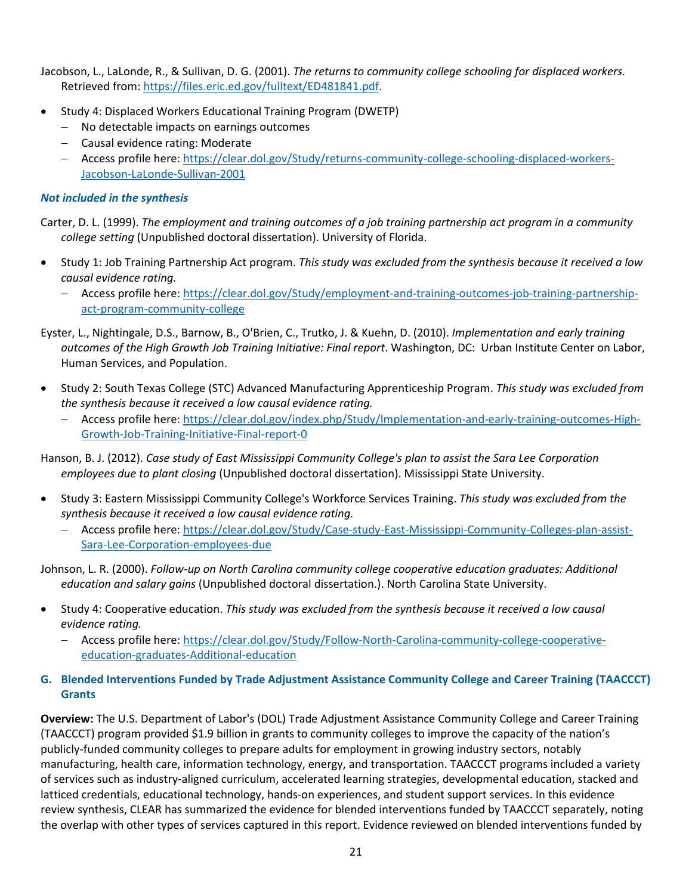Jacobson, L., LaLonde, R., & Sullivan, D. G. (2001). *The returns to community college schooling for displaced workers.* Retrieved from: https://files.eric.ed.gov/fulltext/ED481841.pdf.

- Study 4: Displaced Workers Educational Training Program (DWETP)
  - No detectable impacts on earnings outcomes
  - Causal evidence rating: Moderate
  - Access profile here: https://clear.dol.gov/Study/returns-community-college-schooling-displaced-workers-Jacobson-LaLonde-Sullivan-2001

***Not included in the synthesis***

Carter, D. L. (1999). *The employment and training outcomes of a job training partnership act program in a community college setting* (Unpublished doctoral dissertation). University of Florida.

- Study 1: Job Training Partnership Act program. *This study was excluded from the synthesis because it received a low causal evidence rating.*
  - Access profile here: https://clear.dol.gov/Study/employment-and-training-outcomes-job-training-partnership-act-program-community-college

Eyster, L., Nightingale, D.S., Barnow, B., O'Brien, C., Trutko, J. & Kuehn, D. (2010). *Implementation and early training outcomes of the High Growth Job Training Initiative: Final report*. Washington, DC: Urban Institute Center on Labor, Human Services, and Population.

- Study 2: South Texas College (STC) Advanced Manufacturing Apprenticeship Program. *This study was excluded from the synthesis because it received a low causal evidence rating.*
  - Access profile here: https://clear.dol.gov/index.php/Study/Implementation-and-early-training-outcomes-High-Growth-Job-Training-Initiative-Final-report-0

Hanson, B. J. (2012). *Case study of East Mississippi Community College's plan to assist the Sara Lee Corporation employees due to plant closing* (Unpublished doctoral dissertation). Mississippi State University.

- Study 3: Eastern Mississippi Community College's Workforce Services Training. *This study was excluded from the synthesis because it received a low causal evidence rating.*
  - Access profile here: https://clear.dol.gov/Study/Case-study-East-Mississippi-Community-Colleges-plan-assist-Sara-Lee-Corporation-employees-due

Johnson, L. R. (2000). *Follow-up on North Carolina community college cooperative education graduates: Additional education and salary gains* (Unpublished doctoral dissertation.). North Carolina State University.

- Study 4: Cooperative education. *This study was excluded from the synthesis because it received a low causal evidence rating.*
  - Access profile here: https://clear.dol.gov/Study/Follow-North-Carolina-community-college-cooperative-education-graduates-Additional-education

### G. Blended Interventions Funded by Trade Adjustment Assistance Community College and Career Training (TAACCCT) Grants

**Overview:** The U.S. Department of Labor's (DOL) Trade Adjustment Assistance Community College and Career Training (TAACCCT) program provided $1.9 billion in grants to community colleges to improve the capacity of the nation's publicly-funded community colleges to prepare adults for employment in growing industry sectors, notably manufacturing, health care, information technology, energy, and transportation. TAACCCT programs included a variety of services such as industry-aligned curriculum, accelerated learning strategies, developmental education, stacked and latticed credentials, educational technology, hands-on experiences, and student support services. In this evidence review synthesis, CLEAR has summarized the evidence for blended interventions funded by TAACCCT separately, noting the overlap with other types of services captured in this report. Evidence reviewed on blended interventions funded by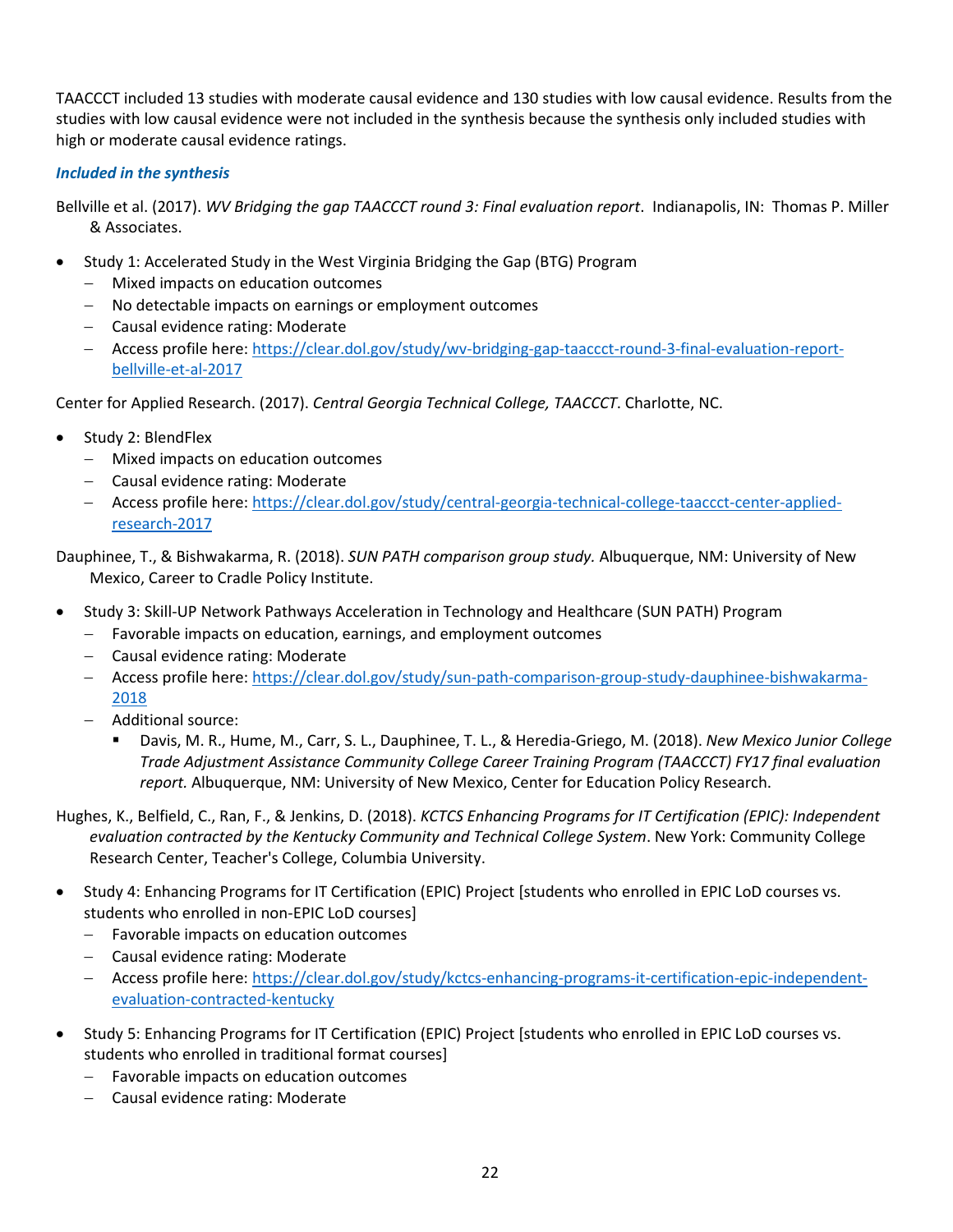TAACCCT included 13 studies with moderate causal evidence and 130 studies with low causal evidence. Results from the studies with low causal evidence were not included in the synthesis because the synthesis only included studies with high or moderate causal evidence ratings.

***Included in the synthesis***

Bellville et al. (2017). *WV Bridging the gap TAACCCT round 3: Final evaluation report*. Indianapolis, IN: Thomas P. Miller & Associates.

- Study 1: Accelerated Study in the West Virginia Bridging the Gap (BTG) Program
  - Mixed impacts on education outcomes
  - No detectable impacts on earnings or employment outcomes
  - Causal evidence rating: Moderate
  - Access profile here: [https://clear.dol.gov/study/wv-bridging-gap-taaccct-round-3-final-evaluation-report-bellville-et-al-2017](https://clear.dol.gov/study/wv-bridging-gap-taaccct-round-3-final-evaluation-report-bellville-et-al-2017)

Center for Applied Research. (2017). *Central Georgia Technical College, TAACCCT*. Charlotte, NC.

- Study 2: BlendFlex
  - Mixed impacts on education outcomes
  - Causal evidence rating: Moderate
  - Access profile here: [https://clear.dol.gov/study/central-georgia-technical-college-taaccct-center-applied-research-2017](https://clear.dol.gov/study/central-georgia-technical-college-taaccct-center-applied-research-2017)

Dauphinee, T., & Bishwakarma, R. (2018). *SUN PATH comparison group study.* Albuquerque, NM: University of New Mexico, Career to Cradle Policy Institute.

- Study 3: Skill-UP Network Pathways Acceleration in Technology and Healthcare (SUN PATH) Program
  - Favorable impacts on education, earnings, and employment outcomes
  - Causal evidence rating: Moderate
  - Access profile here: [https://clear.dol.gov/study/sun-path-comparison-group-study-dauphinee-bishwakarma-2018](https://clear.dol.gov/study/sun-path-comparison-group-study-dauphinee-bishwakarma-2018)
  - Additional source:
    - Davis, M. R., Hume, M., Carr, S. L., Dauphinee, T. L., & Heredia-Griego, M. (2018). *New Mexico Junior College Trade Adjustment Assistance Community College Career Training Program (TAACCCT) FY17 final evaluation report.* Albuquerque, NM: University of New Mexico, Center for Education Policy Research.

Hughes, K., Belfield, C., Ran, F., & Jenkins, D. (2018). *KCTCS Enhancing Programs for IT Certification (EPIC): Independent evaluation contracted by the Kentucky Community and Technical College System*. New York: Community College Research Center, Teacher's College, Columbia University.

- Study 4: Enhancing Programs for IT Certification (EPIC) Project [students who enrolled in EPIC LoD courses vs. students who enrolled in non-EPIC LoD courses]
  - Favorable impacts on education outcomes
  - Causal evidence rating: Moderate
  - Access profile here: [https://clear.dol.gov/study/kctcs-enhancing-programs-it-certification-epic-independent-evaluation-contracted-kentucky](https://clear.dol.gov/study/kctcs-enhancing-programs-it-certification-epic-independent-evaluation-contracted-kentucky)
- Study 5: Enhancing Programs for IT Certification (EPIC) Project [students who enrolled in EPIC LoD courses vs. students who enrolled in traditional format courses]
  - Favorable impacts on education outcomes
  - Causal evidence rating: Moderate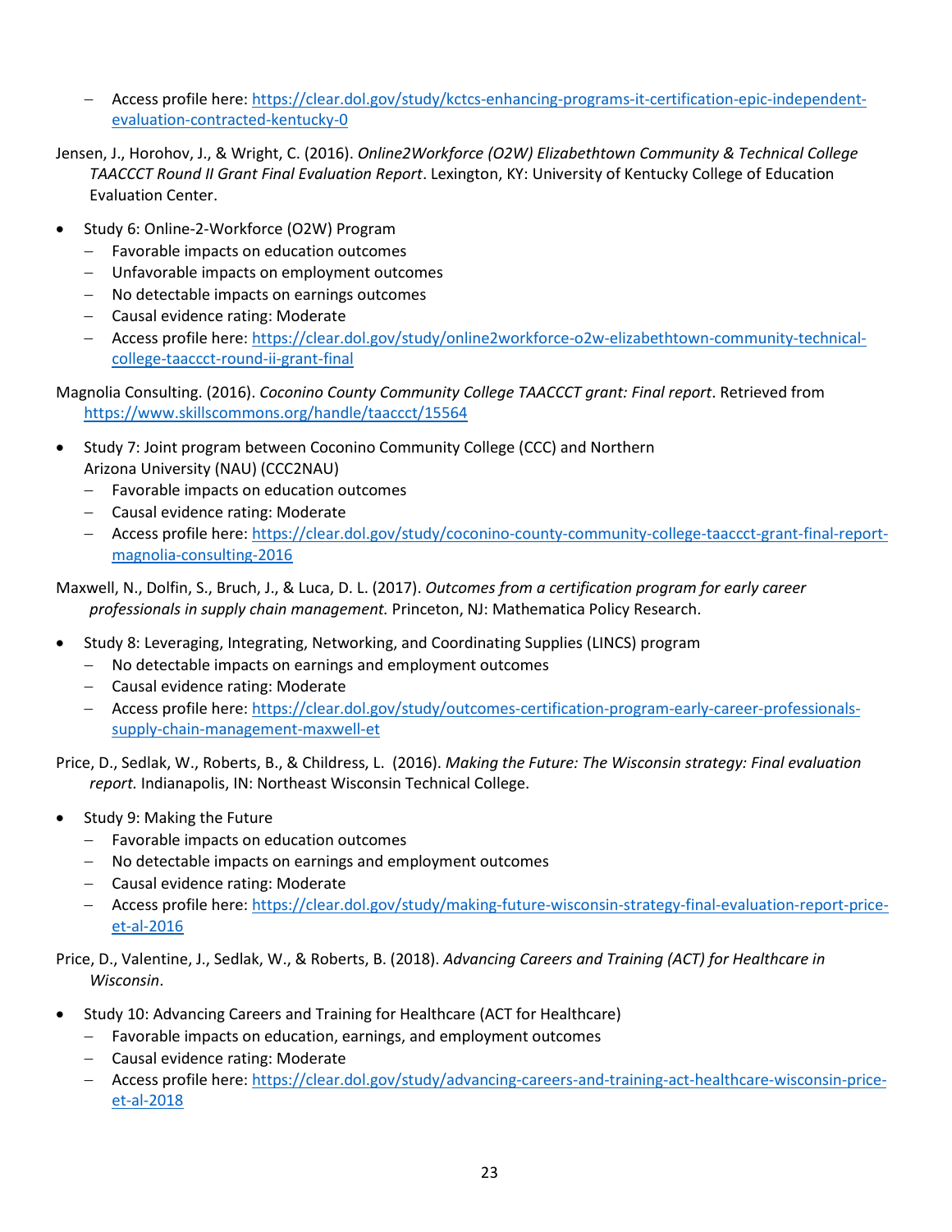- Access profile here: https://clear.dol.gov/study/kctcs-enhancing-programs-it-certification-epic-independent-evaluation-contracted-kentucky-0

Jensen, J., Horohov, J., & Wright, C. (2016). *Online2Workforce (O2W) Elizabethtown Community & Technical College TAACCCT Round II Grant Final Evaluation Report*. Lexington, KY: University of Kentucky College of Education Evaluation Center.

- Study 6: Online-2-Workforce (O2W) Program
  - Favorable impacts on education outcomes
  - Unfavorable impacts on employment outcomes
  - No detectable impacts on earnings outcomes
  - Causal evidence rating: Moderate
  - Access profile here: https://clear.dol.gov/study/online2workforce-o2w-elizabethtown-community-technical-college-taaccct-round-ii-grant-final

Magnolia Consulting. (2016). *Coconino County Community College TAACCCT grant: Final report*. Retrieved from https://www.skillscommons.org/handle/taaccct/15564

- Study 7: Joint program between Coconino Community College (CCC) and Northern Arizona University (NAU) (CCC2NAU)
  - Favorable impacts on education outcomes
  - Causal evidence rating: Moderate
  - Access profile here: https://clear.dol.gov/study/coconino-county-community-college-taaccct-grant-final-report-magnolia-consulting-2016

Maxwell, N., Dolfin, S., Bruch, J., & Luca, D. L. (2017). *Outcomes from a certification program for early career professionals in supply chain management.* Princeton, NJ: Mathematica Policy Research.

- Study 8: Leveraging, Integrating, Networking, and Coordinating Supplies (LINCS) program
  - No detectable impacts on earnings and employment outcomes
  - Causal evidence rating: Moderate
  - Access profile here: https://clear.dol.gov/study/outcomes-certification-program-early-career-professionals-supply-chain-management-maxwell-et

Price, D., Sedlak, W., Roberts, B., & Childress, L. (2016). *Making the Future: The Wisconsin strategy: Final evaluation report.* Indianapolis, IN: Northeast Wisconsin Technical College.

- Study 9: Making the Future
  - Favorable impacts on education outcomes
  - No detectable impacts on earnings and employment outcomes
  - Causal evidence rating: Moderate
  - Access profile here: https://clear.dol.gov/study/making-future-wisconsin-strategy-final-evaluation-report-price-et-al-2016

Price, D., Valentine, J., Sedlak, W., & Roberts, B. (2018). *Advancing Careers and Training (ACT) for Healthcare in Wisconsin*.

- Study 10: Advancing Careers and Training for Healthcare (ACT for Healthcare)
  - Favorable impacts on education, earnings, and employment outcomes
  - Causal evidence rating: Moderate
  - Access profile here: https://clear.dol.gov/study/advancing-careers-and-training-act-healthcare-wisconsin-price-et-al-2018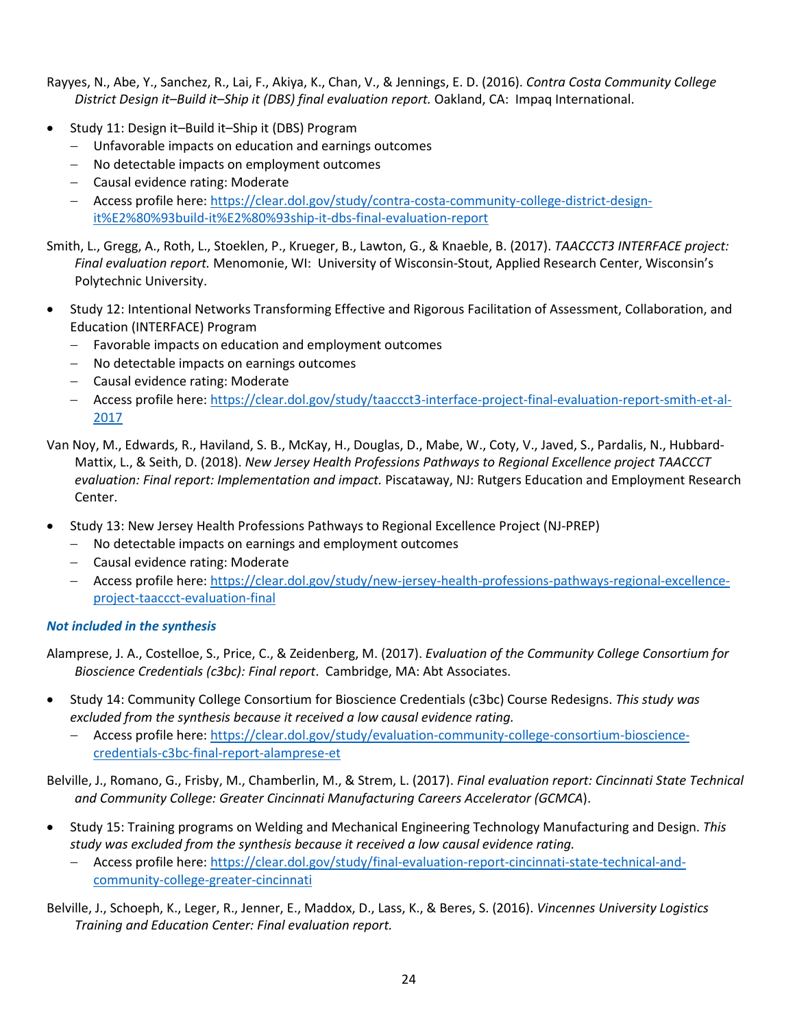Rayyes, N., Abe, Y., Sanchez, R., Lai, F., Akiya, K., Chan, V., & Jennings, E. D. (2016). *Contra Costa Community College District Design it–Build it–Ship it (DBS) final evaluation report.* Oakland, CA: Impaq International.

- Study 11: Design it–Build it–Ship it (DBS) Program
  - Unfavorable impacts on education and earnings outcomes
  - No detectable impacts on employment outcomes
  - Causal evidence rating: Moderate
  - Access profile here: [https://clear.dol.gov/study/contra-costa-community-college-district-design-it%E2%80%93build-it%E2%80%93ship-it-dbs-final-evaluation-report](https://clear.dol.gov/study/contra-costa-community-college-district-design-it%E2%80%93build-it%E2%80%93ship-it-dbs-final-evaluation-report)

Smith, L., Gregg, A., Roth, L., Stoeklen, P., Krueger, B., Lawton, G., & Knaeble, B. (2017). *TAACCCT3 INTERFACE project: Final evaluation report.* Menomonie, WI: University of Wisconsin-Stout, Applied Research Center, Wisconsin's Polytechnic University.

- Study 12: Intentional Networks Transforming Effective and Rigorous Facilitation of Assessment, Collaboration, and Education (INTERFACE) Program
  - Favorable impacts on education and employment outcomes
  - No detectable impacts on earnings outcomes
  - Causal evidence rating: Moderate
  - Access profile here: [https://clear.dol.gov/study/taaccct3-interface-project-final-evaluation-report-smith-et-al-2017](https://clear.dol.gov/study/taaccct3-interface-project-final-evaluation-report-smith-et-al-2017)

Van Noy, M., Edwards, R., Haviland, S. B., McKay, H., Douglas, D., Mabe, W., Coty, V., Javed, S., Pardalis, N., Hubbard-Mattix, L., & Seith, D. (2018). *New Jersey Health Professions Pathways to Regional Excellence project TAACCCT evaluation: Final report: Implementation and impact.* Piscataway, NJ: Rutgers Education and Employment Research Center.

- Study 13: New Jersey Health Professions Pathways to Regional Excellence Project (NJ-PREP)
  - No detectable impacts on earnings and employment outcomes
  - Causal evidence rating: Moderate
  - Access profile here: [https://clear.dol.gov/study/new-jersey-health-professions-pathways-regional-excellence-project-taaccct-evaluation-final](https://clear.dol.gov/study/new-jersey-health-professions-pathways-regional-excellence-project-taaccct-evaluation-final)

### *Not included in the synthesis*

Alamprese, J. A., Costelloe, S., Price, C., & Zeidenberg, M. (2017). *Evaluation of the Community College Consortium for Bioscience Credentials (c3bc): Final report*. Cambridge, MA: Abt Associates.

- Study 14: Community College Consortium for Bioscience Credentials (c3bc) Course Redesigns. *This study was excluded from the synthesis because it received a low causal evidence rating.*
  - Access profile here: [https://clear.dol.gov/study/evaluation-community-college-consortium-bioscience-credentials-c3bc-final-report-alamprese-et](https://clear.dol.gov/study/evaluation-community-college-consortium-bioscience-credentials-c3bc-final-report-alamprese-et)

Belville, J., Romano, G., Frisby, M., Chamberlin, M., & Strem, L. (2017). *Final evaluation report: Cincinnati State Technical and Community College: Greater Cincinnati Manufacturing Careers Accelerator (GCMCA*).

- Study 15: Training programs on Welding and Mechanical Engineering Technology Manufacturing and Design. *This study was excluded from the synthesis because it received a low causal evidence rating.*
  - Access profile here: [https://clear.dol.gov/study/final-evaluation-report-cincinnati-state-technical-and-community-college-greater-cincinnati](https://clear.dol.gov/study/final-evaluation-report-cincinnati-state-technical-and-community-college-greater-cincinnati)

Belville, J., Schoeph, K., Leger, R., Jenner, E., Maddox, D., Lass, K., & Beres, S. (2016). *Vincennes University Logistics Training and Education Center: Final evaluation report.*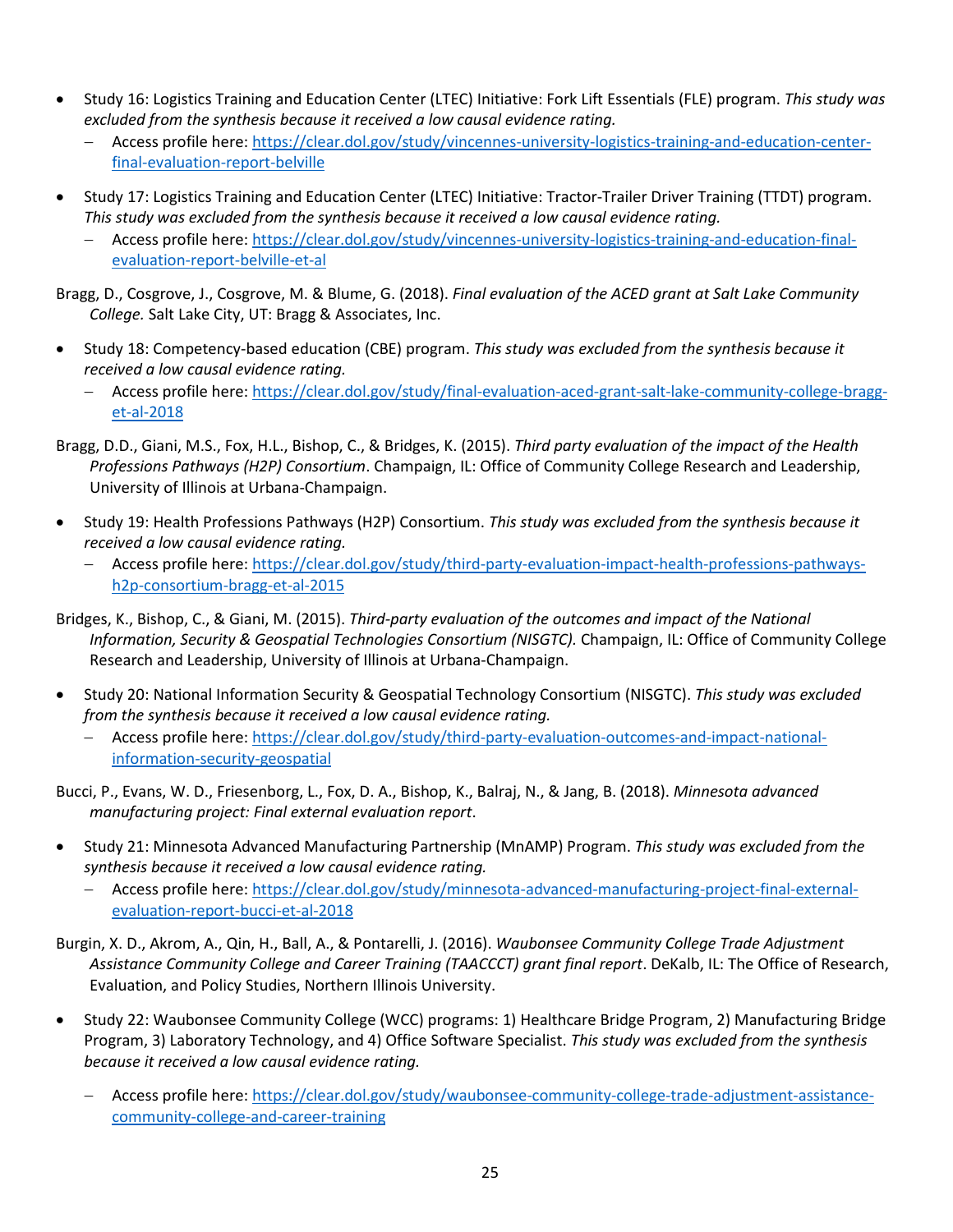- Study 16: Logistics Training and Education Center (LTEC) Initiative: Fork Lift Essentials (FLE) program. *This study was excluded from the synthesis because it received a low causal evidence rating.*
  - Access profile here: https://clear.dol.gov/study/vincennes-university-logistics-training-and-education-center-final-evaluation-report-belville

- Study 17: Logistics Training and Education Center (LTEC) Initiative: Tractor-Trailer Driver Training (TTDT) program. *This study was excluded from the synthesis because it received a low causal evidence rating.*
  - Access profile here: https://clear.dol.gov/study/vincennes-university-logistics-training-and-education-final-evaluation-report-belville-et-al

Bragg, D., Cosgrove, J., Cosgrove, M. & Blume, G. (2018). *Final evaluation of the ACED grant at Salt Lake Community College.* Salt Lake City, UT: Bragg & Associates, Inc.

- Study 18: Competency-based education (CBE) program. *This study was excluded from the synthesis because it received a low causal evidence rating.*
  - Access profile here: https://clear.dol.gov/study/final-evaluation-aced-grant-salt-lake-community-college-bragg-et-al-2018

Bragg, D.D., Giani, M.S., Fox, H.L., Bishop, C., & Bridges, K. (2015). *Third party evaluation of the impact of the Health Professions Pathways (H2P) Consortium*. Champaign, IL: Office of Community College Research and Leadership, University of Illinois at Urbana-Champaign.

- Study 19: Health Professions Pathways (H2P) Consortium. *This study was excluded from the synthesis because it received a low causal evidence rating.*
  - Access profile here: https://clear.dol.gov/study/third-party-evaluation-impact-health-professions-pathways-h2p-consortium-bragg-et-al-2015

Bridges, K., Bishop, C., & Giani, M. (2015). *Third-party evaluation of the outcomes and impact of the National Information, Security & Geospatial Technologies Consortium (NISGTC).* Champaign, IL: Office of Community College Research and Leadership, University of Illinois at Urbana-Champaign.

- Study 20: National Information Security & Geospatial Technology Consortium (NISGTC). *This study was excluded from the synthesis because it received a low causal evidence rating.*
  - Access profile here: https://clear.dol.gov/study/third-party-evaluation-outcomes-and-impact-national-information-security-geospatial

Bucci, P., Evans, W. D., Friesenborg, L., Fox, D. A., Bishop, K., Balraj, N., & Jang, B. (2018). *Minnesota advanced manufacturing project: Final external evaluation report*.

- Study 21: Minnesota Advanced Manufacturing Partnership (MnAMP) Program. *This study was excluded from the synthesis because it received a low causal evidence rating.*
  - Access profile here: https://clear.dol.gov/study/minnesota-advanced-manufacturing-project-final-external-evaluation-report-bucci-et-al-2018

Burgin, X. D., Akrom, A., Qin, H., Ball, A., & Pontarelli, J. (2016). *Waubonsee Community College Trade Adjustment Assistance Community College and Career Training (TAACCCT) grant final report*. DeKalb, IL: The Office of Research, Evaluation, and Policy Studies, Northern Illinois University.

- Study 22: Waubonsee Community College (WCC) programs: 1) Healthcare Bridge Program, 2) Manufacturing Bridge Program, 3) Laboratory Technology, and 4) Office Software Specialist. *This study was excluded from the synthesis because it received a low causal evidence rating.*
  - Access profile here: https://clear.dol.gov/study/waubonsee-community-college-trade-adjustment-assistance-community-college-and-career-training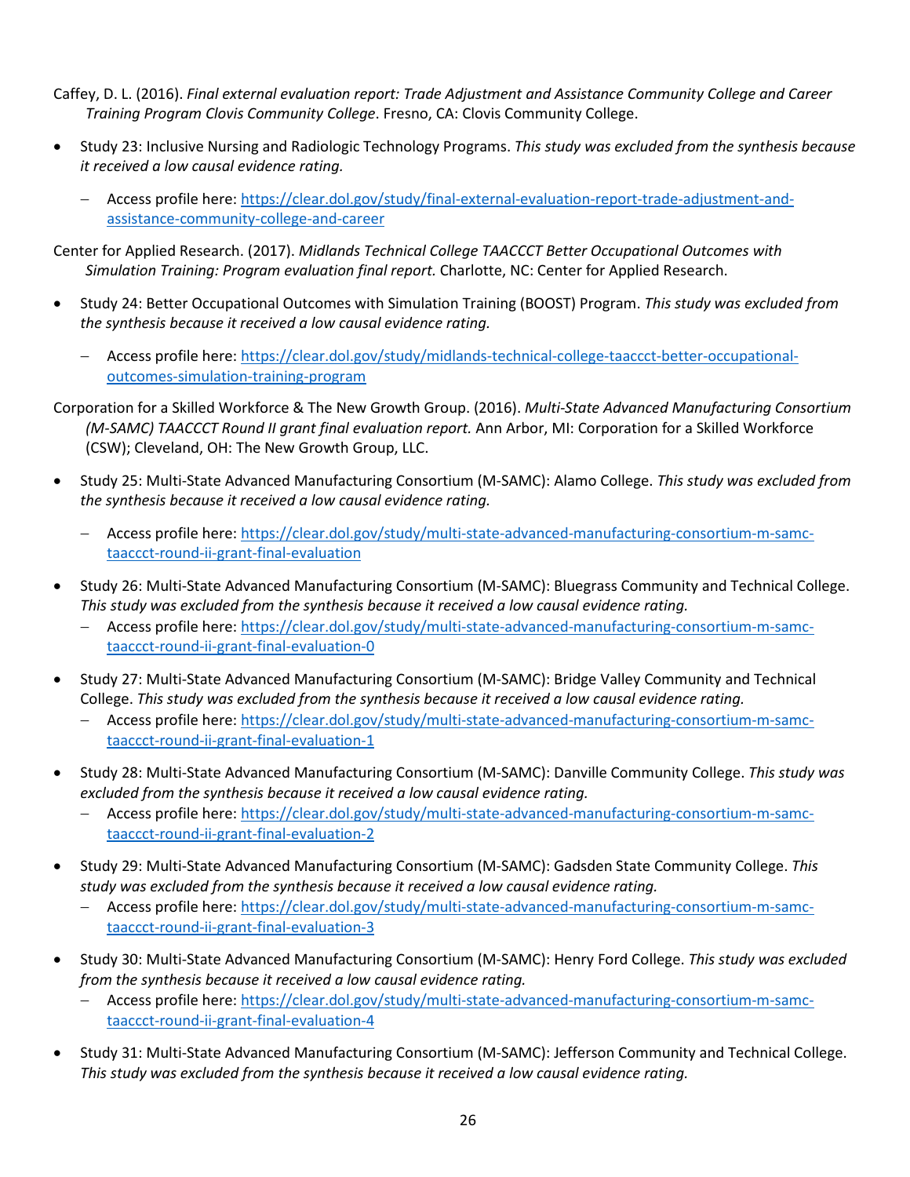Caffey, D. L. (2016). *Final external evaluation report: Trade Adjustment and Assistance Community College and Career Training Program Clovis Community College*. Fresno, CA: Clovis Community College.

- Study 23: Inclusive Nursing and Radiologic Technology Programs. *This study was excluded from the synthesis because it received a low causal evidence rating.*
  - Access profile here: https://clear.dol.gov/study/final-external-evaluation-report-trade-adjustment-and-assistance-community-college-and-career

Center for Applied Research. (2017). *Midlands Technical College TAACCCT Better Occupational Outcomes with Simulation Training: Program evaluation final report.* Charlotte, NC: Center for Applied Research.

- Study 24: Better Occupational Outcomes with Simulation Training (BOOST) Program. *This study was excluded from the synthesis because it received a low causal evidence rating.*
  - Access profile here: https://clear.dol.gov/study/midlands-technical-college-taaccct-better-occupational-outcomes-simulation-training-program

Corporation for a Skilled Workforce & The New Growth Group. (2016). *Multi-State Advanced Manufacturing Consortium (M-SAMC) TAACCCT Round II grant final evaluation report.* Ann Arbor, MI: Corporation for a Skilled Workforce (CSW); Cleveland, OH: The New Growth Group, LLC.

- Study 25: Multi-State Advanced Manufacturing Consortium (M-SAMC): Alamo College. *This study was excluded from the synthesis because it received a low causal evidence rating.*
  - Access profile here: https://clear.dol.gov/study/multi-state-advanced-manufacturing-consortium-m-samc-taaccct-round-ii-grant-final-evaluation
- Study 26: Multi-State Advanced Manufacturing Consortium (M-SAMC): Bluegrass Community and Technical College. *This study was excluded from the synthesis because it received a low causal evidence rating.*
  - Access profile here: https://clear.dol.gov/study/multi-state-advanced-manufacturing-consortium-m-samc-taaccct-round-ii-grant-final-evaluation-0
- Study 27: Multi-State Advanced Manufacturing Consortium (M-SAMC): Bridge Valley Community and Technical College. *This study was excluded from the synthesis because it received a low causal evidence rating.*
  - Access profile here: https://clear.dol.gov/study/multi-state-advanced-manufacturing-consortium-m-samc-taaccct-round-ii-grant-final-evaluation-1
- Study 28: Multi-State Advanced Manufacturing Consortium (M-SAMC): Danville Community College. *This study was excluded from the synthesis because it received a low causal evidence rating.*
  - Access profile here: https://clear.dol.gov/study/multi-state-advanced-manufacturing-consortium-m-samc-taaccct-round-ii-grant-final-evaluation-2
- Study 29: Multi-State Advanced Manufacturing Consortium (M-SAMC): Gadsden State Community College. *This study was excluded from the synthesis because it received a low causal evidence rating.*
  - Access profile here: https://clear.dol.gov/study/multi-state-advanced-manufacturing-consortium-m-samc-taaccct-round-ii-grant-final-evaluation-3
- Study 30: Multi-State Advanced Manufacturing Consortium (M-SAMC): Henry Ford College. *This study was excluded from the synthesis because it received a low causal evidence rating.*
  - Access profile here: https://clear.dol.gov/study/multi-state-advanced-manufacturing-consortium-m-samc-taaccct-round-ii-grant-final-evaluation-4
- Study 31: Multi-State Advanced Manufacturing Consortium (M-SAMC): Jefferson Community and Technical College. *This study was excluded from the synthesis because it received a low causal evidence rating.*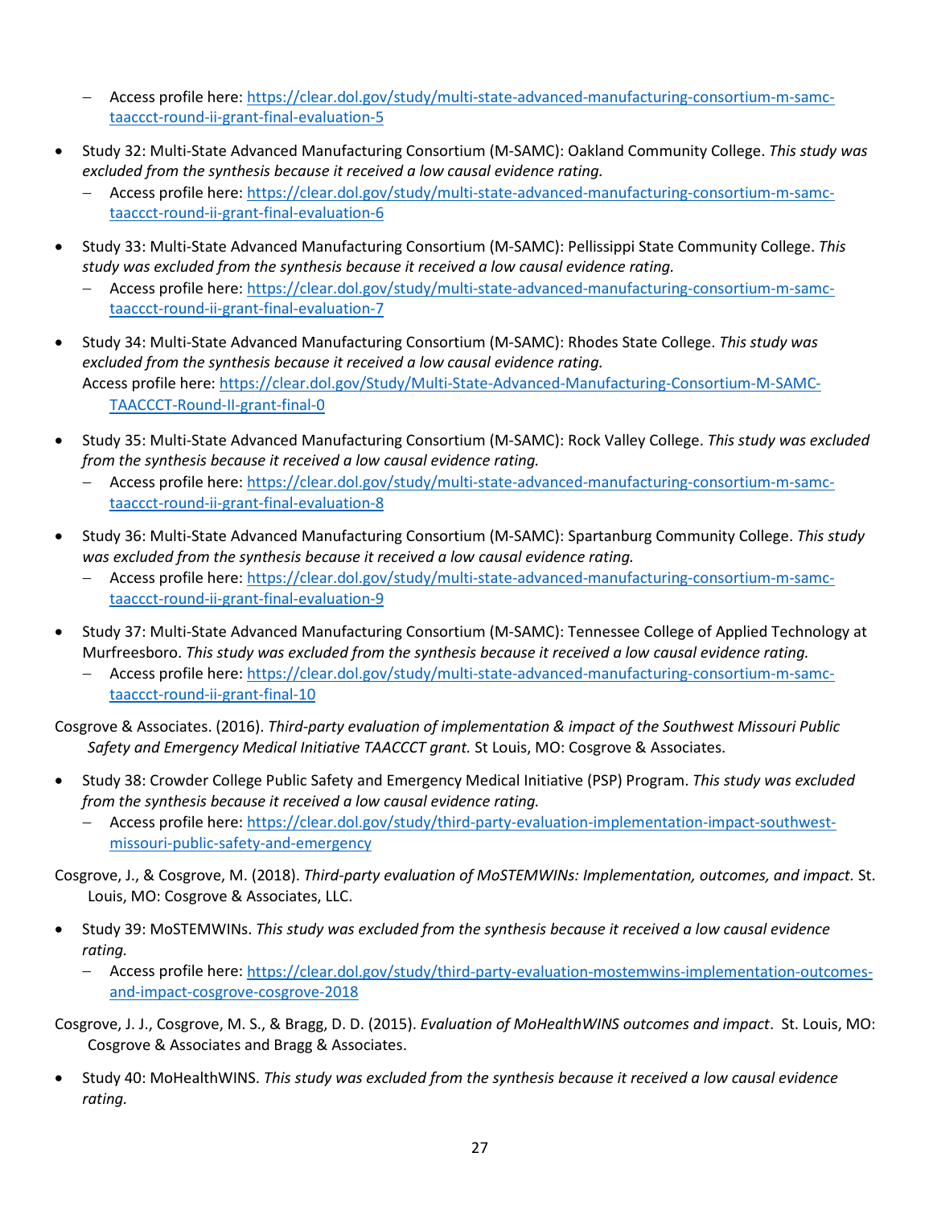- Access profile here: https://clear.dol.gov/study/multi-state-advanced-manufacturing-consortium-m-samc-taaccct-round-ii-grant-final-evaluation-5

- Study 32: Multi-State Advanced Manufacturing Consortium (M-SAMC): Oakland Community College. *This study was excluded from the synthesis because it received a low causal evidence rating.*
  - Access profile here: https://clear.dol.gov/study/multi-state-advanced-manufacturing-consortium-m-samc-taaccct-round-ii-grant-final-evaluation-6

- Study 33: Multi-State Advanced Manufacturing Consortium (M-SAMC): Pellissippi State Community College. *This study was excluded from the synthesis because it received a low causal evidence rating.*
  - Access profile here: https://clear.dol.gov/study/multi-state-advanced-manufacturing-consortium-m-samc-taaccct-round-ii-grant-final-evaluation-7

- Study 34: Multi-State Advanced Manufacturing Consortium (M-SAMC): Rhodes State College. *This study was excluded from the synthesis because it received a low causal evidence rating.*
  Access profile here: https://clear.dol.gov/Study/Multi-State-Advanced-Manufacturing-Consortium-M-SAMC-TAACCCT-Round-II-grant-final-0

- Study 35: Multi-State Advanced Manufacturing Consortium (M-SAMC): Rock Valley College. *This study was excluded from the synthesis because it received a low causal evidence rating.*
  - Access profile here: https://clear.dol.gov/study/multi-state-advanced-manufacturing-consortium-m-samc-taaccct-round-ii-grant-final-evaluation-8

- Study 36: Multi-State Advanced Manufacturing Consortium (M-SAMC): Spartanburg Community College. *This study was excluded from the synthesis because it received a low causal evidence rating.*
  - Access profile here: https://clear.dol.gov/study/multi-state-advanced-manufacturing-consortium-m-samc-taaccct-round-ii-grant-final-evaluation-9

- Study 37: Multi-State Advanced Manufacturing Consortium (M-SAMC): Tennessee College of Applied Technology at Murfreesboro. *This study was excluded from the synthesis because it received a low causal evidence rating.*
  - Access profile here: https://clear.dol.gov/study/multi-state-advanced-manufacturing-consortium-m-samc-taaccct-round-ii-grant-final-10

Cosgrove & Associates. (2016). *Third-party evaluation of implementation & impact of the Southwest Missouri Public Safety and Emergency Medical Initiative TAACCCT grant.* St Louis, MO: Cosgrove & Associates.

- Study 38: Crowder College Public Safety and Emergency Medical Initiative (PSP) Program. *This study was excluded from the synthesis because it received a low causal evidence rating.*
  - Access profile here: https://clear.dol.gov/study/third-party-evaluation-implementation-impact-southwest-missouri-public-safety-and-emergency

Cosgrove, J., & Cosgrove, M. (2018). *Third-party evaluation of MoSTEMWINs: Implementation, outcomes, and impact.* St. Louis, MO: Cosgrove & Associates, LLC.

- Study 39: MoSTEMWINs. *This study was excluded from the synthesis because it received a low causal evidence rating.*
  - Access profile here: https://clear.dol.gov/study/third-party-evaluation-mostemwins-implementation-outcomes-and-impact-cosgrove-cosgrove-2018

Cosgrove, J. J., Cosgrove, M. S., & Bragg, D. D. (2015). *Evaluation of MoHealthWINS outcomes and impact*. St. Louis, MO: Cosgrove & Associates and Bragg & Associates.

- Study 40: MoHealthWINS. *This study was excluded from the synthesis because it received a low causal evidence rating.*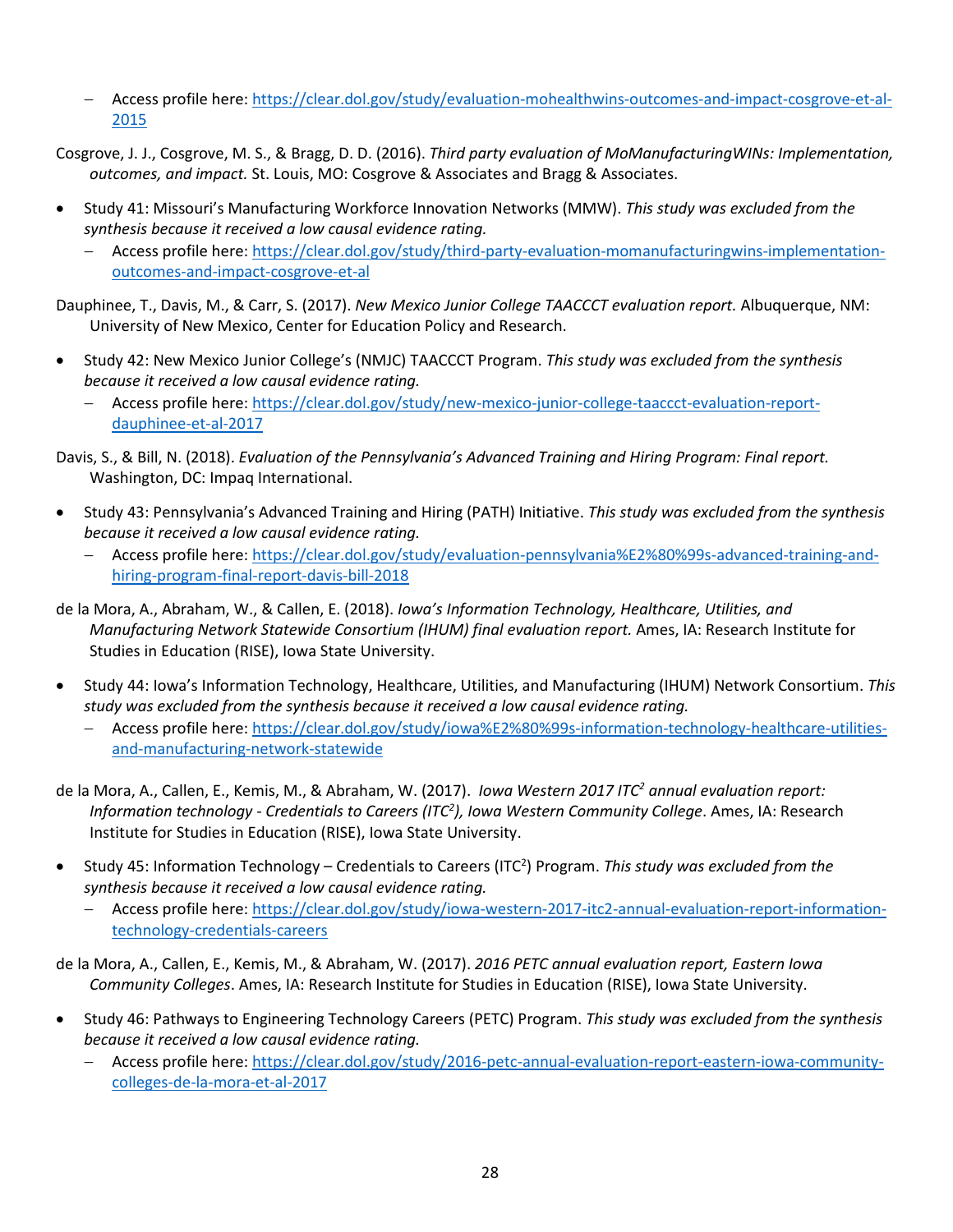- Access profile here: https://clear.dol.gov/study/evaluation-mohealthwins-outcomes-and-impact-cosgrove-et-al-2015

Cosgrove, J. J., Cosgrove, M. S., & Bragg, D. D. (2016). *Third party evaluation of MoManufacturingWINs: Implementation, outcomes, and impact.* St. Louis, MO: Cosgrove & Associates and Bragg & Associates.

- Study 41: Missouri's Manufacturing Workforce Innovation Networks (MMW). *This study was excluded from the synthesis because it received a low causal evidence rating.*
  - Access profile here: https://clear.dol.gov/study/third-party-evaluation-momanufacturingwins-implementation-outcomes-and-impact-cosgrove-et-al

Dauphinee, T., Davis, M., & Carr, S. (2017). *New Mexico Junior College TAACCCT evaluation report.* Albuquerque, NM: University of New Mexico, Center for Education Policy and Research.

- Study 42: New Mexico Junior College's (NMJC) TAACCCT Program. *This study was excluded from the synthesis because it received a low causal evidence rating.*
  - Access profile here: https://clear.dol.gov/study/new-mexico-junior-college-taaccct-evaluation-report-dauphinee-et-al-2017

Davis, S., & Bill, N. (2018). *Evaluation of the Pennsylvania's Advanced Training and Hiring Program: Final report.* Washington, DC: Impaq International.

- Study 43: Pennsylvania's Advanced Training and Hiring (PATH) Initiative. *This study was excluded from the synthesis because it received a low causal evidence rating.*
  - Access profile here: https://clear.dol.gov/study/evaluation-pennsylvania%E2%80%99s-advanced-training-and-hiring-program-final-report-davis-bill-2018

de la Mora, A., Abraham, W., & Callen, E. (2018). *Iowa's Information Technology, Healthcare, Utilities, and Manufacturing Network Statewide Consortium (IHUM) final evaluation report.* Ames, IA: Research Institute for Studies in Education (RISE), Iowa State University.

- Study 44: Iowa's Information Technology, Healthcare, Utilities, and Manufacturing (IHUM) Network Consortium. *This study was excluded from the synthesis because it received a low causal evidence rating.*
  - Access profile here: https://clear.dol.gov/study/iowa%E2%80%99s-information-technology-healthcare-utilities-and-manufacturing-network-statewide

de la Mora, A., Callen, E., Kemis, M., & Abraham, W. (2017). *Iowa Western 2017 ITC[2] annual evaluation report: Information technology - Credentials to Careers (ITC[2]), Iowa Western Community College*. Ames, IA: Research Institute for Studies in Education (RISE), Iowa State University.

- Study 45: Information Technology – Credentials to Careers (ITC[2]) Program. *This study was excluded from the synthesis because it received a low causal evidence rating.*
  - Access profile here: https://clear.dol.gov/study/iowa-western-2017-itc2-annual-evaluation-report-information-technology-credentials-careers

de la Mora, A., Callen, E., Kemis, M., & Abraham, W. (2017). *2016 PETC annual evaluation report, Eastern Iowa Community Colleges*. Ames, IA: Research Institute for Studies in Education (RISE), Iowa State University.

- Study 46: Pathways to Engineering Technology Careers (PETC) Program. *This study was excluded from the synthesis because it received a low causal evidence rating.*
  - Access profile here: https://clear.dol.gov/study/2016-petc-annual-evaluation-report-eastern-iowa-community-colleges-de-la-mora-et-al-2017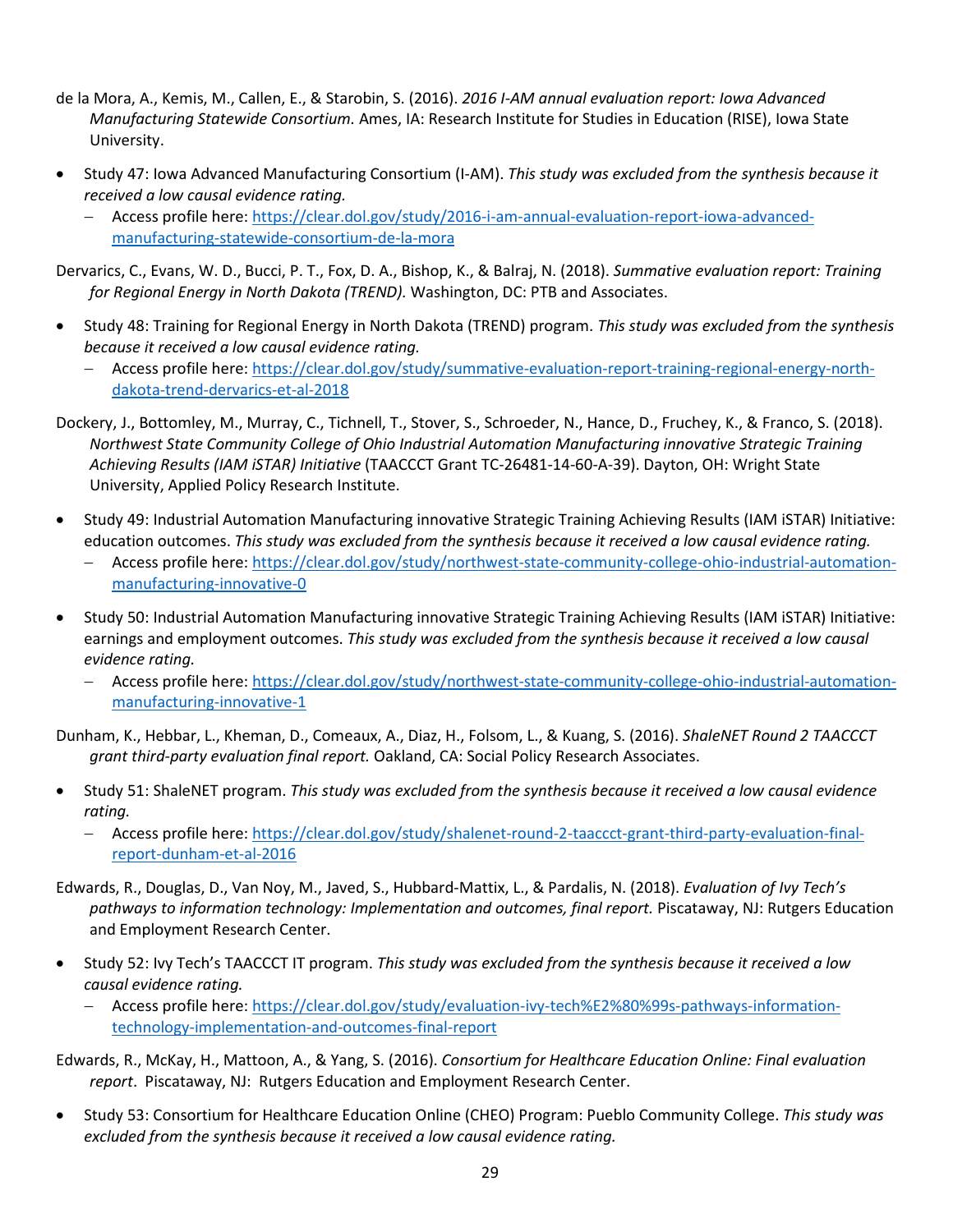de la Mora, A., Kemis, M., Callen, E., & Starobin, S. (2016). *2016 I-AM annual evaluation report: Iowa Advanced Manufacturing Statewide Consortium.* Ames, IA: Research Institute for Studies in Education (RISE), Iowa State University.

- Study 47: Iowa Advanced Manufacturing Consortium (I-AM). *This study was excluded from the synthesis because it received a low causal evidence rating.*
  - Access profile here: https://clear.dol.gov/study/2016-i-am-annual-evaluation-report-iowa-advanced-manufacturing-statewide-consortium-de-la-mora

Dervarics, C., Evans, W. D., Bucci, P. T., Fox, D. A., Bishop, K., & Balraj, N. (2018). *Summative evaluation report: Training for Regional Energy in North Dakota (TREND).* Washington, DC: PTB and Associates.

- Study 48: Training for Regional Energy in North Dakota (TREND) program. *This study was excluded from the synthesis because it received a low causal evidence rating.*
  - Access profile here: https://clear.dol.gov/study/summative-evaluation-report-training-regional-energy-north-dakota-trend-dervarics-et-al-2018

Dockery, J., Bottomley, M., Murray, C., Tichnell, T., Stover, S., Schroeder, N., Hance, D., Fruchey, K., & Franco, S. (2018). *Northwest State Community College of Ohio Industrial Automation Manufacturing innovative Strategic Training Achieving Results (IAM iSTAR) Initiative* (TAACCCT Grant TC-26481-14-60-A-39). Dayton, OH: Wright State University, Applied Policy Research Institute.

- Study 49: Industrial Automation Manufacturing innovative Strategic Training Achieving Results (IAM iSTAR) Initiative: education outcomes. *This study was excluded from the synthesis because it received a low causal evidence rating.*
  - Access profile here: https://clear.dol.gov/study/northwest-state-community-college-ohio-industrial-automation-manufacturing-innovative-0

- Study 50: Industrial Automation Manufacturing innovative Strategic Training Achieving Results (IAM iSTAR) Initiative: earnings and employment outcomes. *This study was excluded from the synthesis because it received a low causal evidence rating.*
  - Access profile here: https://clear.dol.gov/study/northwest-state-community-college-ohio-industrial-automation-manufacturing-innovative-1

Dunham, K., Hebbar, L., Kheman, D., Comeaux, A., Diaz, H., Folsom, L., & Kuang, S. (2016). *ShaleNET Round 2 TAACCCT grant third-party evaluation final report.* Oakland, CA: Social Policy Research Associates.

- Study 51: ShaleNET program. *This study was excluded from the synthesis because it received a low causal evidence rating.*
  - Access profile here: https://clear.dol.gov/study/shalenet-round-2-taaccct-grant-third-party-evaluation-final-report-dunham-et-al-2016

Edwards, R., Douglas, D., Van Noy, M., Javed, S., Hubbard-Mattix, L., & Pardalis, N. (2018). *Evaluation of Ivy Tech's pathways to information technology: Implementation and outcomes, final report.* Piscataway, NJ: Rutgers Education and Employment Research Center.

- Study 52: Ivy Tech's TAACCCT IT program. *This study was excluded from the synthesis because it received a low causal evidence rating.*
  - Access profile here: https://clear.dol.gov/study/evaluation-ivy-tech%E2%80%99s-pathways-information-technology-implementation-and-outcomes-final-report

Edwards, R., McKay, H., Mattoon, A., & Yang, S. (2016). *Consortium for Healthcare Education Online: Final evaluation report*. Piscataway, NJ: Rutgers Education and Employment Research Center.

- Study 53: Consortium for Healthcare Education Online (CHEO) Program: Pueblo Community College. *This study was excluded from the synthesis because it received a low causal evidence rating.*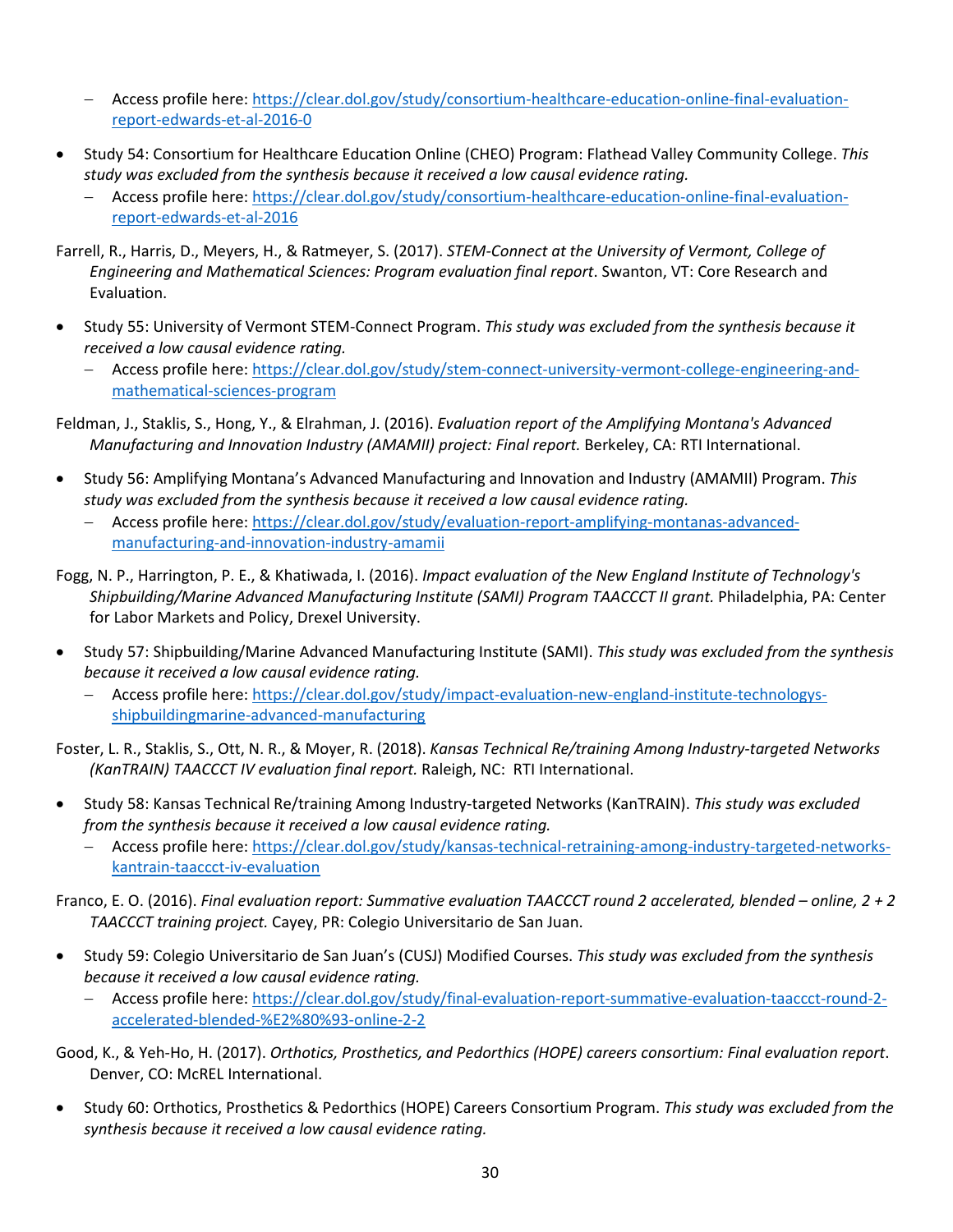- Access profile here: [https://clear.dol.gov/study/consortium-healthcare-education-online-final-evaluation-report-edwards-et-al-2016-0](https://clear.dol.gov/study/consortium-healthcare-education-online-final-evaluation-report-edwards-et-al-2016-0)

- Study 54: Consortium for Healthcare Education Online (CHEO) Program: Flathead Valley Community College. *This study was excluded from the synthesis because it received a low causal evidence rating.*
  - Access profile here: [https://clear.dol.gov/study/consortium-healthcare-education-online-final-evaluation-report-edwards-et-al-2016](https://clear.dol.gov/study/consortium-healthcare-education-online-final-evaluation-report-edwards-et-al-2016)

Farrell, R., Harris, D., Meyers, H., & Ratmeyer, S. (2017). *STEM-Connect at the University of Vermont, College of Engineering and Mathematical Sciences: Program evaluation final report*. Swanton, VT: Core Research and Evaluation.

- Study 55: University of Vermont STEM-Connect Program. *This study was excluded from the synthesis because it received a low causal evidence rating.*
  - Access profile here: [https://clear.dol.gov/study/stem-connect-university-vermont-college-engineering-and-mathematical-sciences-program](https://clear.dol.gov/study/stem-connect-university-vermont-college-engineering-and-mathematical-sciences-program)

Feldman, J., Staklis, S., Hong, Y., & Elrahman, J. (2016). *Evaluation report of the Amplifying Montana's Advanced Manufacturing and Innovation Industry (AMAMII) project: Final report.* Berkeley, CA: RTI International.

- Study 56: Amplifying Montana's Advanced Manufacturing and Innovation and Industry (AMAMII) Program. *This study was excluded from the synthesis because it received a low causal evidence rating.*
  - Access profile here: [https://clear.dol.gov/study/evaluation-report-amplifying-montanas-advanced-manufacturing-and-innovation-industry-amamii](https://clear.dol.gov/study/evaluation-report-amplifying-montanas-advanced-manufacturing-and-innovation-industry-amamii)

Fogg, N. P., Harrington, P. E., & Khatiwada, I. (2016). *Impact evaluation of the New England Institute of Technology's Shipbuilding/Marine Advanced Manufacturing Institute (SAMI) Program TAACCCT II grant.* Philadelphia, PA: Center for Labor Markets and Policy, Drexel University.

- Study 57: Shipbuilding/Marine Advanced Manufacturing Institute (SAMI). *This study was excluded from the synthesis because it received a low causal evidence rating.*
  - Access profile here: [https://clear.dol.gov/study/impact-evaluation-new-england-institute-technologys-shipbuildingmarine-advanced-manufacturing](https://clear.dol.gov/study/impact-evaluation-new-england-institute-technologys-shipbuildingmarine-advanced-manufacturing)

Foster, L. R., Staklis, S., Ott, N. R., & Moyer, R. (2018). *Kansas Technical Re/training Among Industry-targeted Networks (KanTRAIN) TAACCCT IV evaluation final report.* Raleigh, NC: RTI International.

- Study 58: Kansas Technical Re/training Among Industry-targeted Networks (KanTRAIN). *This study was excluded from the synthesis because it received a low causal evidence rating.*
  - Access profile here: [https://clear.dol.gov/study/kansas-technical-retraining-among-industry-targeted-networks-kantrain-taaccct-iv-evaluation](https://clear.dol.gov/study/kansas-technical-retraining-among-industry-targeted-networks-kantrain-taaccct-iv-evaluation)

Franco, E. O. (2016). *Final evaluation report: Summative evaluation TAACCCT round 2 accelerated, blended – online, 2 + 2 TAACCCT training project.* Cayey, PR: Colegio Universitario de San Juan.

- Study 59: Colegio Universitario de San Juan's (CUSJ) Modified Courses. *This study was excluded from the synthesis because it received a low causal evidence rating.*
  - Access profile here: [https://clear.dol.gov/study/final-evaluation-report-summative-evaluation-taaccct-round-2-accelerated-blended-%E2%80%93-online-2-2](https://clear.dol.gov/study/final-evaluation-report-summative-evaluation-taaccct-round-2-accelerated-blended-%E2%80%93-online-2-2)

Good, K., & Yeh-Ho, H. (2017). *Orthotics, Prosthetics, and Pedorthics (HOPE) careers consortium: Final evaluation report*. Denver, CO: McREL International.

- Study 60: Orthotics, Prosthetics & Pedorthics (HOPE) Careers Consortium Program. *This study was excluded from the synthesis because it received a low causal evidence rating.*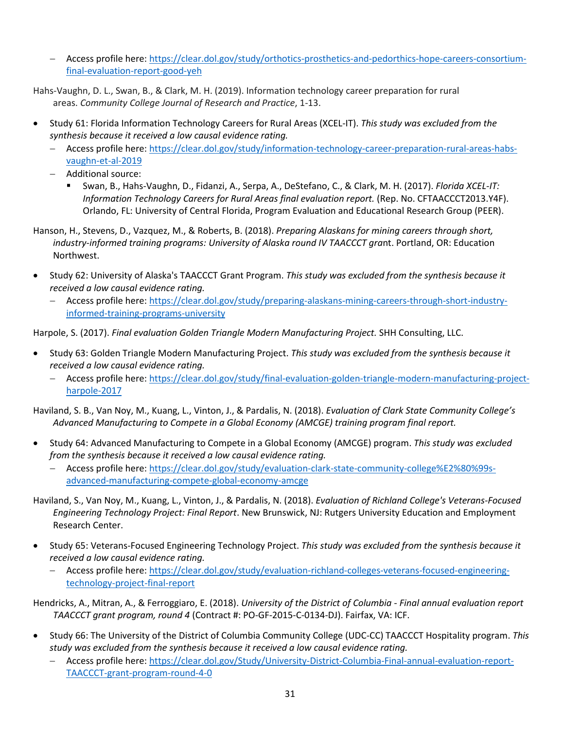- Access profile here: https://clear.dol.gov/study/orthotics-prosthetics-and-pedorthics-hope-careers-consortium-final-evaluation-report-good-yeh

Hahs-Vaughn, D. L., Swan, B., & Clark, M. H. (2019). Information technology career preparation for rural areas. *Community College Journal of Research and Practice*, 1-13.

- Study 61: Florida Information Technology Careers for Rural Areas (XCEL-IT). *This study was excluded from the synthesis because it received a low causal evidence rating.*
  - Access profile here: https://clear.dol.gov/study/information-technology-career-preparation-rural-areas-habs-vaughn-et-al-2019
  - Additional source:
    - Swan, B., Hahs-Vaughn, D., Fidanzi, A., Serpa, A., DeStefano, C., & Clark, M. H. (2017). *Florida XCEL-IT: Information Technology Careers for Rural Areas final evaluation report.* (Rep. No. CFTAACCCT2013.Y4F). Orlando, FL: University of Central Florida, Program Evaluation and Educational Research Group (PEER).

Hanson, H., Stevens, D., Vazquez, M., & Roberts, B. (2018). *Preparing Alaskans for mining careers through short, industry-informed training programs: University of Alaska round IV TAACCCT gran*t. Portland, OR: Education Northwest.

- Study 62: University of Alaska's TAACCCT Grant Program. *This study was excluded from the synthesis because it received a low causal evidence rating.*
  - Access profile here: https://clear.dol.gov/study/preparing-alaskans-mining-careers-through-short-industry-informed-training-programs-university

Harpole, S. (2017). *Final evaluation Golden Triangle Modern Manufacturing Project.* SHH Consulting, LLC.

- Study 63: Golden Triangle Modern Manufacturing Project. *This study was excluded from the synthesis because it received a low causal evidence rating.*
  - Access profile here: https://clear.dol.gov/study/final-evaluation-golden-triangle-modern-manufacturing-project-harpole-2017

Haviland, S. B., Van Noy, M., Kuang, L., Vinton, J., & Pardalis, N. (2018). *Evaluation of Clark State Community College's Advanced Manufacturing to Compete in a Global Economy (AMCGE) training program final report.*

- Study 64: Advanced Manufacturing to Compete in a Global Economy (AMCGE) program. *This study was excluded from the synthesis because it received a low causal evidence rating.*
  - Access profile here: https://clear.dol.gov/study/evaluation-clark-state-community-college%E2%80%99s-advanced-manufacturing-compete-global-economy-amcge

Haviland, S., Van Noy, M., Kuang, L., Vinton, J., & Pardalis, N. (2018). *Evaluation of Richland College's Veterans-Focused Engineering Technology Project: Final Report*. New Brunswick, NJ: Rutgers University Education and Employment Research Center.

- Study 65: Veterans-Focused Engineering Technology Project. *This study was excluded from the synthesis because it received a low causal evidence rating.*
  - Access profile here: https://clear.dol.gov/study/evaluation-richland-colleges-veterans-focused-engineering-technology-project-final-report

Hendricks, A., Mitran, A., & Ferroggiaro, E. (2018). *University of the District of Columbia - Final annual evaluation report TAACCCT grant program, round 4* (Contract #: PO-GF-2015-C-0134-DJ). Fairfax, VA: ICF.

- Study 66: The University of the District of Columbia Community College (UDC-CC) TAACCCT Hospitality program. *This study was excluded from the synthesis because it received a low causal evidence rating.*
  - Access profile here: https://clear.dol.gov/Study/University-District-Columbia-Final-annual-evaluation-report-TAACCCT-grant-program-round-4-0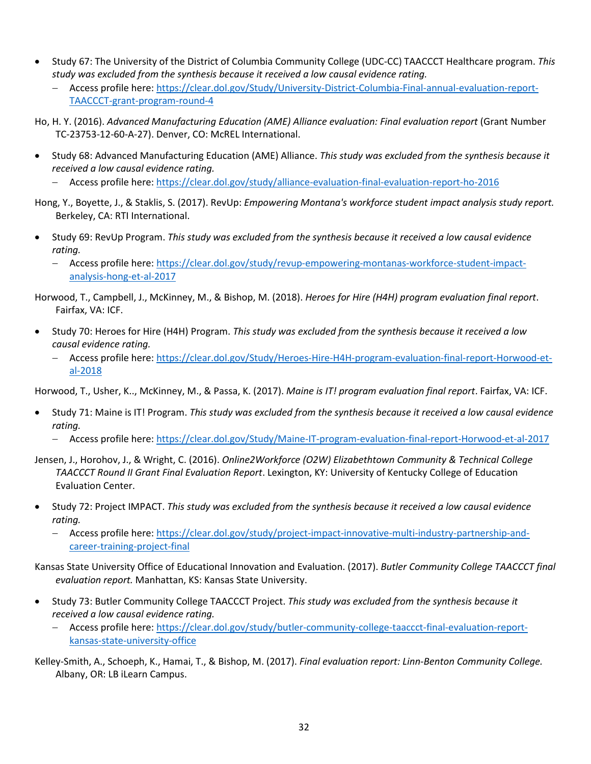- Study 67: The University of the District of Columbia Community College (UDC-CC) TAACCCT Healthcare program. *This study was excluded from the synthesis because it received a low causal evidence rating.*
  - Access profile here: https://clear.dol.gov/Study/University-District-Columbia-Final-annual-evaluation-report-TAACCCT-grant-program-round-4

Ho, H. Y. (2016). *Advanced Manufacturing Education (AME) Alliance evaluation: Final evaluation report* (Grant Number TC-23753-12-60-A-27). Denver, CO: McREL International.

- Study 68: Advanced Manufacturing Education (AME) Alliance. *This study was excluded from the synthesis because it received a low causal evidence rating.*
  - Access profile here: https://clear.dol.gov/study/alliance-evaluation-final-evaluation-report-ho-2016

Hong, Y., Boyette, J., & Staklis, S. (2017). RevUp: *Empowering Montana's workforce student impact analysis study report.* Berkeley, CA: RTI International.

- Study 69: RevUp Program. *This study was excluded from the synthesis because it received a low causal evidence rating.*
  - Access profile here: https://clear.dol.gov/study/revup-empowering-montanas-workforce-student-impact-analysis-hong-et-al-2017

Horwood, T., Campbell, J., McKinney, M., & Bishop, M. (2018). *Heroes for Hire (H4H) program evaluation final report*. Fairfax, VA: ICF.

- Study 70: Heroes for Hire (H4H) Program. *This study was excluded from the synthesis because it received a low causal evidence rating.*
  - Access profile here: https://clear.dol.gov/Study/Heroes-Hire-H4H-program-evaluation-final-report-Horwood-et-al-2018

Horwood, T., Usher, K.., McKinney, M., & Passa, K. (2017). *Maine is IT! program evaluation final report*. Fairfax, VA: ICF.

- Study 71: Maine is IT! Program. *This study was excluded from the synthesis because it received a low causal evidence rating.*
  - Access profile here: https://clear.dol.gov/Study/Maine-IT-program-evaluation-final-report-Horwood-et-al-2017

Jensen, J., Horohov, J., & Wright, C. (2016). *Online2Workforce (O2W) Elizabethtown Community & Technical College TAACCCT Round II Grant Final Evaluation Report*. Lexington, KY: University of Kentucky College of Education Evaluation Center.

- Study 72: Project IMPACT. *This study was excluded from the synthesis because it received a low causal evidence rating.*
  - Access profile here: https://clear.dol.gov/study/project-impact-innovative-multi-industry-partnership-and-career-training-project-final

Kansas State University Office of Educational Innovation and Evaluation. (2017). *Butler Community College TAACCCT final evaluation report.* Manhattan, KS: Kansas State University.

- Study 73: Butler Community College TAACCCT Project. *This study was excluded from the synthesis because it received a low causal evidence rating.*
  - Access profile here: https://clear.dol.gov/study/butler-community-college-taaccct-final-evaluation-report-kansas-state-university-office

Kelley-Smith, A., Schoeph, K., Hamai, T., & Bishop, M. (2017). *Final evaluation report: Linn-Benton Community College.* Albany, OR: LB iLearn Campus.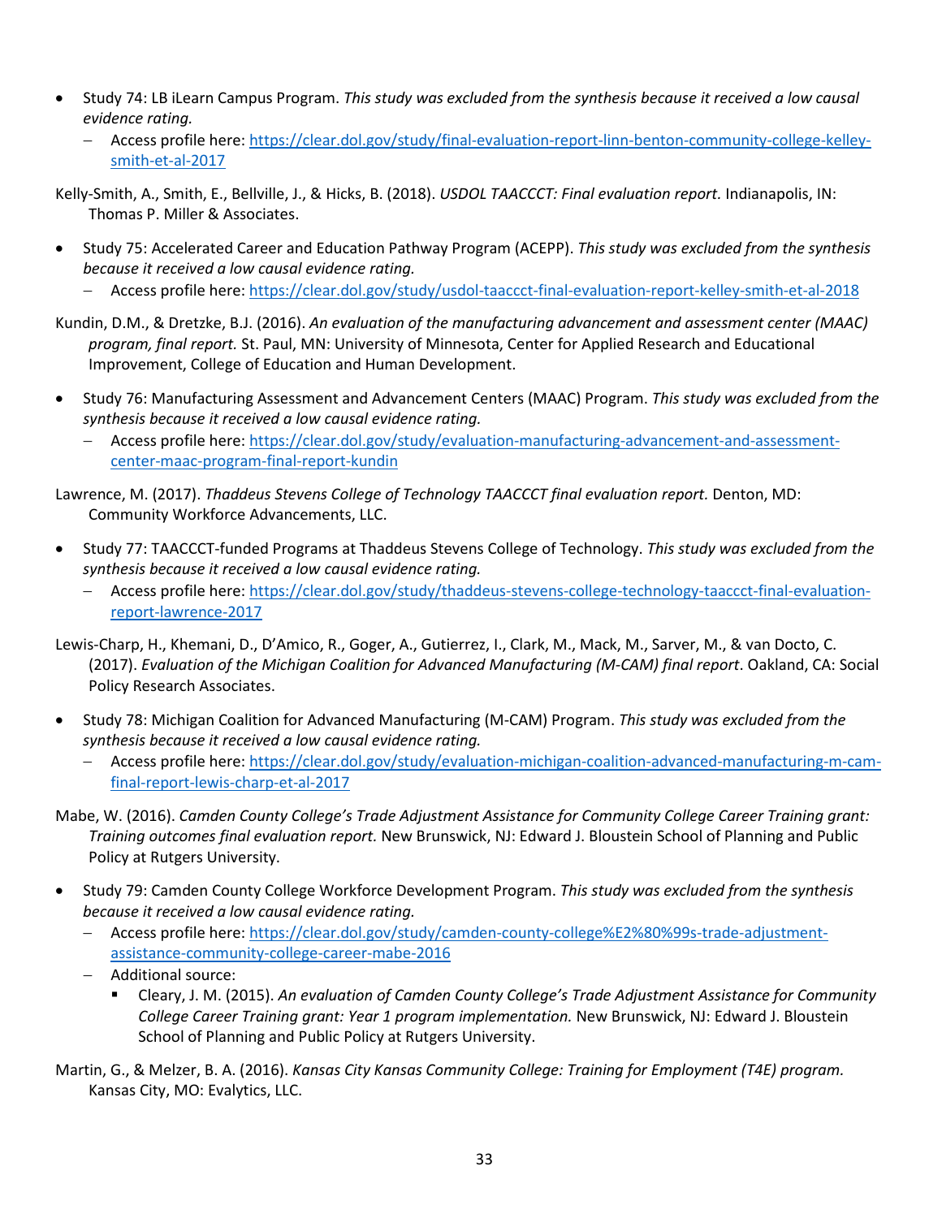- Study 74: LB iLearn Campus Program. *This study was excluded from the synthesis because it received a low causal evidence rating.*
  - Access profile here: https://clear.dol.gov/study/final-evaluation-report-linn-benton-community-college-kelley-smith-et-al-2017

Kelly-Smith, A., Smith, E., Bellville, J., & Hicks, B. (2018). *USDOL TAACCCT: Final evaluation report.* Indianapolis, IN: Thomas P. Miller & Associates.

- Study 75: Accelerated Career and Education Pathway Program (ACEPP). *This study was excluded from the synthesis because it received a low causal evidence rating.*
  - Access profile here: https://clear.dol.gov/study/usdol-taaccct-final-evaluation-report-kelley-smith-et-al-2018

Kundin, D.M., & Dretzke, B.J. (2016). *An evaluation of the manufacturing advancement and assessment center (MAAC) program, final report.* St. Paul, MN: University of Minnesota, Center for Applied Research and Educational Improvement, College of Education and Human Development.

- Study 76: Manufacturing Assessment and Advancement Centers (MAAC) Program. *This study was excluded from the synthesis because it received a low causal evidence rating.*
  - Access profile here: https://clear.dol.gov/study/evaluation-manufacturing-advancement-and-assessment-center-maac-program-final-report-kundin

Lawrence, M. (2017). *Thaddeus Stevens College of Technology TAACCCT final evaluation report.* Denton, MD: Community Workforce Advancements, LLC.

- Study 77: TAACCCT-funded Programs at Thaddeus Stevens College of Technology. *This study was excluded from the synthesis because it received a low causal evidence rating.*
  - Access profile here: https://clear.dol.gov/study/thaddeus-stevens-college-technology-taaccct-final-evaluation-report-lawrence-2017

Lewis-Charp, H., Khemani, D., D'Amico, R., Goger, A., Gutierrez, I., Clark, M., Mack, M., Sarver, M., & van Docto, C. (2017). *Evaluation of the Michigan Coalition for Advanced Manufacturing (M-CAM) final report*. Oakland, CA: Social Policy Research Associates.

- Study 78: Michigan Coalition for Advanced Manufacturing (M-CAM) Program. *This study was excluded from the synthesis because it received a low causal evidence rating.*
  - Access profile here: https://clear.dol.gov/study/evaluation-michigan-coalition-advanced-manufacturing-m-cam-final-report-lewis-charp-et-al-2017

Mabe, W. (2016). *Camden County College's Trade Adjustment Assistance for Community College Career Training grant: Training outcomes final evaluation report.* New Brunswick, NJ: Edward J. Bloustein School of Planning and Public Policy at Rutgers University.

- Study 79: Camden County College Workforce Development Program. *This study was excluded from the synthesis because it received a low causal evidence rating.*
  - Access profile here: https://clear.dol.gov/study/camden-county-college%E2%80%99s-trade-adjustment-assistance-community-college-career-mabe-2016
  - Additional source:
    - Cleary, J. M. (2015). *An evaluation of Camden County College's Trade Adjustment Assistance for Community College Career Training grant: Year 1 program implementation.* New Brunswick, NJ: Edward J. Bloustein School of Planning and Public Policy at Rutgers University.

Martin, G., & Melzer, B. A. (2016). *Kansas City Kansas Community College: Training for Employment (T4E) program.* Kansas City, MO: Evalytics, LLC.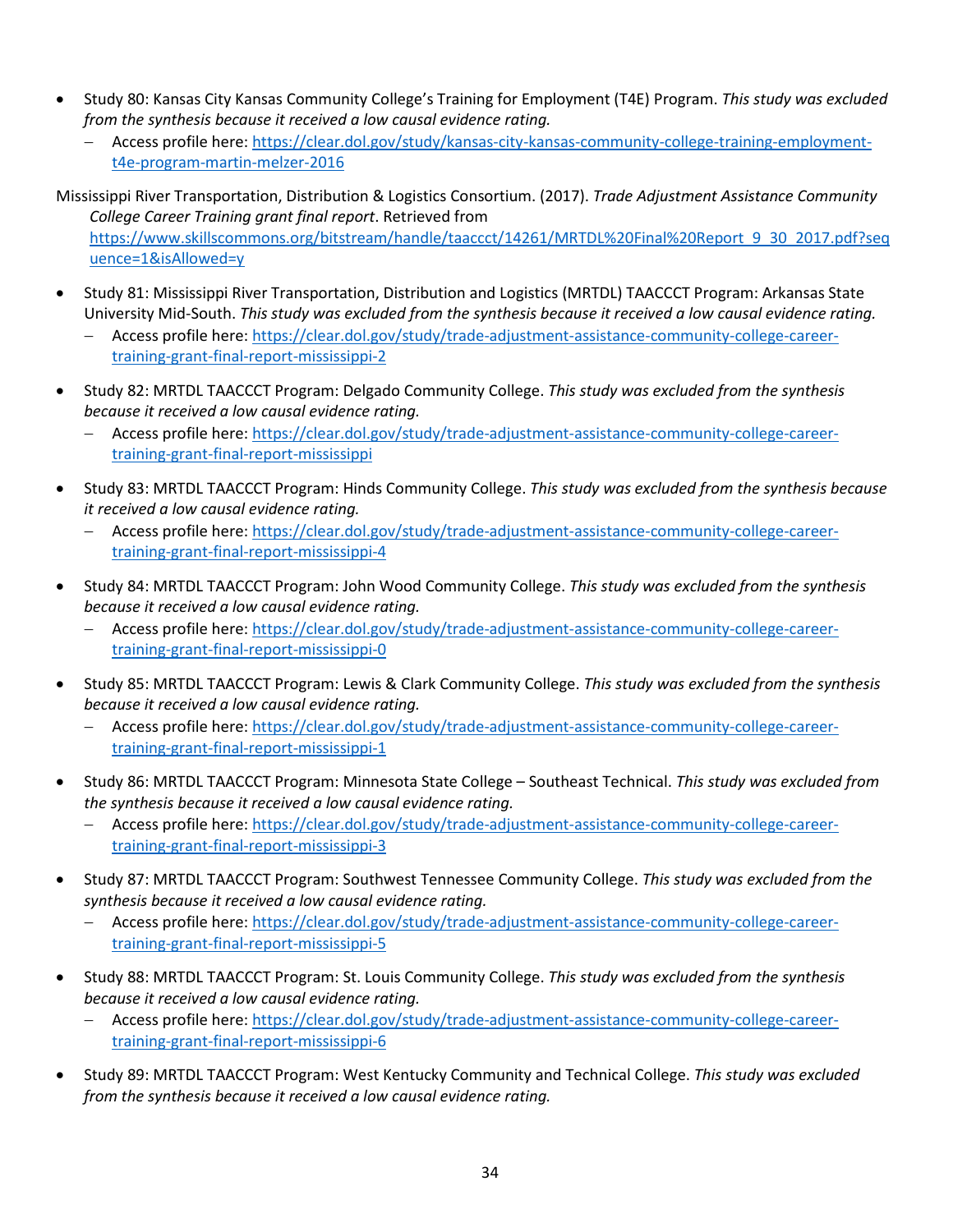- Study 80: Kansas City Kansas Community College's Training for Employment (T4E) Program. *This study was excluded from the synthesis because it received a low causal evidence rating.*
  - Access profile here: [https://clear.dol.gov/study/kansas-city-kansas-community-college-training-employment-t4e-program-martin-melzer-2016](https://clear.dol.gov/study/kansas-city-kansas-community-college-training-employment-t4e-program-martin-melzer-2016)

Mississippi River Transportation, Distribution & Logistics Consortium. (2017). *Trade Adjustment Assistance Community College Career Training grant final report*. Retrieved from [https://www.skillscommons.org/bitstream/handle/taaccct/14261/MRTDL%20Final%20Report_9_30_2017.pdf?sequence=1&isAllowed=y](https://www.skillscommons.org/bitstream/handle/taaccct/14261/MRTDL%20Final%20Report_9_30_2017.pdf?sequence=1&isAllowed=y)

- Study 81: Mississippi River Transportation, Distribution and Logistics (MRTDL) TAACCCT Program: Arkansas State University Mid-South. *This study was excluded from the synthesis because it received a low causal evidence rating.*
  - Access profile here: [https://clear.dol.gov/study/trade-adjustment-assistance-community-college-career-training-grant-final-report-mississippi-2](https://clear.dol.gov/study/trade-adjustment-assistance-community-college-career-training-grant-final-report-mississippi-2)
- Study 82: MRTDL TAACCCT Program: Delgado Community College. *This study was excluded from the synthesis because it received a low causal evidence rating.*
  - Access profile here: [https://clear.dol.gov/study/trade-adjustment-assistance-community-college-career-training-grant-final-report-mississippi](https://clear.dol.gov/study/trade-adjustment-assistance-community-college-career-training-grant-final-report-mississippi)
- Study 83: MRTDL TAACCCT Program: Hinds Community College. *This study was excluded from the synthesis because it received a low causal evidence rating.*
  - Access profile here: [https://clear.dol.gov/study/trade-adjustment-assistance-community-college-career-training-grant-final-report-mississippi-4](https://clear.dol.gov/study/trade-adjustment-assistance-community-college-career-training-grant-final-report-mississippi-4)
- Study 84: MRTDL TAACCCT Program: John Wood Community College. *This study was excluded from the synthesis because it received a low causal evidence rating.*
  - Access profile here: [https://clear.dol.gov/study/trade-adjustment-assistance-community-college-career-training-grant-final-report-mississippi-0](https://clear.dol.gov/study/trade-adjustment-assistance-community-college-career-training-grant-final-report-mississippi-0)
- Study 85: MRTDL TAACCCT Program: Lewis & Clark Community College. *This study was excluded from the synthesis because it received a low causal evidence rating.*
  - Access profile here: [https://clear.dol.gov/study/trade-adjustment-assistance-community-college-career-training-grant-final-report-mississippi-1](https://clear.dol.gov/study/trade-adjustment-assistance-community-college-career-training-grant-final-report-mississippi-1)
- Study 86: MRTDL TAACCCT Program: Minnesota State College – Southeast Technical. *This study was excluded from the synthesis because it received a low causal evidence rating.*
  - Access profile here: [https://clear.dol.gov/study/trade-adjustment-assistance-community-college-career-training-grant-final-report-mississippi-3](https://clear.dol.gov/study/trade-adjustment-assistance-community-college-career-training-grant-final-report-mississippi-3)
- Study 87: MRTDL TAACCCT Program: Southwest Tennessee Community College. *This study was excluded from the synthesis because it received a low causal evidence rating.*
  - Access profile here: [https://clear.dol.gov/study/trade-adjustment-assistance-community-college-career-training-grant-final-report-mississippi-5](https://clear.dol.gov/study/trade-adjustment-assistance-community-college-career-training-grant-final-report-mississippi-5)
- Study 88: MRTDL TAACCCT Program: St. Louis Community College. *This study was excluded from the synthesis because it received a low causal evidence rating.*
  - Access profile here: [https://clear.dol.gov/study/trade-adjustment-assistance-community-college-career-training-grant-final-report-mississippi-6](https://clear.dol.gov/study/trade-adjustment-assistance-community-college-career-training-grant-final-report-mississippi-6)
- Study 89: MRTDL TAACCCT Program: West Kentucky Community and Technical College. *This study was excluded from the synthesis because it received a low causal evidence rating.*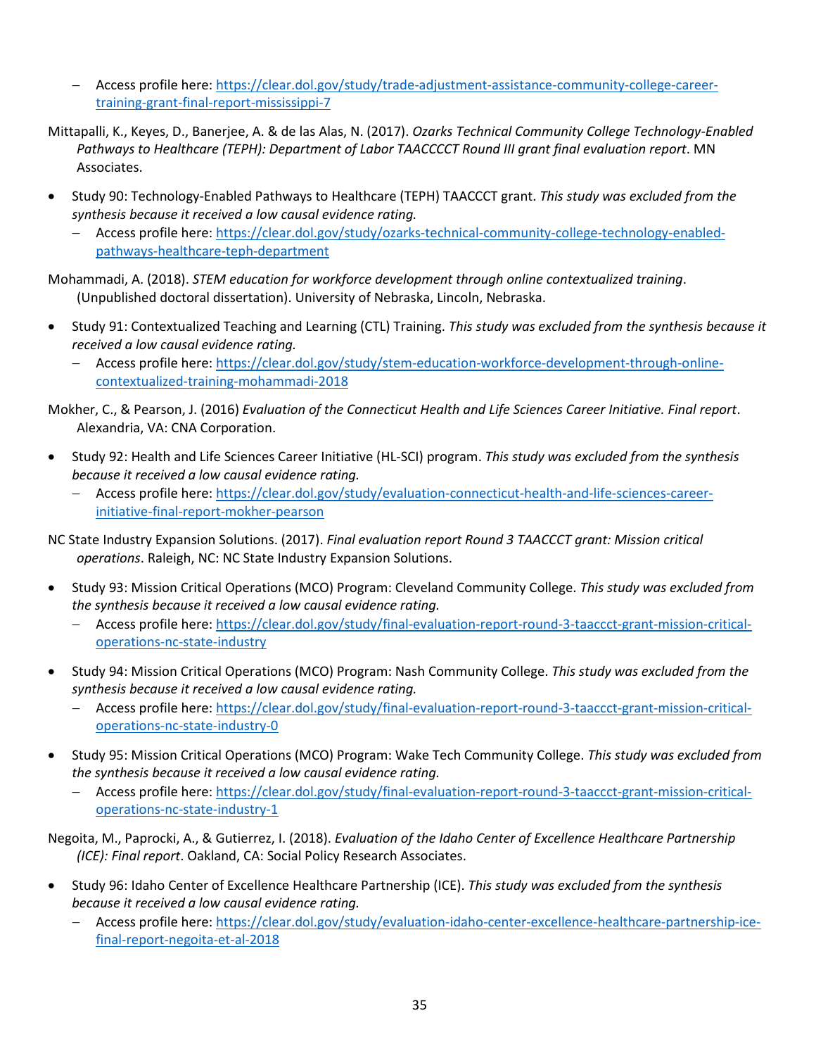- Access profile here: [https://clear.dol.gov/study/trade-adjustment-assistance-community-college-career-training-grant-final-report-mississippi-7](https://clear.dol.gov/study/trade-adjustment-assistance-community-college-career-training-grant-final-report-mississippi-7)

Mittapalli, K., Keyes, D., Banerjee, A. & de las Alas, N. (2017). *Ozarks Technical Community College Technology-Enabled Pathways to Healthcare (TEPH): Department of Labor TAACCCCT Round III grant final evaluation report*. MN Associates.

- Study 90: Technology-Enabled Pathways to Healthcare (TEPH) TAACCCT grant. *This study was excluded from the synthesis because it received a low causal evidence rating.*
  - Access profile here: [https://clear.dol.gov/study/ozarks-technical-community-college-technology-enabled-pathways-healthcare-teph-department](https://clear.dol.gov/study/ozarks-technical-community-college-technology-enabled-pathways-healthcare-teph-department)

Mohammadi, A. (2018). *STEM education for workforce development through online contextualized training*. (Unpublished doctoral dissertation). University of Nebraska, Lincoln, Nebraska.

- Study 91: Contextualized Teaching and Learning (CTL) Training. *This study was excluded from the synthesis because it received a low causal evidence rating.*
  - Access profile here: [https://clear.dol.gov/study/stem-education-workforce-development-through-online-contextualized-training-mohammadi-2018](https://clear.dol.gov/study/stem-education-workforce-development-through-online-contextualized-training-mohammadi-2018)

Mokher, C., & Pearson, J. (2016) *Evaluation of the Connecticut Health and Life Sciences Career Initiative. Final report*. Alexandria, VA: CNA Corporation.

- Study 92: Health and Life Sciences Career Initiative (HL-SCI) program. *This study was excluded from the synthesis because it received a low causal evidence rating.*
  - Access profile here: [https://clear.dol.gov/study/evaluation-connecticut-health-and-life-sciences-career-initiative-final-report-mokher-pearson](https://clear.dol.gov/study/evaluation-connecticut-health-and-life-sciences-career-initiative-final-report-mokher-pearson)

NC State Industry Expansion Solutions. (2017). *Final evaluation report Round 3 TAACCCT grant: Mission critical operations*. Raleigh, NC: NC State Industry Expansion Solutions.

- Study 93: Mission Critical Operations (MCO) Program: Cleveland Community College. *This study was excluded from the synthesis because it received a low causal evidence rating.*
  - Access profile here: [https://clear.dol.gov/study/final-evaluation-report-round-3-taaccct-grant-mission-critical-operations-nc-state-industry](https://clear.dol.gov/study/final-evaluation-report-round-3-taaccct-grant-mission-critical-operations-nc-state-industry)
- Study 94: Mission Critical Operations (MCO) Program: Nash Community College. *This study was excluded from the synthesis because it received a low causal evidence rating.*
  - Access profile here: [https://clear.dol.gov/study/final-evaluation-report-round-3-taaccct-grant-mission-critical-operations-nc-state-industry-0](https://clear.dol.gov/study/final-evaluation-report-round-3-taaccct-grant-mission-critical-operations-nc-state-industry-0)
- Study 95: Mission Critical Operations (MCO) Program: Wake Tech Community College. *This study was excluded from the synthesis because it received a low causal evidence rating.*
  - Access profile here: [https://clear.dol.gov/study/final-evaluation-report-round-3-taaccct-grant-mission-critical-operations-nc-state-industry-1](https://clear.dol.gov/study/final-evaluation-report-round-3-taaccct-grant-mission-critical-operations-nc-state-industry-1)

Negoita, M., Paprocki, A., & Gutierrez, I. (2018). *Evaluation of the Idaho Center of Excellence Healthcare Partnership (ICE): Final report*. Oakland, CA: Social Policy Research Associates.

- Study 96: Idaho Center of Excellence Healthcare Partnership (ICE). *This study was excluded from the synthesis because it received a low causal evidence rating.*
  - Access profile here: [https://clear.dol.gov/study/evaluation-idaho-center-excellence-healthcare-partnership-ice-final-report-negoita-et-al-2018](https://clear.dol.gov/study/evaluation-idaho-center-excellence-healthcare-partnership-ice-final-report-negoita-et-al-2018)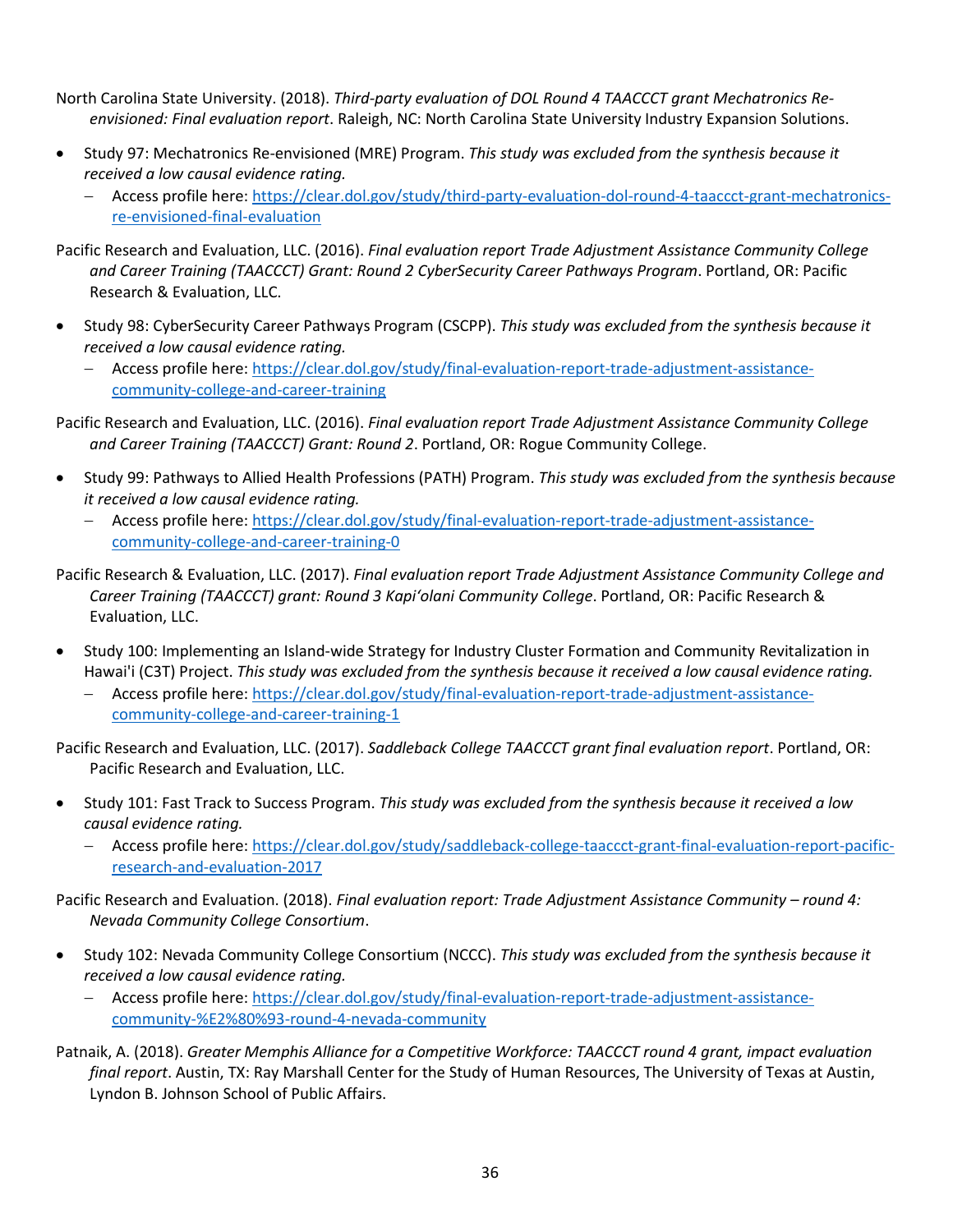North Carolina State University. (2018). *Third-party evaluation of DOL Round 4 TAACCCT grant Mechatronics Re-envisioned: Final evaluation report*. Raleigh, NC: North Carolina State University Industry Expansion Solutions.

- Study 97: Mechatronics Re-envisioned (MRE) Program. *This study was excluded from the synthesis because it received a low causal evidence rating.*
  - Access profile here: [https://clear.dol.gov/study/third-party-evaluation-dol-round-4-taaccct-grant-mechatronics-re-envisioned-final-evaluation](https://clear.dol.gov/study/third-party-evaluation-dol-round-4-taaccct-grant-mechatronics-re-envisioned-final-evaluation)

Pacific Research and Evaluation, LLC. (2016). *Final evaluation report Trade Adjustment Assistance Community College and Career Training (TAACCCT) Grant: Round 2 CyberSecurity Career Pathways Program*. Portland, OR: Pacific Research & Evaluation, LLC.

- Study 98: CyberSecurity Career Pathways Program (CSCPP). *This study was excluded from the synthesis because it received a low causal evidence rating.*
  - Access profile here: [https://clear.dol.gov/study/final-evaluation-report-trade-adjustment-assistance-community-college-and-career-training](https://clear.dol.gov/study/final-evaluation-report-trade-adjustment-assistance-community-college-and-career-training)

Pacific Research and Evaluation, LLC. (2016). *Final evaluation report Trade Adjustment Assistance Community College and Career Training (TAACCCT) Grant: Round 2*. Portland, OR: Rogue Community College.

- Study 99: Pathways to Allied Health Professions (PATH) Program. *This study was excluded from the synthesis because it received a low causal evidence rating.*
  - Access profile here: [https://clear.dol.gov/study/final-evaluation-report-trade-adjustment-assistance-community-college-and-career-training-0](https://clear.dol.gov/study/final-evaluation-report-trade-adjustment-assistance-community-college-and-career-training-0)

Pacific Research & Evaluation, LLC. (2017). *Final evaluation report Trade Adjustment Assistance Community College and Career Training (TAACCCT) grant: Round 3 Kapi'olani Community College*. Portland, OR: Pacific Research & Evaluation, LLC.

- Study 100: Implementing an Island-wide Strategy for Industry Cluster Formation and Community Revitalization in Hawai'i (C3T) Project. *This study was excluded from the synthesis because it received a low causal evidence rating.*
  - Access profile here: [https://clear.dol.gov/study/final-evaluation-report-trade-adjustment-assistance-community-college-and-career-training-1](https://clear.dol.gov/study/final-evaluation-report-trade-adjustment-assistance-community-college-and-career-training-1)

Pacific Research and Evaluation, LLC. (2017). *Saddleback College TAACCCT grant final evaluation report*. Portland, OR: Pacific Research and Evaluation, LLC.

- Study 101: Fast Track to Success Program. *This study was excluded from the synthesis because it received a low causal evidence rating.*
  - Access profile here: [https://clear.dol.gov/study/saddleback-college-taaccct-grant-final-evaluation-report-pacific-research-and-evaluation-2017](https://clear.dol.gov/study/saddleback-college-taaccct-grant-final-evaluation-report-pacific-research-and-evaluation-2017)

Pacific Research and Evaluation. (2018). *Final evaluation report: Trade Adjustment Assistance Community – round 4: Nevada Community College Consortium*.

- Study 102: Nevada Community College Consortium (NCCC). *This study was excluded from the synthesis because it received a low causal evidence rating.*
  - Access profile here: [https://clear.dol.gov/study/final-evaluation-report-trade-adjustment-assistance-community-%E2%80%93-round-4-nevada-community](https://clear.dol.gov/study/final-evaluation-report-trade-adjustment-assistance-community-%E2%80%93-round-4-nevada-community)

Patnaik, A. (2018). *Greater Memphis Alliance for a Competitive Workforce: TAACCCT round 4 grant, impact evaluation final report*. Austin, TX: Ray Marshall Center for the Study of Human Resources, The University of Texas at Austin, Lyndon B. Johnson School of Public Affairs.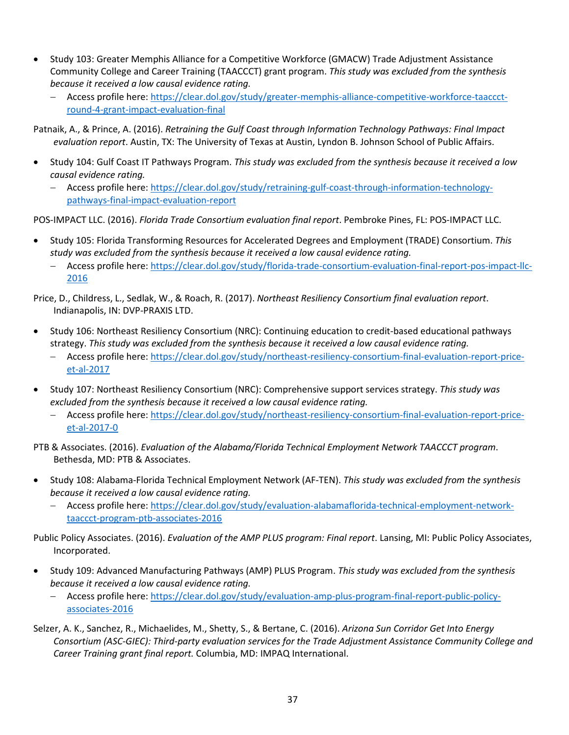- Study 103: Greater Memphis Alliance for a Competitive Workforce (GMACW) Trade Adjustment Assistance Community College and Career Training (TAACCCT) grant program. *This study was excluded from the synthesis because it received a low causal evidence rating.*
  - Access profile here: https://clear.dol.gov/study/greater-memphis-alliance-competitive-workforce-taaccct-round-4-grant-impact-evaluation-final

Patnaik, A., & Prince, A. (2016). *Retraining the Gulf Coast through Information Technology Pathways: Final Impact evaluation report*. Austin, TX: The University of Texas at Austin, Lyndon B. Johnson School of Public Affairs.

- Study 104: Gulf Coast IT Pathways Program. *This study was excluded from the synthesis because it received a low causal evidence rating.*
  - Access profile here: https://clear.dol.gov/study/retraining-gulf-coast-through-information-technology-pathways-final-impact-evaluation-report

POS-IMPACT LLC. (2016). *Florida Trade Consortium evaluation final report*. Pembroke Pines, FL: POS-IMPACT LLC.

- Study 105: Florida Transforming Resources for Accelerated Degrees and Employment (TRADE) Consortium. *This study was excluded from the synthesis because it received a low causal evidence rating.*
  - Access profile here: https://clear.dol.gov/study/florida-trade-consortium-evaluation-final-report-pos-impact-llc-2016

Price, D., Childress, L., Sedlak, W., & Roach, R. (2017). *Northeast Resiliency Consortium final evaluation report*. Indianapolis, IN: DVP-PRAXIS LTD.

- Study 106: Northeast Resiliency Consortium (NRC): Continuing education to credit-based educational pathways strategy. *This study was excluded from the synthesis because it received a low causal evidence rating.*
  - Access profile here: https://clear.dol.gov/study/northeast-resiliency-consortium-final-evaluation-report-price-et-al-2017
- Study 107: Northeast Resiliency Consortium (NRC): Comprehensive support services strategy. *This study was excluded from the synthesis because it received a low causal evidence rating.*
  - Access profile here: https://clear.dol.gov/study/northeast-resiliency-consortium-final-evaluation-report-price-et-al-2017-0

PTB & Associates. (2016). *Evaluation of the Alabama/Florida Technical Employment Network TAACCCT program*. Bethesda, MD: PTB & Associates.

- Study 108: Alabama-Florida Technical Employment Network (AF-TEN). *This study was excluded from the synthesis because it received a low causal evidence rating.*
  - Access profile here: https://clear.dol.gov/study/evaluation-alabamaflorida-technical-employment-network-taaccct-program-ptb-associates-2016

Public Policy Associates. (2016). *Evaluation of the AMP PLUS program: Final report*. Lansing, MI: Public Policy Associates, Incorporated.

- Study 109: Advanced Manufacturing Pathways (AMP) PLUS Program. *This study was excluded from the synthesis because it received a low causal evidence rating.*
  - Access profile here: https://clear.dol.gov/study/evaluation-amp-plus-program-final-report-public-policy-associates-2016

Selzer, A. K., Sanchez, R., Michaelides, M., Shetty, S., & Bertane, C. (2016). *Arizona Sun Corridor Get Into Energy Consortium (ASC-GIEC): Third-party evaluation services for the Trade Adjustment Assistance Community College and Career Training grant final report.* Columbia, MD: IMPAQ International.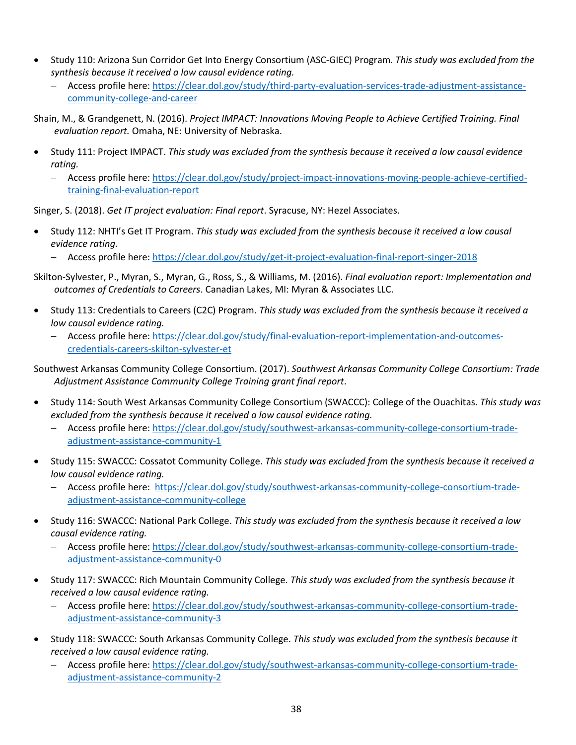- Study 110: Arizona Sun Corridor Get Into Energy Consortium (ASC-GIEC) Program. *This study was excluded from the synthesis because it received a low causal evidence rating.*
  - Access profile here: https://clear.dol.gov/study/third-party-evaluation-services-trade-adjustment-assistance-community-college-and-career

Shain, M., & Grandgenett, N. (2016). *Project IMPACT: Innovations Moving People to Achieve Certified Training. Final evaluation report.* Omaha, NE: University of Nebraska.

- Study 111: Project IMPACT. *This study was excluded from the synthesis because it received a low causal evidence rating.*
  - Access profile here: https://clear.dol.gov/study/project-impact-innovations-moving-people-achieve-certified-training-final-evaluation-report

Singer, S. (2018). *Get IT project evaluation: Final report*. Syracuse, NY: Hezel Associates.

- Study 112: NHTI's Get IT Program. *This study was excluded from the synthesis because it received a low causal evidence rating.*
  - Access profile here: https://clear.dol.gov/study/get-it-project-evaluation-final-report-singer-2018

Skilton-Sylvester, P., Myran, S., Myran, G., Ross, S., & Williams, M. (2016). *Final evaluation report: Implementation and outcomes of Credentials to Careers*. Canadian Lakes, MI: Myran & Associates LLC.

- Study 113: Credentials to Careers (C2C) Program. *This study was excluded from the synthesis because it received a low causal evidence rating.*
  - Access profile here: https://clear.dol.gov/study/final-evaluation-report-implementation-and-outcomes-credentials-careers-skilton-sylvester-et

Southwest Arkansas Community College Consortium. (2017). *Southwest Arkansas Community College Consortium: Trade Adjustment Assistance Community College Training grant final report*.

- Study 114: South West Arkansas Community College Consortium (SWACCC): College of the Ouachitas. *This study was excluded from the synthesis because it received a low causal evidence rating.*
  - Access profile here: https://clear.dol.gov/study/southwest-arkansas-community-college-consortium-trade-adjustment-assistance-community-1
- Study 115: SWACCC: Cossatot Community College. *This study was excluded from the synthesis because it received a low causal evidence rating.*
  - Access profile here: https://clear.dol.gov/study/southwest-arkansas-community-college-consortium-trade-adjustment-assistance-community-college
- Study 116: SWACCC: National Park College. *This study was excluded from the synthesis because it received a low causal evidence rating.*
  - Access profile here: https://clear.dol.gov/study/southwest-arkansas-community-college-consortium-trade-adjustment-assistance-community-0
- Study 117: SWACCC: Rich Mountain Community College. *This study was excluded from the synthesis because it received a low causal evidence rating.*
  - Access profile here: https://clear.dol.gov/study/southwest-arkansas-community-college-consortium-trade-adjustment-assistance-community-3
- Study 118: SWACCC: South Arkansas Community College. *This study was excluded from the synthesis because it received a low causal evidence rating.*
  - Access profile here: https://clear.dol.gov/study/southwest-arkansas-community-college-consortium-trade-adjustment-assistance-community-2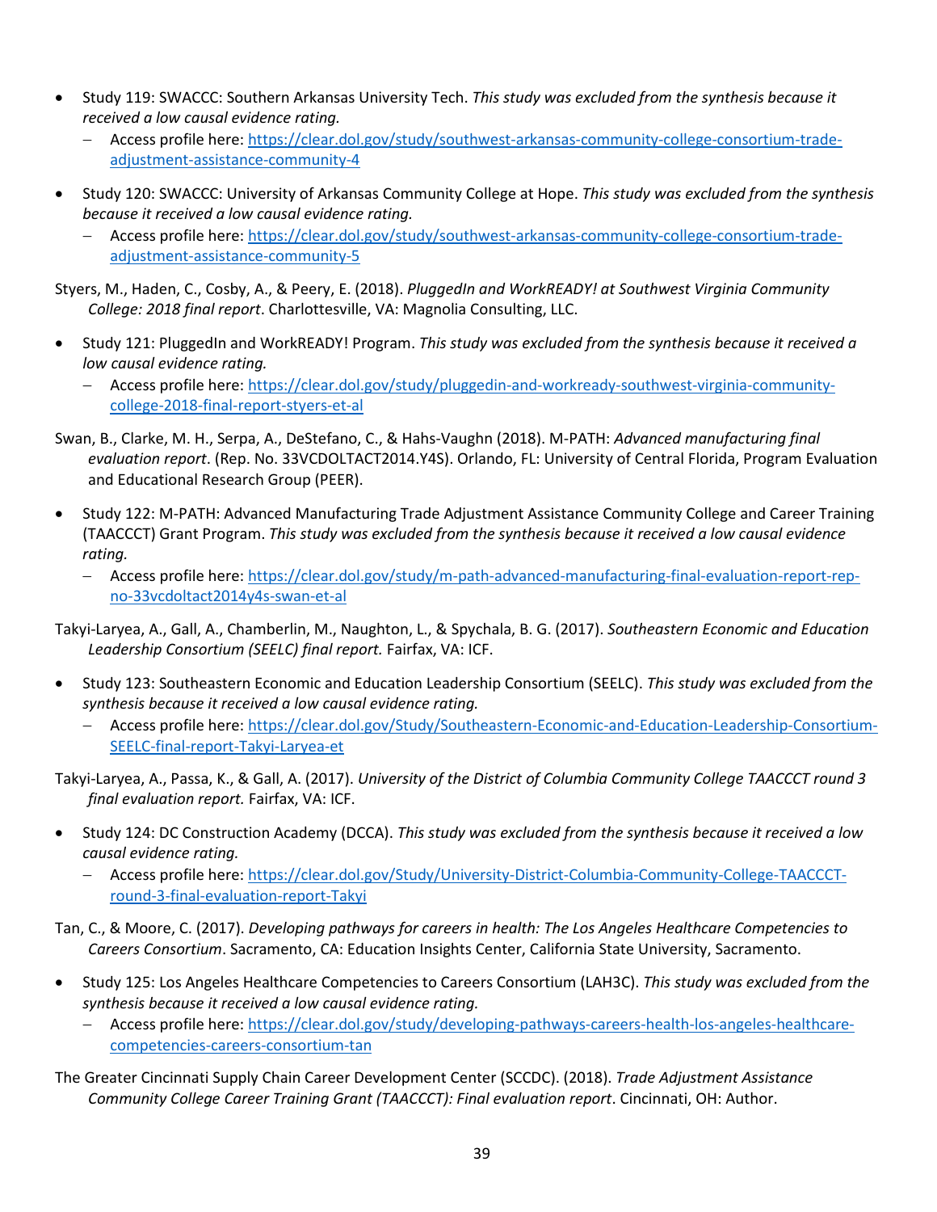- Study 119: SWACCC: Southern Arkansas University Tech. *This study was excluded from the synthesis because it received a low causal evidence rating.*
  - Access profile here: https://clear.dol.gov/study/southwest-arkansas-community-college-consortium-trade-adjustment-assistance-community-4

- Study 120: SWACCC: University of Arkansas Community College at Hope. *This study was excluded from the synthesis because it received a low causal evidence rating.*
  - Access profile here: https://clear.dol.gov/study/southwest-arkansas-community-college-consortium-trade-adjustment-assistance-community-5

Styers, M., Haden, C., Cosby, A., & Peery, E. (2018). *PluggedIn and WorkREADY! at Southwest Virginia Community College: 2018 final report*. Charlottesville, VA: Magnolia Consulting, LLC.

- Study 121: PluggedIn and WorkREADY! Program. *This study was excluded from the synthesis because it received a low causal evidence rating.*
  - Access profile here: https://clear.dol.gov/study/pluggedin-and-workready-southwest-virginia-community-college-2018-final-report-styers-et-al

Swan, B., Clarke, M. H., Serpa, A., DeStefano, C., & Hahs-Vaughn (2018). M-PATH: *Advanced manufacturing final evaluation report*. (Rep. No. 33VCDOLTACT2014.Y4S). Orlando, FL: University of Central Florida, Program Evaluation and Educational Research Group (PEER).

- Study 122: M-PATH: Advanced Manufacturing Trade Adjustment Assistance Community College and Career Training (TAACCCT) Grant Program. *This study was excluded from the synthesis because it received a low causal evidence rating.*
  - Access profile here: https://clear.dol.gov/study/m-path-advanced-manufacturing-final-evaluation-report-rep-no-33vcdoltact2014y4s-swan-et-al

Takyi-Laryea, A., Gall, A., Chamberlin, M., Naughton, L., & Spychala, B. G. (2017). *Southeastern Economic and Education Leadership Consortium (SEELC) final report.* Fairfax, VA: ICF.

- Study 123: Southeastern Economic and Education Leadership Consortium (SEELC). *This study was excluded from the synthesis because it received a low causal evidence rating.*
  - Access profile here: https://clear.dol.gov/Study/Southeastern-Economic-and-Education-Leadership-Consortium-SEELC-final-report-Takyi-Laryea-et

Takyi-Laryea, A., Passa, K., & Gall, A. (2017). *University of the District of Columbia Community College TAACCCT round 3 final evaluation report.* Fairfax, VA: ICF.

- Study 124: DC Construction Academy (DCCA). *This study was excluded from the synthesis because it received a low causal evidence rating.*
  - Access profile here: https://clear.dol.gov/Study/University-District-Columbia-Community-College-TAACCCT-round-3-final-evaluation-report-Takyi

Tan, C., & Moore, C. (2017). *Developing pathways for careers in health: The Los Angeles Healthcare Competencies to Careers Consortium*. Sacramento, CA: Education Insights Center, California State University, Sacramento.

- Study 125: Los Angeles Healthcare Competencies to Careers Consortium (LAH3C). *This study was excluded from the synthesis because it received a low causal evidence rating.*
  - Access profile here: https://clear.dol.gov/study/developing-pathways-careers-health-los-angeles-healthcare-competencies-careers-consortium-tan

The Greater Cincinnati Supply Chain Career Development Center (SCCDC). (2018). *Trade Adjustment Assistance Community College Career Training Grant (TAACCCT): Final evaluation report*. Cincinnati, OH: Author.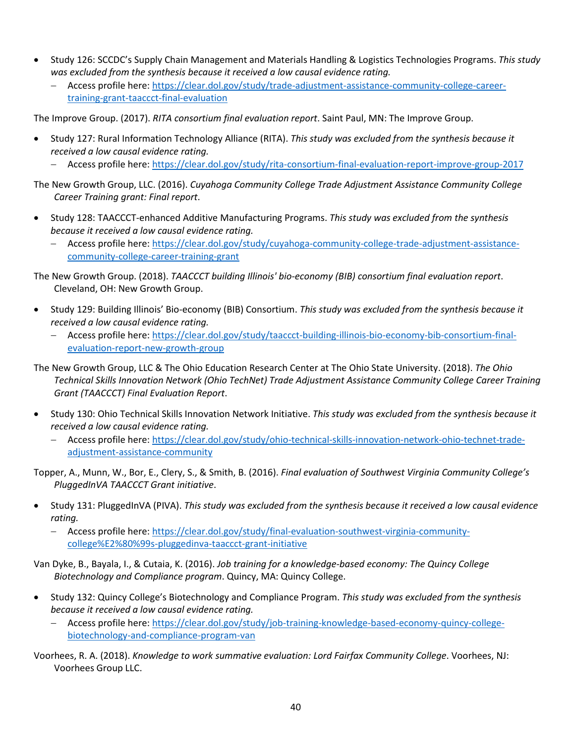- Study 126: SCCDC's Supply Chain Management and Materials Handling & Logistics Technologies Programs. *This study was excluded from the synthesis because it received a low causal evidence rating.*
  - Access profile here: [https://clear.dol.gov/study/trade-adjustment-assistance-community-college-career-training-grant-taaccct-final-evaluation](https://clear.dol.gov/study/trade-adjustment-assistance-community-college-career-training-grant-taaccct-final-evaluation)

The Improve Group. (2017). *RITA consortium final evaluation report*. Saint Paul, MN: The Improve Group.

- Study 127: Rural Information Technology Alliance (RITA). *This study was excluded from the synthesis because it received a low causal evidence rating.*
  - Access profile here: [https://clear.dol.gov/study/rita-consortium-final-evaluation-report-improve-group-2017](https://clear.dol.gov/study/rita-consortium-final-evaluation-report-improve-group-2017)

The New Growth Group, LLC. (2016). *Cuyahoga Community College Trade Adjustment Assistance Community College Career Training grant: Final report*.

- Study 128: TAACCCT-enhanced Additive Manufacturing Programs. *This study was excluded from the synthesis because it received a low causal evidence rating.*
  - Access profile here: [https://clear.dol.gov/study/cuyahoga-community-college-trade-adjustment-assistance-community-college-career-training-grant](https://clear.dol.gov/study/cuyahoga-community-college-trade-adjustment-assistance-community-college-career-training-grant)

The New Growth Group. (2018). *TAACCCT building Illinois' bio-economy (BIB) consortium final evaluation report*. Cleveland, OH: New Growth Group.

- Study 129: Building Illinois' Bio-economy (BIB) Consortium. *This study was excluded from the synthesis because it received a low causal evidence rating.*
  - Access profile here: [https://clear.dol.gov/study/taaccct-building-illinois-bio-economy-bib-consortium-final-evaluation-report-new-growth-group](https://clear.dol.gov/study/taaccct-building-illinois-bio-economy-bib-consortium-final-evaluation-report-new-growth-group)

The New Growth Group, LLC & The Ohio Education Research Center at The Ohio State University. (2018). *The Ohio Technical Skills Innovation Network (Ohio TechNet) Trade Adjustment Assistance Community College Career Training Grant (TAACCCT) Final Evaluation Report*.

- Study 130: Ohio Technical Skills Innovation Network Initiative. *This study was excluded from the synthesis because it received a low causal evidence rating.*
  - Access profile here: [https://clear.dol.gov/study/ohio-technical-skills-innovation-network-ohio-technet-trade-adjustment-assistance-community](https://clear.dol.gov/study/ohio-technical-skills-innovation-network-ohio-technet-trade-adjustment-assistance-community)

Topper, A., Munn, W., Bor, E., Clery, S., & Smith, B. (2016). *Final evaluation of Southwest Virginia Community College's PluggedInVA TAACCCT Grant initiative*.

- Study 131: PluggedInVA (PIVA). *This study was excluded from the synthesis because it received a low causal evidence rating.*
  - Access profile here: [https://clear.dol.gov/study/final-evaluation-southwest-virginia-community-college%E2%80%99s-pluggedinva-taaccct-grant-initiative](https://clear.dol.gov/study/final-evaluation-southwest-virginia-community-college%E2%80%99s-pluggedinva-taaccct-grant-initiative)

Van Dyke, B., Bayala, I., & Cutaia, K. (2016). *Job training for a knowledge-based economy: The Quincy College Biotechnology and Compliance program*. Quincy, MA: Quincy College.

- Study 132: Quincy College's Biotechnology and Compliance Program. *This study was excluded from the synthesis because it received a low causal evidence rating.*
  - Access profile here: [https://clear.dol.gov/study/job-training-knowledge-based-economy-quincy-college-biotechnology-and-compliance-program-van](https://clear.dol.gov/study/job-training-knowledge-based-economy-quincy-college-biotechnology-and-compliance-program-van)

Voorhees, R. A. (2018). *Knowledge to work summative evaluation: Lord Fairfax Community College*. Voorhees, NJ: Voorhees Group LLC.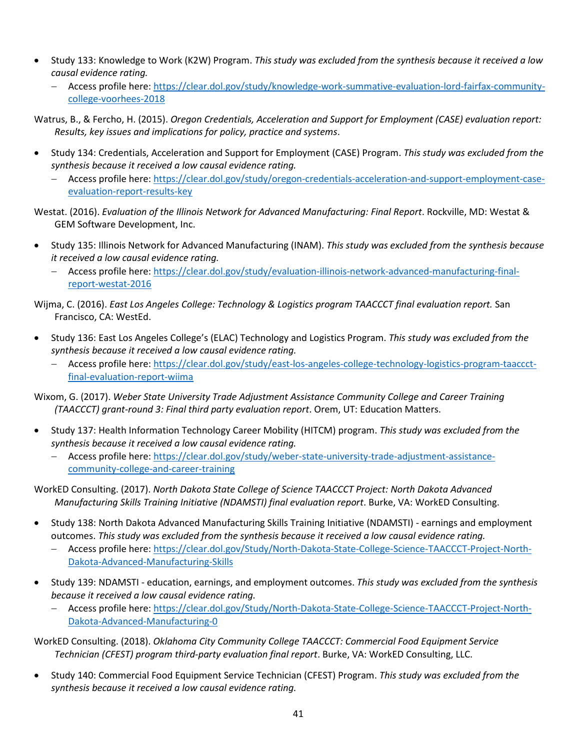- Study 133: Knowledge to Work (K2W) Program. *This study was excluded from the synthesis because it received a low causal evidence rating.*
  - Access profile here: [https://clear.dol.gov/study/knowledge-work-summative-evaluation-lord-fairfax-community-college-voorhees-2018](https://clear.dol.gov/study/knowledge-work-summative-evaluation-lord-fairfax-community-college-voorhees-2018)

Watrus, B., & Fercho, H. (2015). *Oregon Credentials, Acceleration and Support for Employment (CASE) evaluation report: Results, key issues and implications for policy, practice and systems*.

- Study 134: Credentials, Acceleration and Support for Employment (CASE) Program. *This study was excluded from the synthesis because it received a low causal evidence rating.*
  - Access profile here: [https://clear.dol.gov/study/oregon-credentials-acceleration-and-support-employment-case-evaluation-report-results-key](https://clear.dol.gov/study/oregon-credentials-acceleration-and-support-employment-case-evaluation-report-results-key)

Westat. (2016). *Evaluation of the Illinois Network for Advanced Manufacturing: Final Report*. Rockville, MD: Westat & GEM Software Development, Inc.

- Study 135: Illinois Network for Advanced Manufacturing (INAM). *This study was excluded from the synthesis because it received a low causal evidence rating.*
  - Access profile here: [https://clear.dol.gov/study/evaluation-illinois-network-advanced-manufacturing-final-report-westat-2016](https://clear.dol.gov/study/evaluation-illinois-network-advanced-manufacturing-final-report-westat-2016)

Wijma, C. (2016). *East Los Angeles College: Technology & Logistics program TAACCCT final evaluation report.* San Francisco, CA: WestEd.

- Study 136: East Los Angeles College's (ELAC) Technology and Logistics Program. *This study was excluded from the synthesis because it received a low causal evidence rating.*
  - Access profile here: [https://clear.dol.gov/study/east-los-angeles-college-technology-logistics-program-taaccct-final-evaluation-report-wiima](https://clear.dol.gov/study/east-los-angeles-college-technology-logistics-program-taaccct-final-evaluation-report-wiima)

Wixom, G. (2017). *Weber State University Trade Adjustment Assistance Community College and Career Training (TAACCCT) grant-round 3: Final third party evaluation report*. Orem, UT: Education Matters.

- Study 137: Health Information Technology Career Mobility (HITCM) program. *This study was excluded from the synthesis because it received a low causal evidence rating.*
  - Access profile here: [https://clear.dol.gov/study/weber-state-university-trade-adjustment-assistance-community-college-and-career-training](https://clear.dol.gov/study/weber-state-university-trade-adjustment-assistance-community-college-and-career-training)

WorkED Consulting. (2017). *North Dakota State College of Science TAACCCT Project: North Dakota Advanced Manufacturing Skills Training Initiative (NDAMSTI) final evaluation report*. Burke, VA: WorkED Consulting.

- Study 138: North Dakota Advanced Manufacturing Skills Training Initiative (NDAMSTI) - earnings and employment outcomes. *This study was excluded from the synthesis because it received a low causal evidence rating.*
  - Access profile here: [https://clear.dol.gov/Study/North-Dakota-State-College-Science-TAACCCT-Project-North-Dakota-Advanced-Manufacturing-Skills](https://clear.dol.gov/Study/North-Dakota-State-College-Science-TAACCCT-Project-North-Dakota-Advanced-Manufacturing-Skills)
- Study 139: NDAMSTI - education, earnings, and employment outcomes. *This study was excluded from the synthesis because it received a low causal evidence rating.*
  - Access profile here: [https://clear.dol.gov/Study/North-Dakota-State-College-Science-TAACCCT-Project-North-Dakota-Advanced-Manufacturing-0](https://clear.dol.gov/Study/North-Dakota-State-College-Science-TAACCCT-Project-North-Dakota-Advanced-Manufacturing-0)

WorkED Consulting. (2018). *Oklahoma City Community College TAACCCT: Commercial Food Equipment Service Technician (CFEST) program third-party evaluation final report*. Burke, VA: WorkED Consulting, LLC.

- Study 140: Commercial Food Equipment Service Technician (CFEST) Program. *This study was excluded from the synthesis because it received a low causal evidence rating.*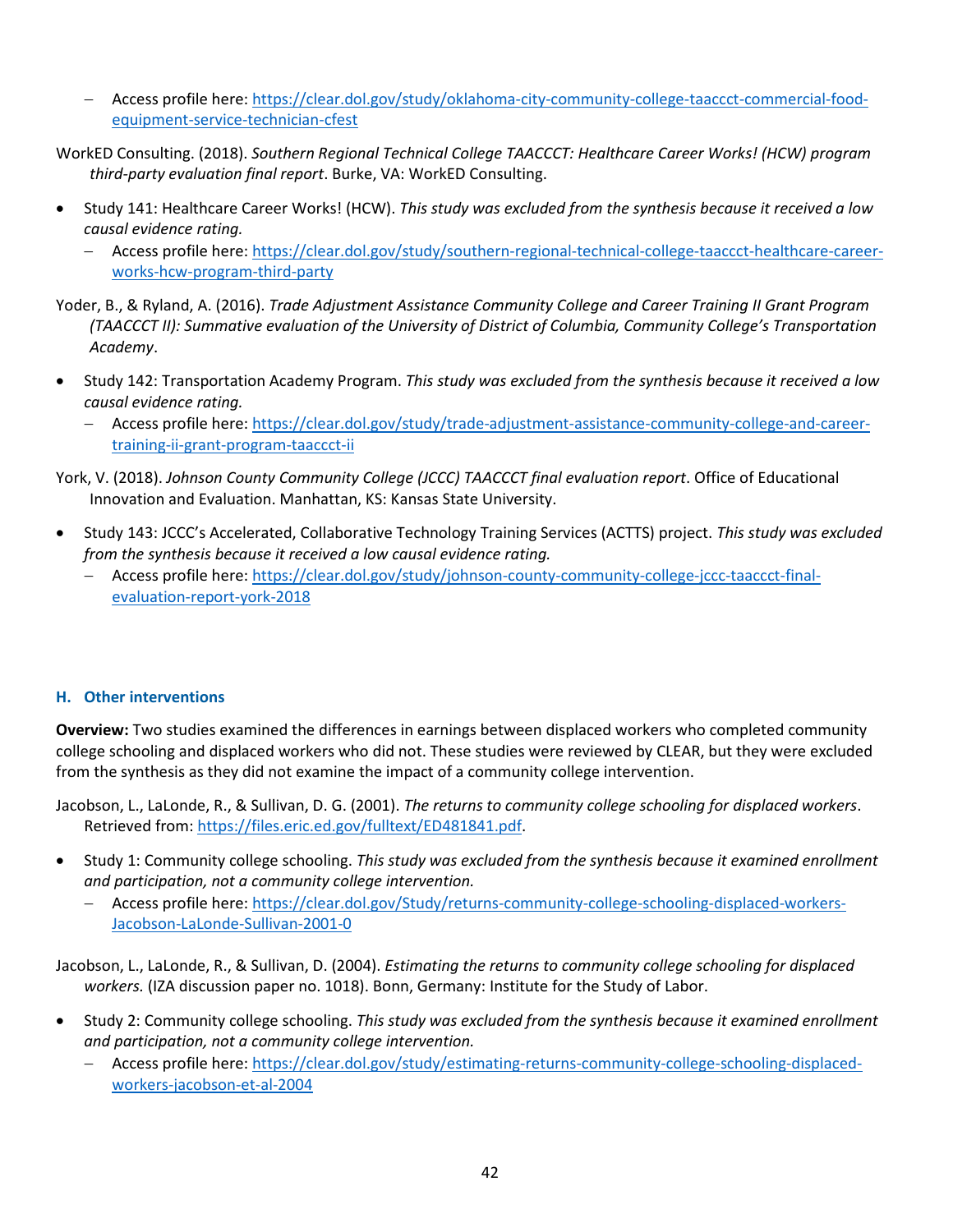- Access profile here: https://clear.dol.gov/study/oklahoma-city-community-college-taaccct-commercial-food-equipment-service-technician-cfest

WorkED Consulting. (2018). *Southern Regional Technical College TAACCCT: Healthcare Career Works! (HCW) program third-party evaluation final report*. Burke, VA: WorkED Consulting.

- Study 141: Healthcare Career Works! (HCW). *This study was excluded from the synthesis because it received a low causal evidence rating.*
  - Access profile here: https://clear.dol.gov/study/southern-regional-technical-college-taaccct-healthcare-career-works-hcw-program-third-party

Yoder, B., & Ryland, A. (2016). *Trade Adjustment Assistance Community College and Career Training II Grant Program (TAACCCT II): Summative evaluation of the University of District of Columbia, Community College's Transportation Academy*.

- Study 142: Transportation Academy Program. *This study was excluded from the synthesis because it received a low causal evidence rating.*
  - Access profile here: https://clear.dol.gov/study/trade-adjustment-assistance-community-college-and-career-training-ii-grant-program-taaccct-ii

York, V. (2018). *Johnson County Community College (JCCC) TAACCCT final evaluation report*. Office of Educational Innovation and Evaluation. Manhattan, KS: Kansas State University.

- Study 143: JCCC's Accelerated, Collaborative Technology Training Services (ACTTS) project. *This study was excluded from the synthesis because it received a low causal evidence rating.*
  - Access profile here: https://clear.dol.gov/study/johnson-county-community-college-jccc-taaccct-final-evaluation-report-york-2018

### H. Other interventions

**Overview:** Two studies examined the differences in earnings between displaced workers who completed community college schooling and displaced workers who did not. These studies were reviewed by CLEAR, but they were excluded from the synthesis as they did not examine the impact of a community college intervention.

Jacobson, L., LaLonde, R., & Sullivan, D. G. (2001). *The returns to community college schooling for displaced workers*. Retrieved from: https://files.eric.ed.gov/fulltext/ED481841.pdf.

- Study 1: Community college schooling. *This study was excluded from the synthesis because it examined enrollment and participation, not a community college intervention.*
  - Access profile here: https://clear.dol.gov/Study/returns-community-college-schooling-displaced-workers-Jacobson-LaLonde-Sullivan-2001-0

Jacobson, L., LaLonde, R., & Sullivan, D. (2004). *Estimating the returns to community college schooling for displaced workers.* (IZA discussion paper no. 1018). Bonn, Germany: Institute for the Study of Labor.

- Study 2: Community college schooling. *This study was excluded from the synthesis because it examined enrollment and participation, not a community college intervention.*
  - Access profile here: https://clear.dol.gov/study/estimating-returns-community-college-schooling-displaced-workers-jacobson-et-al-2004